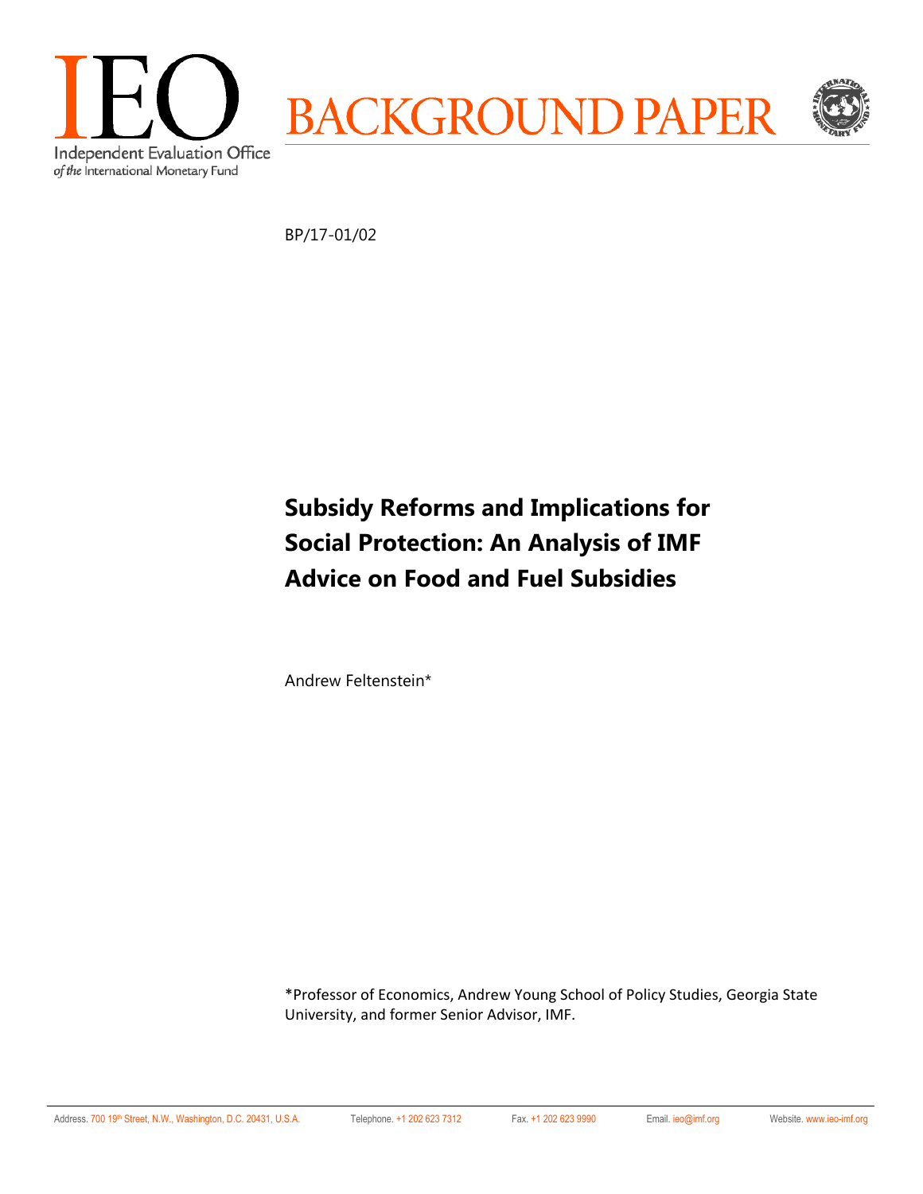IEO

Independent Evaluation Office
*of the* International Monetary Fund

BACKGROUND PAPER

BP/17-01/02

# Subsidy Reforms and Implications for Social Protection: An Analysis of IMF Advice on Food and Fuel Subsidies

Andrew Feltenstein*

*Professor of Economics, Andrew Young School of Policy Studies, Georgia State University, and former Senior Advisor, IMF.

Address. 700 19th Street, N.W., Washington, D.C. 20431, U.S.A. Telephone. +1 202 623 7312 Fax. +1 202 623 9990 Email. ieo@imf.org Website. www.ieo-imf.org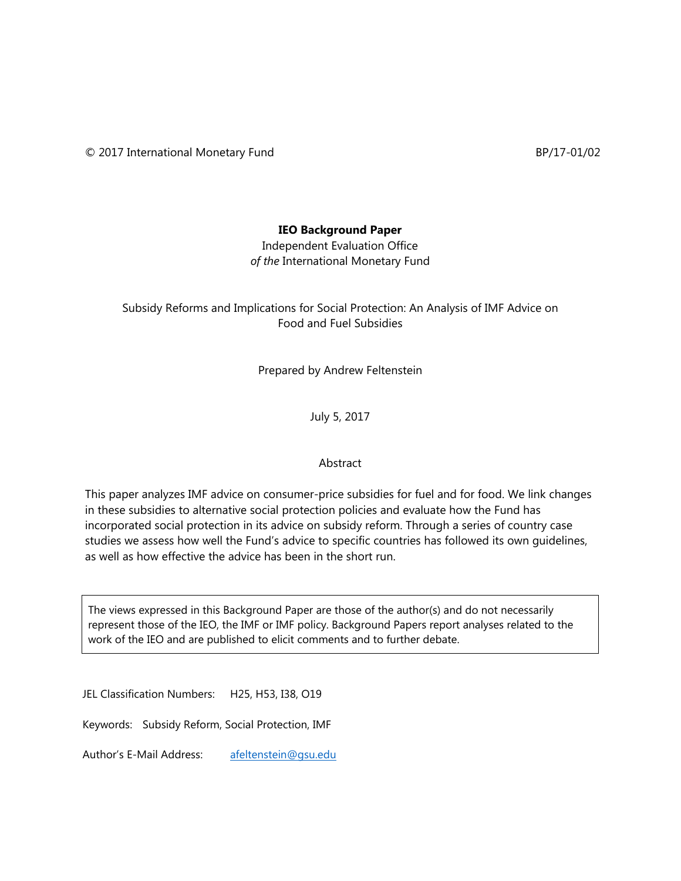© 2017 International Monetary Fund BP/17-01/02

**IEO Background Paper**
Independent Evaluation Office
*of the* International Monetary Fund

Subsidy Reforms and Implications for Social Protection: An Analysis of IMF Advice on Food and Fuel Subsidies

Prepared by Andrew Feltenstein

July 5, 2017

Abstract

This paper analyzes IMF advice on consumer-price subsidies for fuel and for food. We link changes in these subsidies to alternative social protection policies and evaluate how the Fund has incorporated social protection in its advice on subsidy reform. Through a series of country case studies we assess how well the Fund's advice to specific countries has followed its own guidelines, as well as how effective the advice has been in the short run.

> The views expressed in this Background Paper are those of the author(s) and do not necessarily represent those of the IEO, the IMF or IMF policy. Background Papers report analyses related to the work of the IEO and are published to elicit comments and to further debate.

JEL Classification Numbers: H25, H53, I38, O19

Keywords: Subsidy Reform, Social Protection, IMF

Author's E-Mail Address: afeltenstein@gsu.edu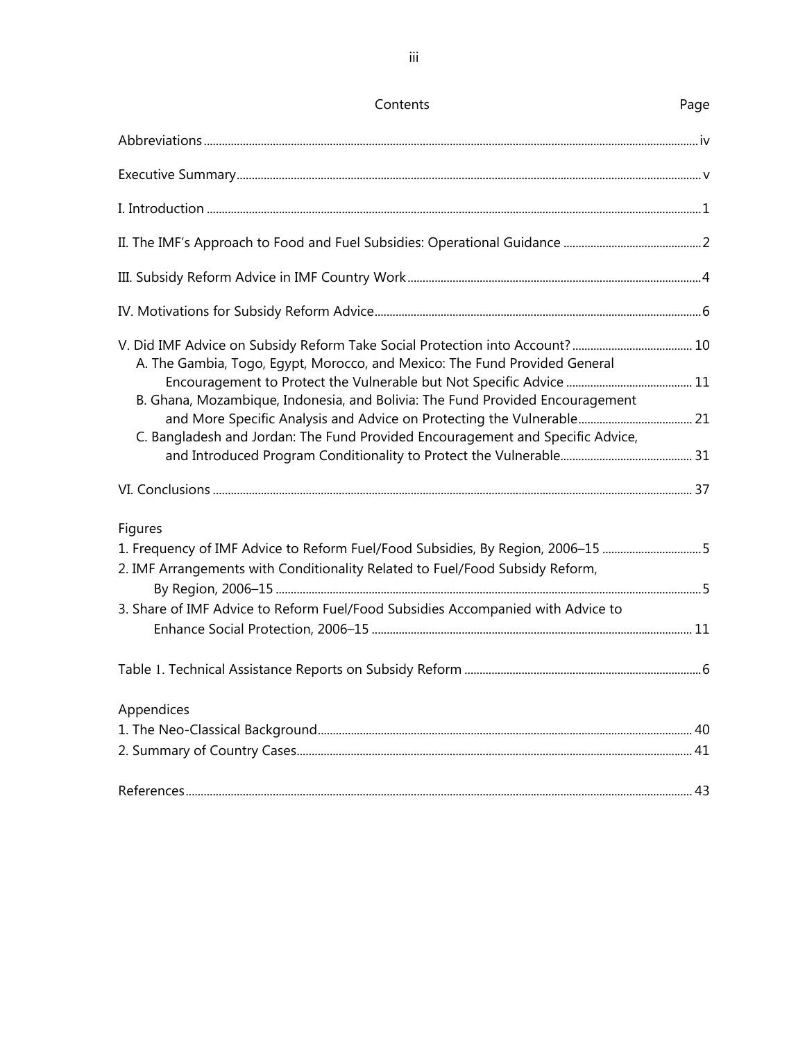# Contents

| | Page |
|---|---|
| Abbreviations | iv |
| Executive Summary | v |
| I. Introduction | 1 |
| II. The IMF's Approach to Food and Fuel Subsidies: Operational Guidance | 2 |
| III. Subsidy Reform Advice in IMF Country Work | 4 |
| IV. Motivations for Subsidy Reform Advice | 6 |
| V. Did IMF Advice on Subsidy Reform Take Social Protection into Account? | 10 |
| A. The Gambia, Togo, Egypt, Morocco, and Mexico: The Fund Provided General Encouragement to Protect the Vulnerable but Not Specific Advice | 11 |
| B. Ghana, Mozambique, Indonesia, and Bolivia: The Fund Provided Encouragement and More Specific Analysis and Advice on Protecting the Vulnerable | 21 |
| C. Bangladesh and Jordan: The Fund Provided Encouragement and Specific Advice, and Introduced Program Conditionality to Protect the Vulnerable | 31 |
| VI. Conclusions | 37 |
| **Figures** | |
| 1. Frequency of IMF Advice to Reform Fuel/Food Subsidies, By Region, 2006–15 | 5 |
| 2. IMF Arrangements with Conditionality Related to Fuel/Food Subsidy Reform, By Region, 2006–15 | 5 |
| 3. Share of IMF Advice to Reform Fuel/Food Subsidies Accompanied with Advice to Enhance Social Protection, 2006–15 | 11 |
| Table 1. Technical Assistance Reports on Subsidy Reform | 6 |
| **Appendices** | |
| 1. The Neo-Classical Background | 40 |
| 2. Summary of Country Cases | 41 |
| References | 43 |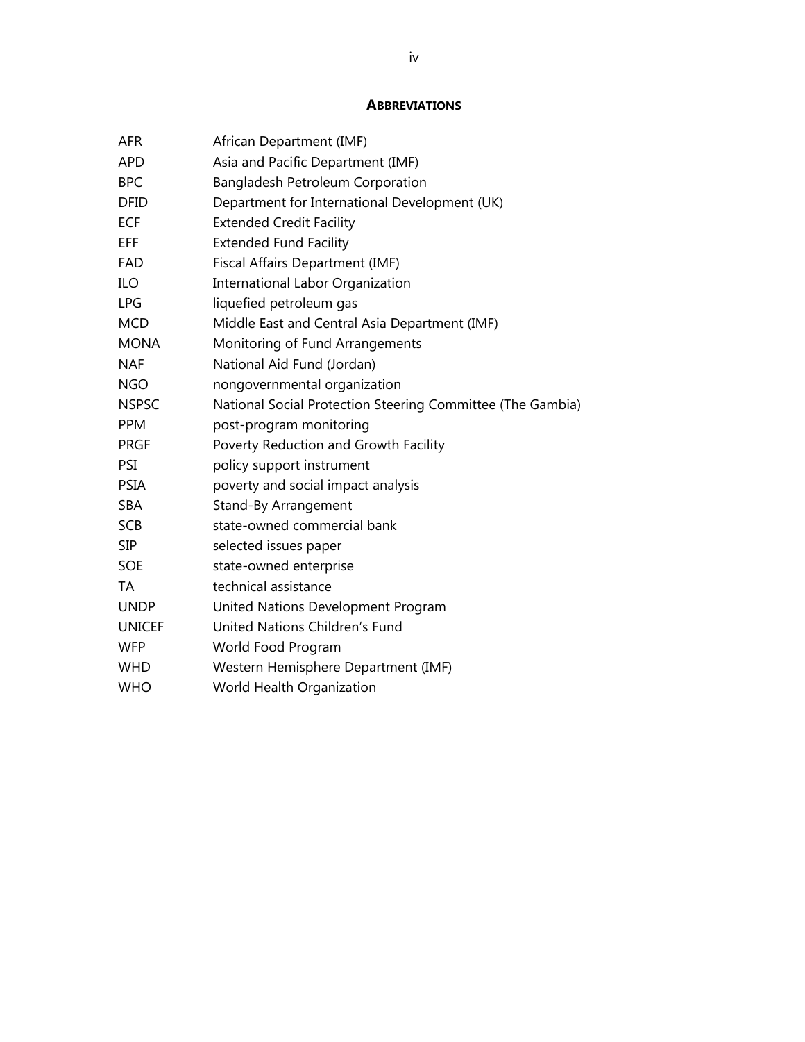## ABBREVIATIONS

| | |
|---|---|
| AFR | African Department (IMF) |
| APD | Asia and Pacific Department (IMF) |
| BPC | Bangladesh Petroleum Corporation |
| DFID | Department for International Development (UK) |
| ECF | Extended Credit Facility |
| EFF | Extended Fund Facility |
| FAD | Fiscal Affairs Department (IMF) |
| ILO | International Labor Organization |
| LPG | liquefied petroleum gas |
| MCD | Middle East and Central Asia Department (IMF) |
| MONA | Monitoring of Fund Arrangements |
| NAF | National Aid Fund (Jordan) |
| NGO | nongovernmental organization |
| NSPSC | National Social Protection Steering Committee (The Gambia) |
| PPM | post-program monitoring |
| PRGF | Poverty Reduction and Growth Facility |
| PSI | policy support instrument |
| PSIA | poverty and social impact analysis |
| SBA | Stand-By Arrangement |
| SCB | state-owned commercial bank |
| SIP | selected issues paper |
| SOE | state-owned enterprise |
| TA | technical assistance |
| UNDP | United Nations Development Program |
| UNICEF | United Nations Children's Fund |
| WFP | World Food Program |
| WHD | Western Hemisphere Department (IMF) |
| WHO | World Health Organization |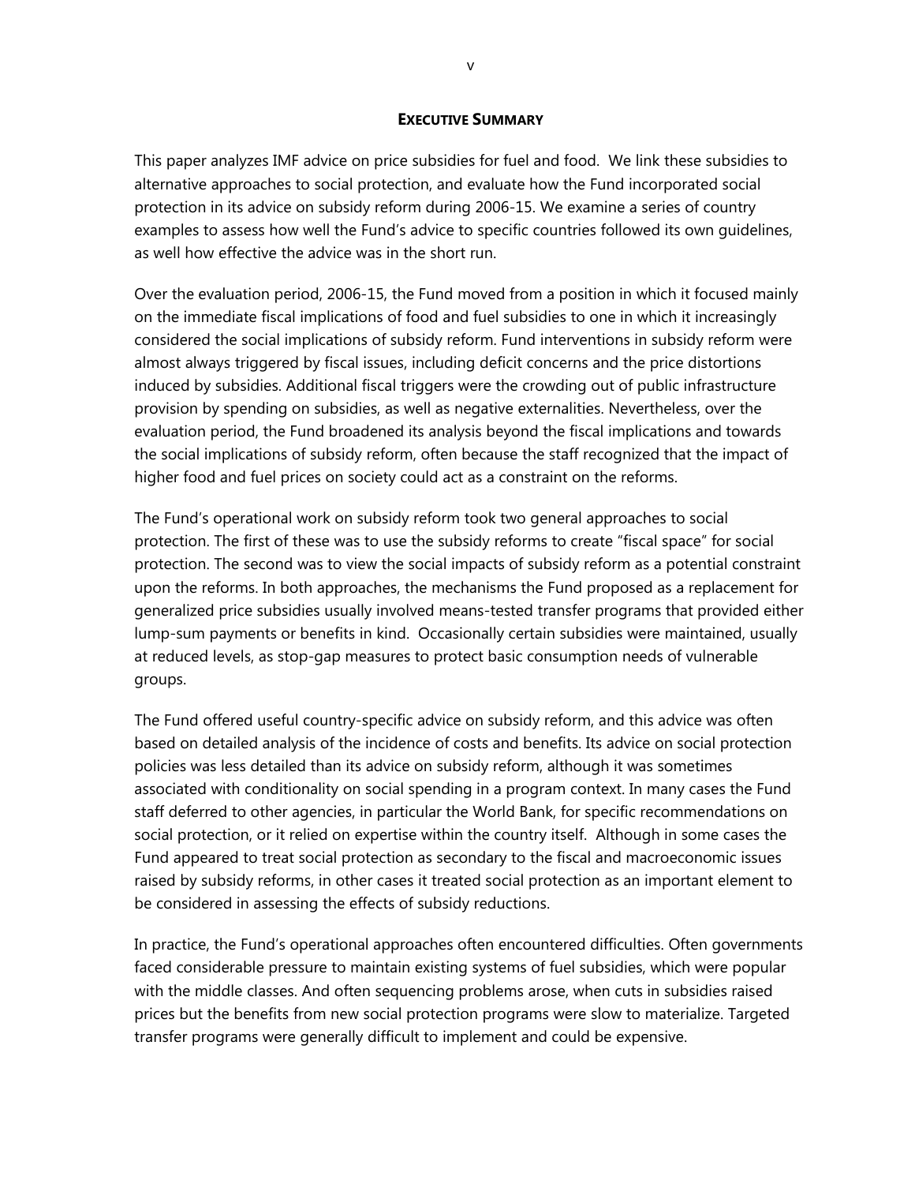## EXECUTIVE SUMMARY

This paper analyzes IMF advice on price subsidies for fuel and food. We link these subsidies to alternative approaches to social protection, and evaluate how the Fund incorporated social protection in its advice on subsidy reform during 2006-15. We examine a series of country examples to assess how well the Fund's advice to specific countries followed its own guidelines, as well how effective the advice was in the short run.

Over the evaluation period, 2006-15, the Fund moved from a position in which it focused mainly on the immediate fiscal implications of food and fuel subsidies to one in which it increasingly considered the social implications of subsidy reform. Fund interventions in subsidy reform were almost always triggered by fiscal issues, including deficit concerns and the price distortions induced by subsidies. Additional fiscal triggers were the crowding out of public infrastructure provision by spending on subsidies, as well as negative externalities. Nevertheless, over the evaluation period, the Fund broadened its analysis beyond the fiscal implications and towards the social implications of subsidy reform, often because the staff recognized that the impact of higher food and fuel prices on society could act as a constraint on the reforms.

The Fund's operational work on subsidy reform took two general approaches to social protection. The first of these was to use the subsidy reforms to create "fiscal space" for social protection. The second was to view the social impacts of subsidy reform as a potential constraint upon the reforms. In both approaches, the mechanisms the Fund proposed as a replacement for generalized price subsidies usually involved means-tested transfer programs that provided either lump-sum payments or benefits in kind. Occasionally certain subsidies were maintained, usually at reduced levels, as stop-gap measures to protect basic consumption needs of vulnerable groups.

The Fund offered useful country-specific advice on subsidy reform, and this advice was often based on detailed analysis of the incidence of costs and benefits. Its advice on social protection policies was less detailed than its advice on subsidy reform, although it was sometimes associated with conditionality on social spending in a program context. In many cases the Fund staff deferred to other agencies, in particular the World Bank, for specific recommendations on social protection, or it relied on expertise within the country itself. Although in some cases the Fund appeared to treat social protection as secondary to the fiscal and macroeconomic issues raised by subsidy reforms, in other cases it treated social protection as an important element to be considered in assessing the effects of subsidy reductions.

In practice, the Fund's operational approaches often encountered difficulties. Often governments faced considerable pressure to maintain existing systems of fuel subsidies, which were popular with the middle classes. And often sequencing problems arose, when cuts in subsidies raised prices but the benefits from new social protection programs were slow to materialize. Targeted transfer programs were generally difficult to implement and could be expensive.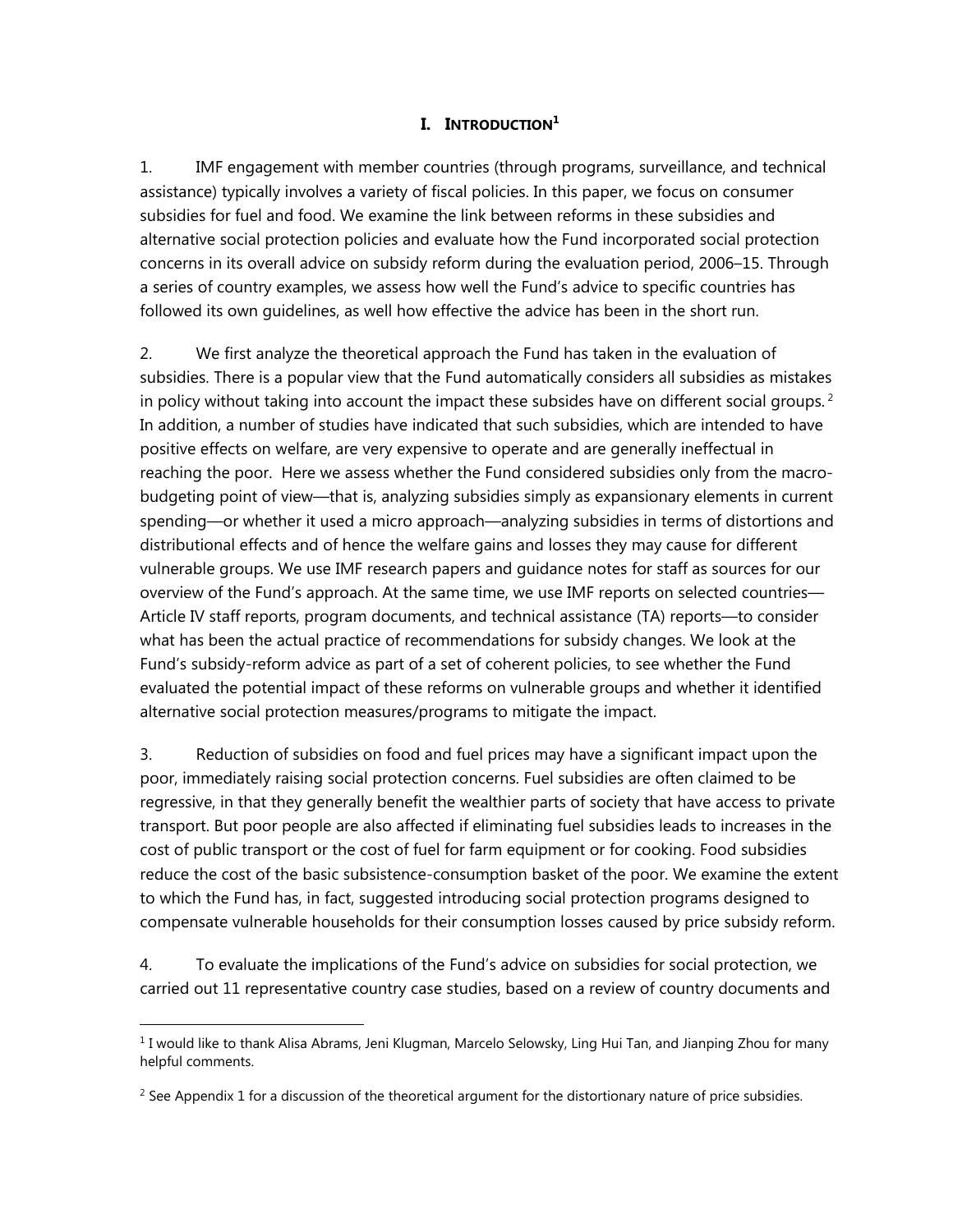# I. INTRODUCTION[1]

1. IMF engagement with member countries (through programs, surveillance, and technical assistance) typically involves a variety of fiscal policies. In this paper, we focus on consumer subsidies for fuel and food. We examine the link between reforms in these subsidies and alternative social protection policies and evaluate how the Fund incorporated social protection concerns in its overall advice on subsidy reform during the evaluation period, 2006–15. Through a series of country examples, we assess how well the Fund's advice to specific countries has followed its own guidelines, as well how effective the advice has been in the short run.

2. We first analyze the theoretical approach the Fund has taken in the evaluation of subsidies. There is a popular view that the Fund automatically considers all subsidies as mistakes in policy without taking into account the impact these subsides have on different social groups.[2] In addition, a number of studies have indicated that such subsidies, which are intended to have positive effects on welfare, are very expensive to operate and are generally ineffectual in reaching the poor. Here we assess whether the Fund considered subsidies only from the macro-budgeting point of view—that is, analyzing subsidies simply as expansionary elements in current spending—or whether it used a micro approach—analyzing subsidies in terms of distortions and distributional effects and of hence the welfare gains and losses they may cause for different vulnerable groups. We use IMF research papers and guidance notes for staff as sources for our overview of the Fund's approach. At the same time, we use IMF reports on selected countries—Article IV staff reports, program documents, and technical assistance (TA) reports—to consider what has been the actual practice of recommendations for subsidy changes. We look at the Fund's subsidy-reform advice as part of a set of coherent policies, to see whether the Fund evaluated the potential impact of these reforms on vulnerable groups and whether it identified alternative social protection measures/programs to mitigate the impact.

3. Reduction of subsidies on food and fuel prices may have a significant impact upon the poor, immediately raising social protection concerns. Fuel subsidies are often claimed to be regressive, in that they generally benefit the wealthier parts of society that have access to private transport. But poor people are also affected if eliminating fuel subsidies leads to increases in the cost of public transport or the cost of fuel for farm equipment or for cooking. Food subsidies reduce the cost of the basic subsistence-consumption basket of the poor. We examine the extent to which the Fund has, in fact, suggested introducing social protection programs designed to compensate vulnerable households for their consumption losses caused by price subsidy reform.

4. To evaluate the implications of the Fund's advice on subsidies for social protection, we carried out 11 representative country case studies, based on a review of country documents and

---

[1] I would like to thank Alisa Abrams, Jeni Klugman, Marcelo Selowsky, Ling Hui Tan, and Jianping Zhou for many helpful comments.

[2] See Appendix 1 for a discussion of the theoretical argument for the distortionary nature of price subsidies.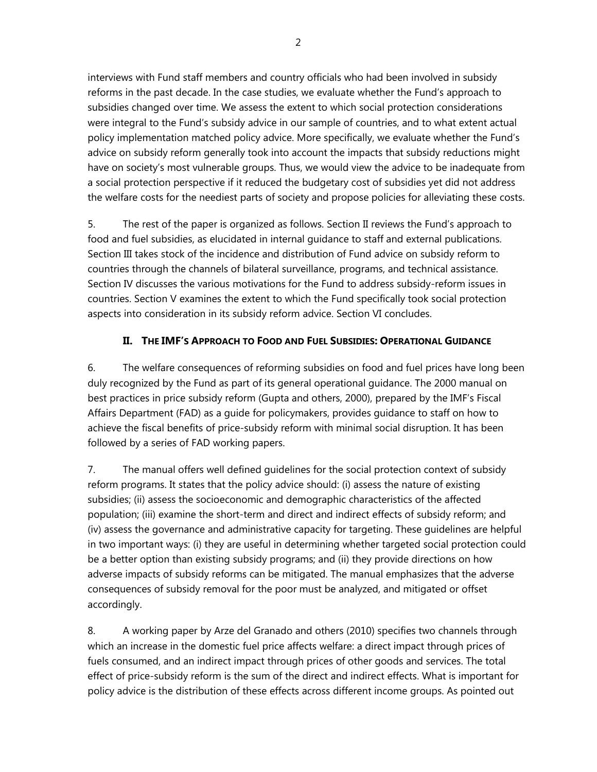interviews with Fund staff members and country officials who had been involved in subsidy reforms in the past decade. In the case studies, we evaluate whether the Fund's approach to subsidies changed over time. We assess the extent to which social protection considerations were integral to the Fund's subsidy advice in our sample of countries, and to what extent actual policy implementation matched policy advice. More specifically, we evaluate whether the Fund's advice on subsidy reform generally took into account the impacts that subsidy reductions might have on society's most vulnerable groups. Thus, we would view the advice to be inadequate from a social protection perspective if it reduced the budgetary cost of subsidies yet did not address the welfare costs for the neediest parts of society and propose policies for alleviating these costs.

5. The rest of the paper is organized as follows. Section II reviews the Fund's approach to food and fuel subsidies, as elucidated in internal guidance to staff and external publications. Section III takes stock of the incidence and distribution of Fund advice on subsidy reform to countries through the channels of bilateral surveillance, programs, and technical assistance. Section IV discusses the various motivations for the Fund to address subsidy-reform issues in countries. Section V examines the extent to which the Fund specifically took social protection aspects into consideration in its subsidy reform advice. Section VI concludes.

## II. The IMF's Approach to Food and Fuel Subsidies: Operational Guidance

6. The welfare consequences of reforming subsidies on food and fuel prices have long been duly recognized by the Fund as part of its general operational guidance. The 2000 manual on best practices in price subsidy reform (Gupta and others, 2000), prepared by the IMF's Fiscal Affairs Department (FAD) as a guide for policymakers, provides guidance to staff on how to achieve the fiscal benefits of price-subsidy reform with minimal social disruption. It has been followed by a series of FAD working papers.

7. The manual offers well defined guidelines for the social protection context of subsidy reform programs. It states that the policy advice should: (i) assess the nature of existing subsidies; (ii) assess the socioeconomic and demographic characteristics of the affected population; (iii) examine the short-term and direct and indirect effects of subsidy reform; and (iv) assess the governance and administrative capacity for targeting. These guidelines are helpful in two important ways: (i) they are useful in determining whether targeted social protection could be a better option than existing subsidy programs; and (ii) they provide directions on how adverse impacts of subsidy reforms can be mitigated. The manual emphasizes that the adverse consequences of subsidy removal for the poor must be analyzed, and mitigated or offset accordingly.

8. A working paper by Arze del Granado and others (2010) specifies two channels through which an increase in the domestic fuel price affects welfare: a direct impact through prices of fuels consumed, and an indirect impact through prices of other goods and services. The total effect of price-subsidy reform is the sum of the direct and indirect effects. What is important for policy advice is the distribution of these effects across different income groups. As pointed out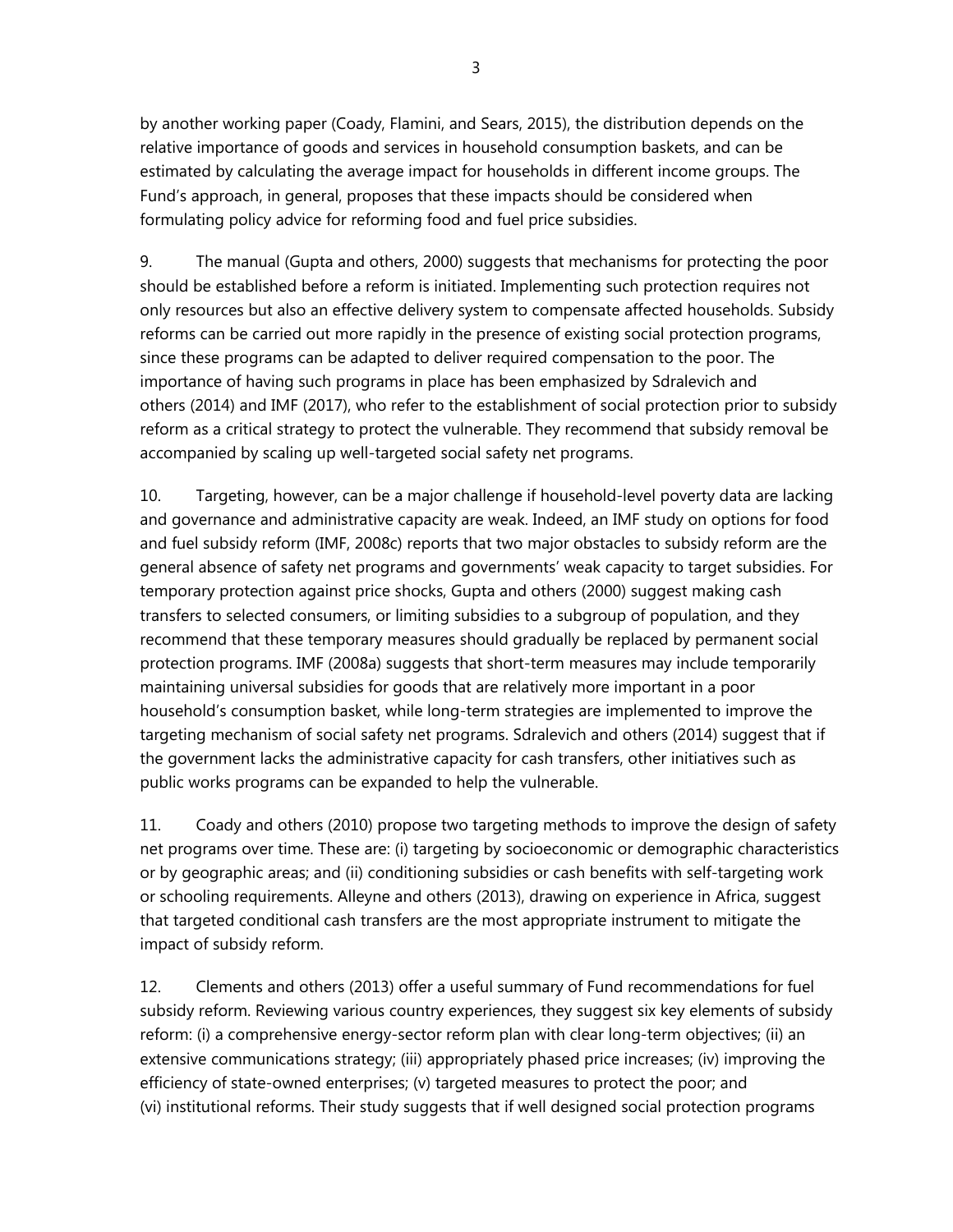by another working paper (Coady, Flamini, and Sears, 2015), the distribution depends on the relative importance of goods and services in household consumption baskets, and can be estimated by calculating the average impact for households in different income groups. The Fund's approach, in general, proposes that these impacts should be considered when formulating policy advice for reforming food and fuel price subsidies.

9. The manual (Gupta and others, 2000) suggests that mechanisms for protecting the poor should be established before a reform is initiated. Implementing such protection requires not only resources but also an effective delivery system to compensate affected households. Subsidy reforms can be carried out more rapidly in the presence of existing social protection programs, since these programs can be adapted to deliver required compensation to the poor. The importance of having such programs in place has been emphasized by Sdralevich and others (2014) and IMF (2017), who refer to the establishment of social protection prior to subsidy reform as a critical strategy to protect the vulnerable. They recommend that subsidy removal be accompanied by scaling up well-targeted social safety net programs.

10. Targeting, however, can be a major challenge if household-level poverty data are lacking and governance and administrative capacity are weak. Indeed, an IMF study on options for food and fuel subsidy reform (IMF, 2008c) reports that two major obstacles to subsidy reform are the general absence of safety net programs and governments' weak capacity to target subsidies. For temporary protection against price shocks, Gupta and others (2000) suggest making cash transfers to selected consumers, or limiting subsidies to a subgroup of population, and they recommend that these temporary measures should gradually be replaced by permanent social protection programs. IMF (2008a) suggests that short-term measures may include temporarily maintaining universal subsidies for goods that are relatively more important in a poor household's consumption basket, while long-term strategies are implemented to improve the targeting mechanism of social safety net programs. Sdralevich and others (2014) suggest that if the government lacks the administrative capacity for cash transfers, other initiatives such as public works programs can be expanded to help the vulnerable.

11. Coady and others (2010) propose two targeting methods to improve the design of safety net programs over time. These are: (i) targeting by socioeconomic or demographic characteristics or by geographic areas; and (ii) conditioning subsidies or cash benefits with self-targeting work or schooling requirements. Alleyne and others (2013), drawing on experience in Africa, suggest that targeted conditional cash transfers are the most appropriate instrument to mitigate the impact of subsidy reform.

12. Clements and others (2013) offer a useful summary of Fund recommendations for fuel subsidy reform. Reviewing various country experiences, they suggest six key elements of subsidy reform: (i) a comprehensive energy-sector reform plan with clear long-term objectives; (ii) an extensive communications strategy; (iii) appropriately phased price increases; (iv) improving the efficiency of state-owned enterprises; (v) targeted measures to protect the poor; and (vi) institutional reforms. Their study suggests that if well designed social protection programs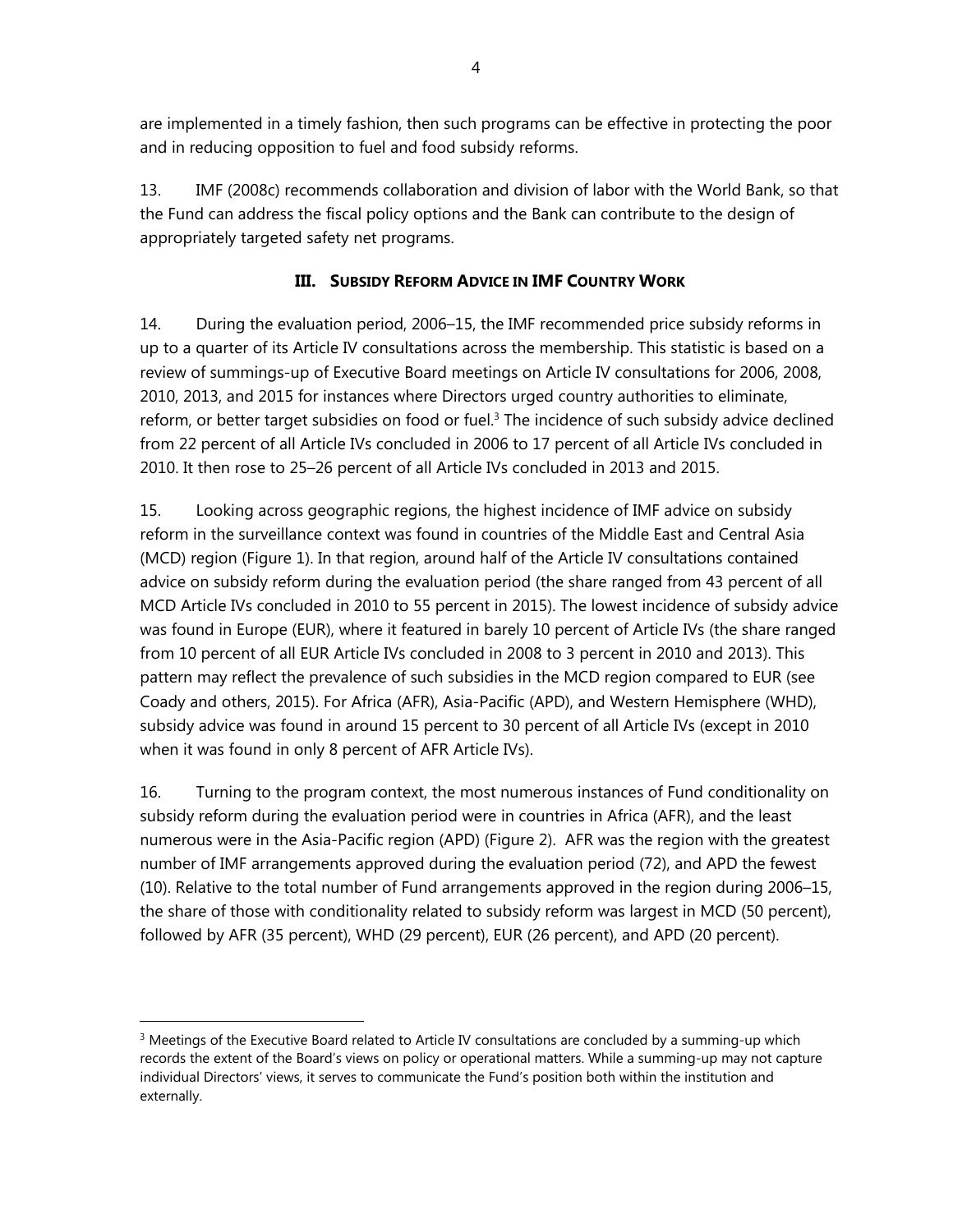are implemented in a timely fashion, then such programs can be effective in protecting the poor and in reducing opposition to fuel and food subsidy reforms.

13. IMF (2008c) recommends collaboration and division of labor with the World Bank, so that the Fund can address the fiscal policy options and the Bank can contribute to the design of appropriately targeted safety net programs.

## III. Subsidy Reform Advice in IMF Country Work

14. During the evaluation period, 2006–15, the IMF recommended price subsidy reforms in up to a quarter of its Article IV consultations across the membership. This statistic is based on a review of summings-up of Executive Board meetings on Article IV consultations for 2006, 2008, 2010, 2013, and 2015 for instances where Directors urged country authorities to eliminate, reform, or better target subsidies on food or fuel.[3] The incidence of such subsidy advice declined from 22 percent of all Article IVs concluded in 2006 to 17 percent of all Article IVs concluded in 2010. It then rose to 25–26 percent of all Article IVs concluded in 2013 and 2015.

15. Looking across geographic regions, the highest incidence of IMF advice on subsidy reform in the surveillance context was found in countries of the Middle East and Central Asia (MCD) region (Figure 1). In that region, around half of the Article IV consultations contained advice on subsidy reform during the evaluation period (the share ranged from 43 percent of all MCD Article IVs concluded in 2010 to 55 percent in 2015). The lowest incidence of subsidy advice was found in Europe (EUR), where it featured in barely 10 percent of Article IVs (the share ranged from 10 percent of all EUR Article IVs concluded in 2008 to 3 percent in 2010 and 2013). This pattern may reflect the prevalence of such subsidies in the MCD region compared to EUR (see Coady and others, 2015). For Africa (AFR), Asia-Pacific (APD), and Western Hemisphere (WHD), subsidy advice was found in around 15 percent to 30 percent of all Article IVs (except in 2010 when it was found in only 8 percent of AFR Article IVs).

16. Turning to the program context, the most numerous instances of Fund conditionality on subsidy reform during the evaluation period were in countries in Africa (AFR), and the least numerous were in the Asia-Pacific region (APD) (Figure 2). AFR was the region with the greatest number of IMF arrangements approved during the evaluation period (72), and APD the fewest (10). Relative to the total number of Fund arrangements approved in the region during 2006–15, the share of those with conditionality related to subsidy reform was largest in MCD (50 percent), followed by AFR (35 percent), WHD (29 percent), EUR (26 percent), and APD (20 percent).

[3] Meetings of the Executive Board related to Article IV consultations are concluded by a summing-up which records the extent of the Board's views on policy or operational matters. While a summing-up may not capture individual Directors' views, it serves to communicate the Fund's position both within the institution and externally.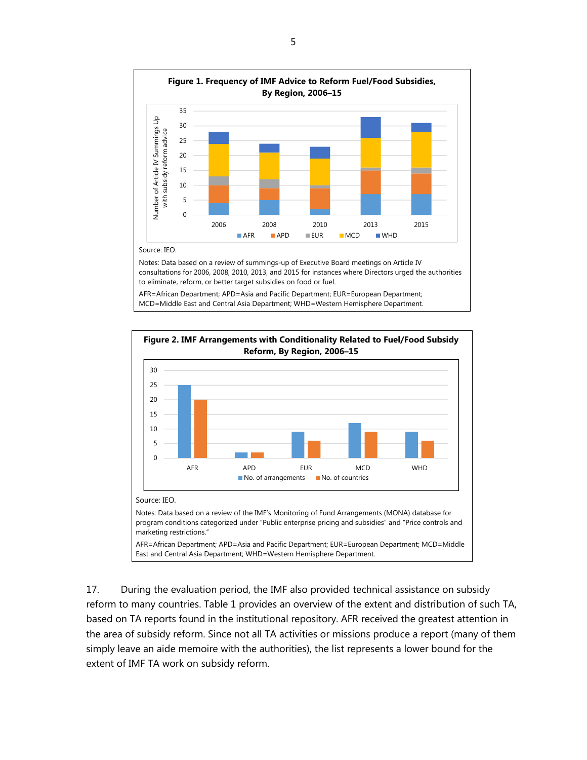**Figure 1. Frequency of IMF Advice to Reform Fuel/Food Subsidies, By Region, 2006–15**

Source: IEO.

Notes: Data based on a review of summings-up of Executive Board meetings on Article IV consultations for 2006, 2008, 2010, 2013, and 2015 for instances where Directors urged the authorities to eliminate, reform, or better target subsidies on food or fuel.

AFR=African Department; APD=Asia and Pacific Department; EUR=European Department; MCD=Middle East and Central Asia Department; WHD=Western Hemisphere Department.

**Figure 2. IMF Arrangements with Conditionality Related to Fuel/Food Subsidy Reform, By Region, 2006–15**

Source: IEO.

Notes: Data based on a review of the IMF's Monitoring of Fund Arrangements (MONA) database for program conditions categorized under "Public enterprise pricing and subsidies" and "Price controls and marketing restrictions."

AFR=African Department; APD=Asia and Pacific Department; EUR=European Department; MCD=Middle East and Central Asia Department; WHD=Western Hemisphere Department.

17. During the evaluation period, the IMF also provided technical assistance on subsidy reform to many countries. Table 1 provides an overview of the extent and distribution of such TA, based on TA reports found in the institutional repository. AFR received the greatest attention in the area of subsidy reform. Since not all TA activities or missions produce a report (many of them simply leave an aide memoire with the authorities), the list represents a lower bound for the extent of IMF TA work on subsidy reform.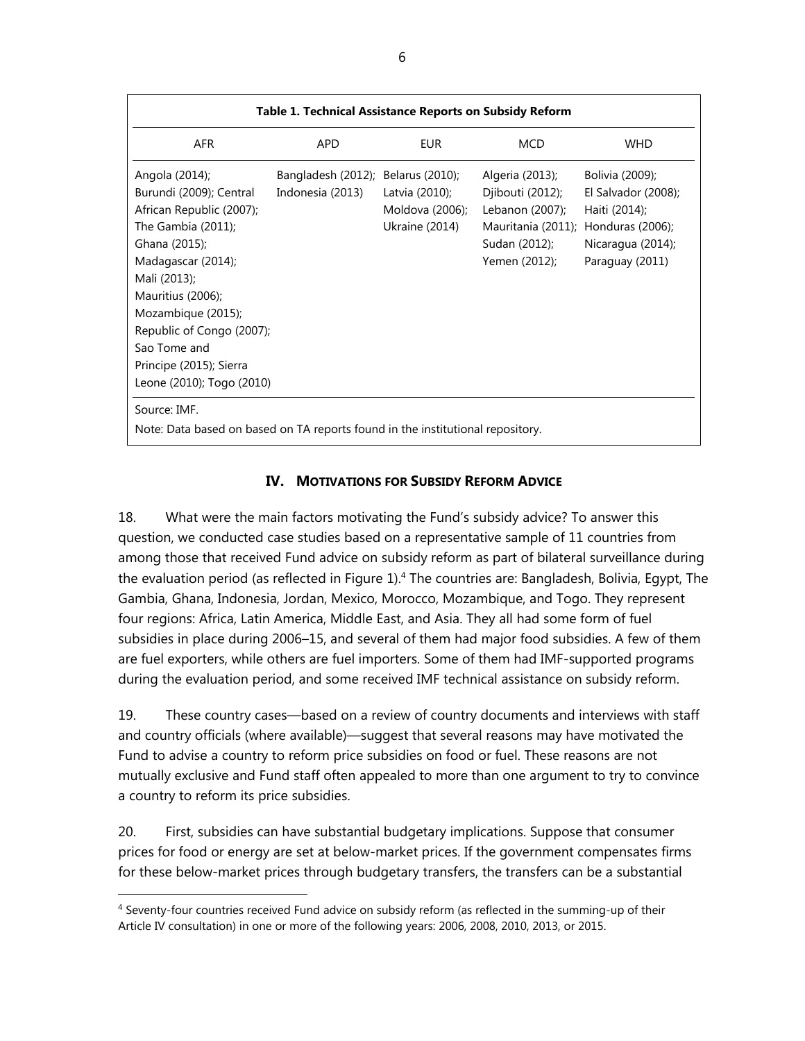**Table 1. Technical Assistance Reports on Subsidy Reform**

| AFR | APD | EUR | MCD | WHD |
|---|---|---|---|---|
| Angola (2014); Burundi (2009); Central African Republic (2007); The Gambia (2011); Ghana (2015); Madagascar (2014); Mali (2013); Mauritius (2006); Mozambique (2015); Republic of Congo (2007); Sao Tome and Principe (2015); Sierra Leone (2010); Togo (2010) | Bangladesh (2012); Indonesia (2013) | Belarus (2010); Latvia (2010); Moldova (2006); Ukraine (2014) | Algeria (2013); Djibouti (2012); Lebanon (2007); Mauritania (2011); Sudan (2012); Yemen (2012); | Bolivia (2009); El Salvador (2008); Haiti (2014); Honduras (2006); Nicaragua (2014); Paraguay (2011) |

Source: IMF.

Note: Data based on based on TA reports found in the institutional repository.

## IV. MOTIVATIONS FOR SUBSIDY REFORM ADVICE

18. What were the main factors motivating the Fund's subsidy advice? To answer this question, we conducted case studies based on a representative sample of 11 countries from among those that received Fund advice on subsidy reform as part of bilateral surveillance during the evaluation period (as reflected in Figure 1).[4] The countries are: Bangladesh, Bolivia, Egypt, The Gambia, Ghana, Indonesia, Jordan, Mexico, Morocco, Mozambique, and Togo. They represent four regions: Africa, Latin America, Middle East, and Asia. They all had some form of fuel subsidies in place during 2006–15, and several of them had major food subsidies. A few of them are fuel exporters, while others are fuel importers. Some of them had IMF-supported programs during the evaluation period, and some received IMF technical assistance on subsidy reform.

19. These country cases—based on a review of country documents and interviews with staff and country officials (where available)—suggest that several reasons may have motivated the Fund to advise a country to reform price subsidies on food or fuel. These reasons are not mutually exclusive and Fund staff often appealed to more than one argument to try to convince a country to reform its price subsidies.

20. First, subsidies can have substantial budgetary implications. Suppose that consumer prices for food or energy are set at below-market prices. If the government compensates firms for these below-market prices through budgetary transfers, the transfers can be a substantial

[4] Seventy-four countries received Fund advice on subsidy reform (as reflected in the summing-up of their Article IV consultation) in one or more of the following years: 2006, 2008, 2010, 2013, or 2015.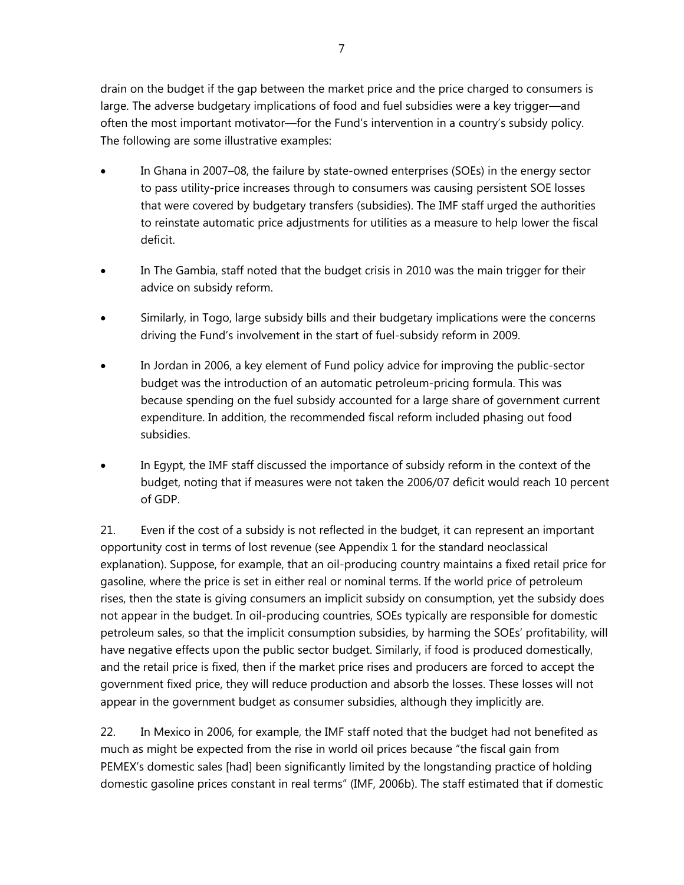drain on the budget if the gap between the market price and the price charged to consumers is large. The adverse budgetary implications of food and fuel subsidies were a key trigger—and often the most important motivator—for the Fund's intervention in a country's subsidy policy. The following are some illustrative examples:

- In Ghana in 2007–08, the failure by state-owned enterprises (SOEs) in the energy sector to pass utility-price increases through to consumers was causing persistent SOE losses that were covered by budgetary transfers (subsidies). The IMF staff urged the authorities to reinstate automatic price adjustments for utilities as a measure to help lower the fiscal deficit.

- In The Gambia, staff noted that the budget crisis in 2010 was the main trigger for their advice on subsidy reform.

- Similarly, in Togo, large subsidy bills and their budgetary implications were the concerns driving the Fund's involvement in the start of fuel-subsidy reform in 2009.

- In Jordan in 2006, a key element of Fund policy advice for improving the public-sector budget was the introduction of an automatic petroleum-pricing formula. This was because spending on the fuel subsidy accounted for a large share of government current expenditure. In addition, the recommended fiscal reform included phasing out food subsidies.

- In Egypt, the IMF staff discussed the importance of subsidy reform in the context of the budget, noting that if measures were not taken the 2006/07 deficit would reach 10 percent of GDP.

21. Even if the cost of a subsidy is not reflected in the budget, it can represent an important opportunity cost in terms of lost revenue (see Appendix 1 for the standard neoclassical explanation). Suppose, for example, that an oil-producing country maintains a fixed retail price for gasoline, where the price is set in either real or nominal terms. If the world price of petroleum rises, then the state is giving consumers an implicit subsidy on consumption, yet the subsidy does not appear in the budget. In oil-producing countries, SOEs typically are responsible for domestic petroleum sales, so that the implicit consumption subsidies, by harming the SOEs' profitability, will have negative effects upon the public sector budget. Similarly, if food is produced domestically, and the retail price is fixed, then if the market price rises and producers are forced to accept the government fixed price, they will reduce production and absorb the losses. These losses will not appear in the government budget as consumer subsidies, although they implicitly are.

22. In Mexico in 2006, for example, the IMF staff noted that the budget had not benefited as much as might be expected from the rise in world oil prices because "the fiscal gain from PEMEX's domestic sales [had] been significantly limited by the longstanding practice of holding domestic gasoline prices constant in real terms" (IMF, 2006b). The staff estimated that if domestic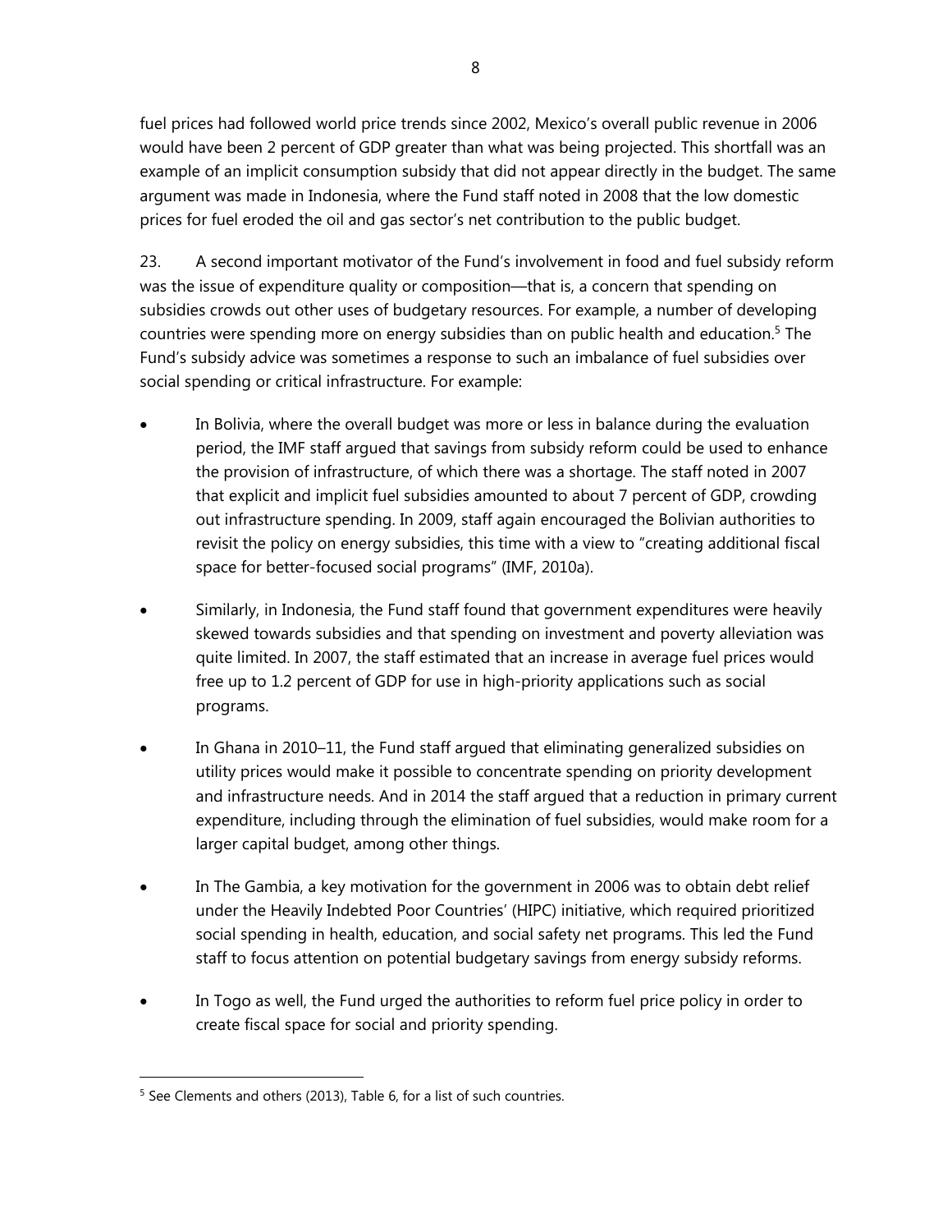fuel prices had followed world price trends since 2002, Mexico's overall public revenue in 2006 would have been 2 percent of GDP greater than what was being projected. This shortfall was an example of an implicit consumption subsidy that did not appear directly in the budget. The same argument was made in Indonesia, where the Fund staff noted in 2008 that the low domestic prices for fuel eroded the oil and gas sector's net contribution to the public budget.

23. A second important motivator of the Fund's involvement in food and fuel subsidy reform was the issue of expenditure quality or composition—that is, a concern that spending on subsidies crowds out other uses of budgetary resources. For example, a number of developing countries were spending more on energy subsidies than on public health and education.[5] The Fund's subsidy advice was sometimes a response to such an imbalance of fuel subsidies over social spending or critical infrastructure. For example:

- In Bolivia, where the overall budget was more or less in balance during the evaluation period, the IMF staff argued that savings from subsidy reform could be used to enhance the provision of infrastructure, of which there was a shortage. The staff noted in 2007 that explicit and implicit fuel subsidies amounted to about 7 percent of GDP, crowding out infrastructure spending. In 2009, staff again encouraged the Bolivian authorities to revisit the policy on energy subsidies, this time with a view to "creating additional fiscal space for better-focused social programs" (IMF, 2010a).

- Similarly, in Indonesia, the Fund staff found that government expenditures were heavily skewed towards subsidies and that spending on investment and poverty alleviation was quite limited. In 2007, the staff estimated that an increase in average fuel prices would free up to 1.2 percent of GDP for use in high-priority applications such as social programs.

- In Ghana in 2010–11, the Fund staff argued that eliminating generalized subsidies on utility prices would make it possible to concentrate spending on priority development and infrastructure needs. And in 2014 the staff argued that a reduction in primary current expenditure, including through the elimination of fuel subsidies, would make room for a larger capital budget, among other things.

- In The Gambia, a key motivation for the government in 2006 was to obtain debt relief under the Heavily Indebted Poor Countries' (HIPC) initiative, which required prioritized social spending in health, education, and social safety net programs. This led the Fund staff to focus attention on potential budgetary savings from energy subsidy reforms.

- In Togo as well, the Fund urged the authorities to reform fuel price policy in order to create fiscal space for social and priority spending.

---

[5] See Clements and others (2013), Table 6, for a list of such countries.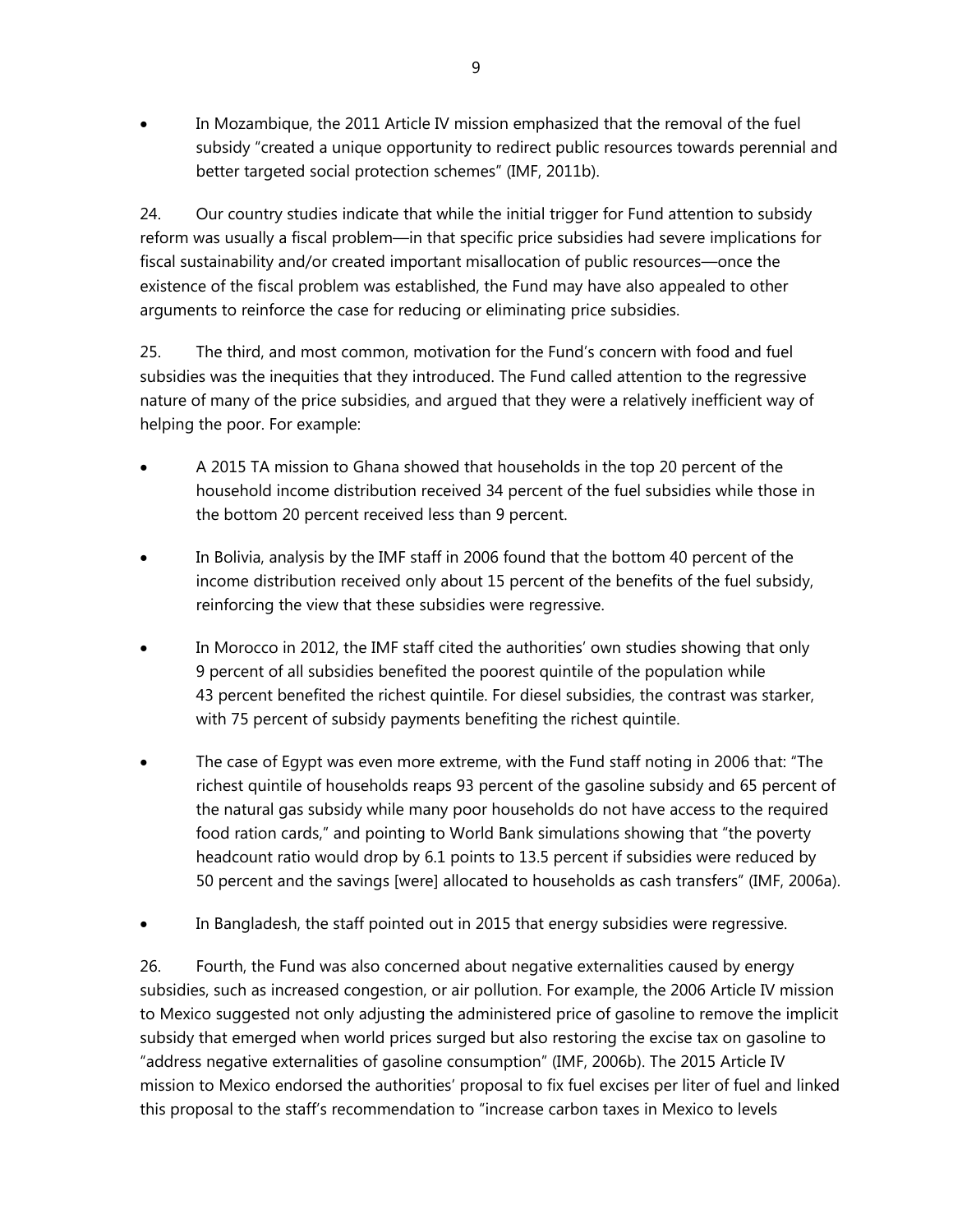- In Mozambique, the 2011 Article IV mission emphasized that the removal of the fuel subsidy "created a unique opportunity to redirect public resources towards perennial and better targeted social protection schemes" (IMF, 2011b).

24. Our country studies indicate that while the initial trigger for Fund attention to subsidy reform was usually a fiscal problem—in that specific price subsidies had severe implications for fiscal sustainability and/or created important misallocation of public resources—once the existence of the fiscal problem was established, the Fund may have also appealed to other arguments to reinforce the case for reducing or eliminating price subsidies.

25. The third, and most common, motivation for the Fund's concern with food and fuel subsidies was the inequities that they introduced. The Fund called attention to the regressive nature of many of the price subsidies, and argued that they were a relatively inefficient way of helping the poor. For example:

- A 2015 TA mission to Ghana showed that households in the top 20 percent of the household income distribution received 34 percent of the fuel subsidies while those in the bottom 20 percent received less than 9 percent.
- In Bolivia, analysis by the IMF staff in 2006 found that the bottom 40 percent of the income distribution received only about 15 percent of the benefits of the fuel subsidy, reinforcing the view that these subsidies were regressive.
- In Morocco in 2012, the IMF staff cited the authorities' own studies showing that only 9 percent of all subsidies benefited the poorest quintile of the population while 43 percent benefited the richest quintile. For diesel subsidies, the contrast was starker, with 75 percent of subsidy payments benefiting the richest quintile.
- The case of Egypt was even more extreme, with the Fund staff noting in 2006 that: "The richest quintile of households reaps 93 percent of the gasoline subsidy and 65 percent of the natural gas subsidy while many poor households do not have access to the required food ration cards," and pointing to World Bank simulations showing that "the poverty headcount ratio would drop by 6.1 points to 13.5 percent if subsidies were reduced by 50 percent and the savings [were] allocated to households as cash transfers" (IMF, 2006a).
- In Bangladesh, the staff pointed out in 2015 that energy subsidies were regressive.

26. Fourth, the Fund was also concerned about negative externalities caused by energy subsidies, such as increased congestion, or air pollution. For example, the 2006 Article IV mission to Mexico suggested not only adjusting the administered price of gasoline to remove the implicit subsidy that emerged when world prices surged but also restoring the excise tax on gasoline to "address negative externalities of gasoline consumption" (IMF, 2006b). The 2015 Article IV mission to Mexico endorsed the authorities' proposal to fix fuel excises per liter of fuel and linked this proposal to the staff's recommendation to "increase carbon taxes in Mexico to levels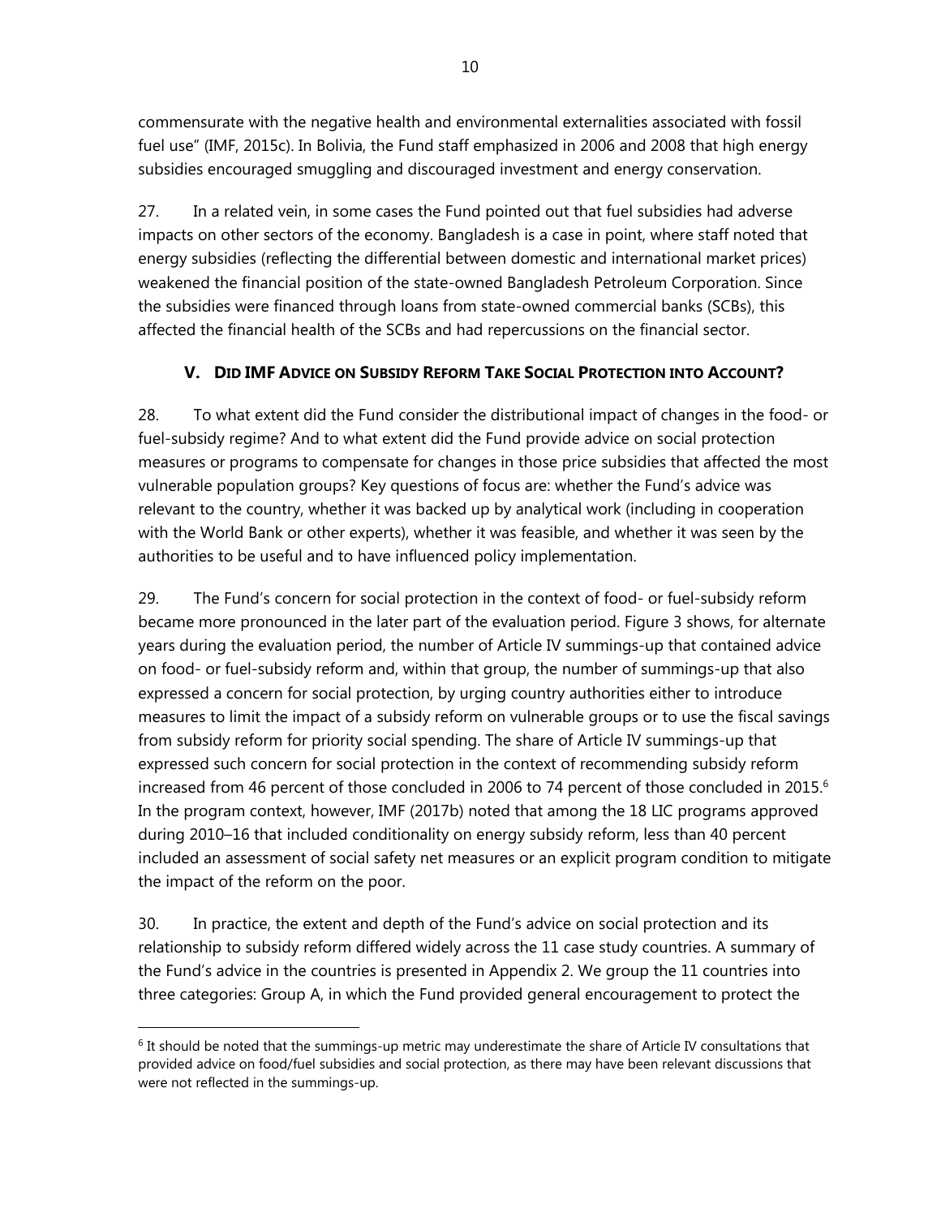commensurate with the negative health and environmental externalities associated with fossil fuel use" (IMF, 2015c). In Bolivia, the Fund staff emphasized in 2006 and 2008 that high energy subsidies encouraged smuggling and discouraged investment and energy conservation.

27. In a related vein, in some cases the Fund pointed out that fuel subsidies had adverse impacts on other sectors of the economy. Bangladesh is a case in point, where staff noted that energy subsidies (reflecting the differential between domestic and international market prices) weakened the financial position of the state-owned Bangladesh Petroleum Corporation. Since the subsidies were financed through loans from state-owned commercial banks (SCBs), this affected the financial health of the SCBs and had repercussions on the financial sector.

## V. Did IMF Advice on Subsidy Reform Take Social Protection into Account?

28. To what extent did the Fund consider the distributional impact of changes in the food- or fuel-subsidy regime? And to what extent did the Fund provide advice on social protection measures or programs to compensate for changes in those price subsidies that affected the most vulnerable population groups? Key questions of focus are: whether the Fund's advice was relevant to the country, whether it was backed up by analytical work (including in cooperation with the World Bank or other experts), whether it was feasible, and whether it was seen by the authorities to be useful and to have influenced policy implementation.

29. The Fund's concern for social protection in the context of food- or fuel-subsidy reform became more pronounced in the later part of the evaluation period. Figure 3 shows, for alternate years during the evaluation period, the number of Article IV summings-up that contained advice on food- or fuel-subsidy reform and, within that group, the number of summings-up that also expressed a concern for social protection, by urging country authorities either to introduce measures to limit the impact of a subsidy reform on vulnerable groups or to use the fiscal savings from subsidy reform for priority social spending. The share of Article IV summings-up that expressed such concern for social protection in the context of recommending subsidy reform increased from 46 percent of those concluded in 2006 to 74 percent of those concluded in 2015.[6] In the program context, however, IMF (2017b) noted that among the 18 LIC programs approved during 2010–16 that included conditionality on energy subsidy reform, less than 40 percent included an assessment of social safety net measures or an explicit program condition to mitigate the impact of the reform on the poor.

30. In practice, the extent and depth of the Fund's advice on social protection and its relationship to subsidy reform differed widely across the 11 case study countries. A summary of the Fund's advice in the countries is presented in Appendix 2. We group the 11 countries into three categories: Group A, in which the Fund provided general encouragement to protect the

[6] It should be noted that the summings-up metric may underestimate the share of Article IV consultations that provided advice on food/fuel subsidies and social protection, as there may have been relevant discussions that were not reflected in the summings-up.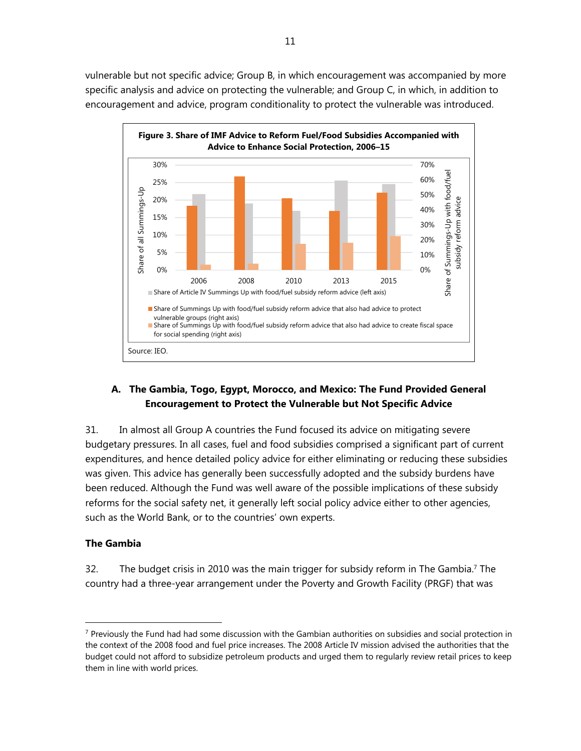vulnerable but not specific advice; Group B, in which encouragement was accompanied by more specific analysis and advice on protecting the vulnerable; and Group C, in which, in addition to encouragement and advice, program conditionality to protect the vulnerable was introduced.

**Figure 3. Share of IMF Advice to Reform Fuel/Food Subsidies Accompanied with Advice to Enhance Social Protection, 2006–15**

Share of Article IV Summings Up with food/fuel subsidy reform advice (left axis)

Share of Summings Up with food/fuel subsidy reform advice that also had advice to protect vulnerable groups (right axis)

Share of Summings Up with food/fuel subsidy reform advice that also had advice to create fiscal space for social spending (right axis)

Source: IEO.

## A. The Gambia, Togo, Egypt, Morocco, and Mexico: The Fund Provided General Encouragement to Protect the Vulnerable but Not Specific Advice

31. In almost all Group A countries the Fund focused its advice on mitigating severe budgetary pressures. In all cases, fuel and food subsidies comprised a significant part of current expenditures, and hence detailed policy advice for either eliminating or reducing these subsidies was given. This advice has generally been successfully adopted and the subsidy burdens have been reduced. Although the Fund was well aware of the possible implications of these subsidy reforms for the social safety net, it generally left social policy advice either to other agencies, such as the World Bank, or to the countries' own experts.

### The Gambia

32. The budget crisis in 2010 was the main trigger for subsidy reform in The Gambia.[7] The country had a three-year arrangement under the Poverty and Growth Facility (PRGF) that was

[7] Previously the Fund had had some discussion with the Gambian authorities on subsidies and social protection in the context of the 2008 food and fuel price increases. The 2008 Article IV mission advised the authorities that the budget could not afford to subsidize petroleum products and urged them to regularly review retail prices to keep them in line with world prices.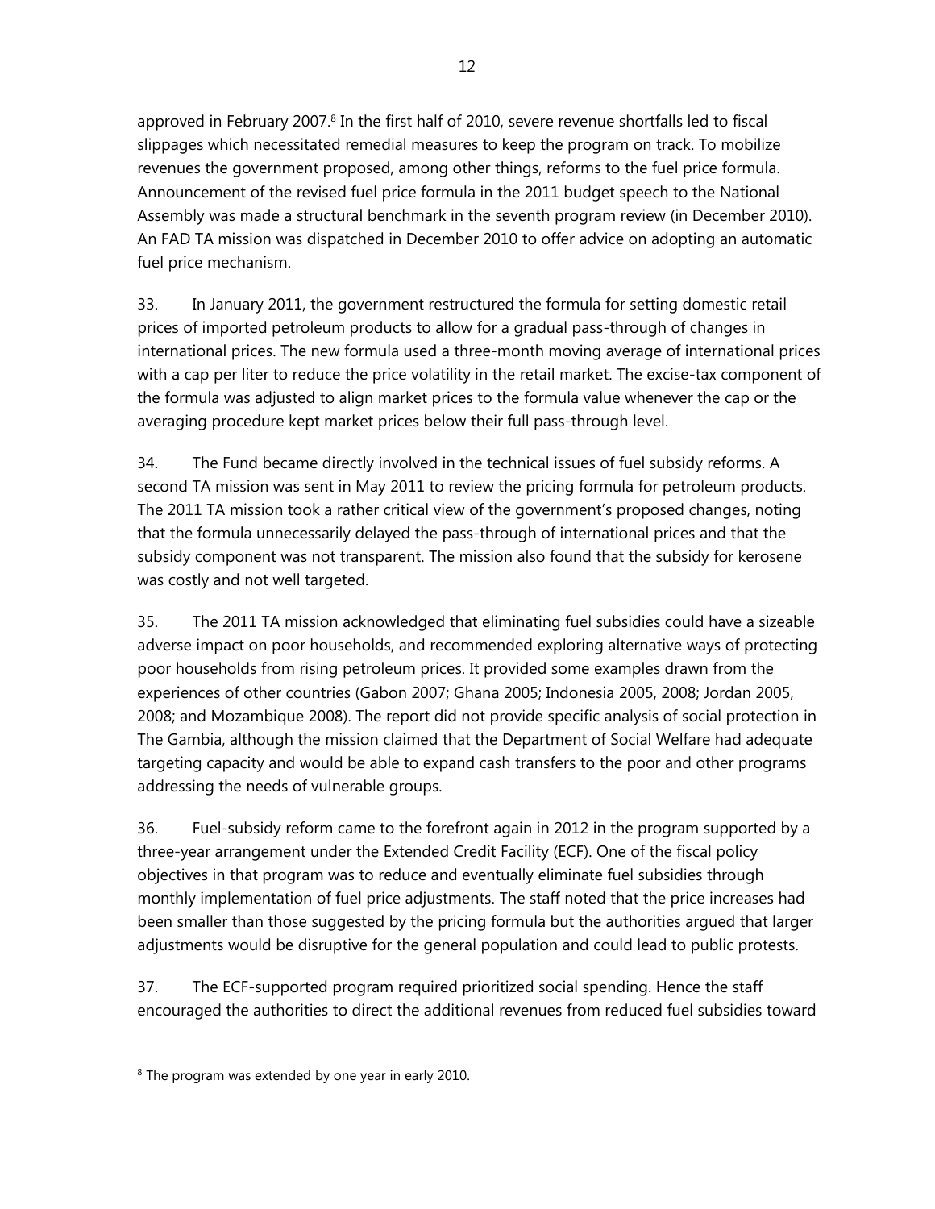approved in February 2007.[8] In the first half of 2010, severe revenue shortfalls led to fiscal slippages which necessitated remedial measures to keep the program on track. To mobilize revenues the government proposed, among other things, reforms to the fuel price formula. Announcement of the revised fuel price formula in the 2011 budget speech to the National Assembly was made a structural benchmark in the seventh program review (in December 2010). An FAD TA mission was dispatched in December 2010 to offer advice on adopting an automatic fuel price mechanism.

33. In January 2011, the government restructured the formula for setting domestic retail prices of imported petroleum products to allow for a gradual pass-through of changes in international prices. The new formula used a three-month moving average of international prices with a cap per liter to reduce the price volatility in the retail market. The excise-tax component of the formula was adjusted to align market prices to the formula value whenever the cap or the averaging procedure kept market prices below their full pass-through level.

34. The Fund became directly involved in the technical issues of fuel subsidy reforms. A second TA mission was sent in May 2011 to review the pricing formula for petroleum products. The 2011 TA mission took a rather critical view of the government's proposed changes, noting that the formula unnecessarily delayed the pass-through of international prices and that the subsidy component was not transparent. The mission also found that the subsidy for kerosene was costly and not well targeted.

35. The 2011 TA mission acknowledged that eliminating fuel subsidies could have a sizeable adverse impact on poor households, and recommended exploring alternative ways of protecting poor households from rising petroleum prices. It provided some examples drawn from the experiences of other countries (Gabon 2007; Ghana 2005; Indonesia 2005, 2008; Jordan 2005, 2008; and Mozambique 2008). The report did not provide specific analysis of social protection in The Gambia, although the mission claimed that the Department of Social Welfare had adequate targeting capacity and would be able to expand cash transfers to the poor and other programs addressing the needs of vulnerable groups.

36. Fuel-subsidy reform came to the forefront again in 2012 in the program supported by a three-year arrangement under the Extended Credit Facility (ECF). One of the fiscal policy objectives in that program was to reduce and eventually eliminate fuel subsidies through monthly implementation of fuel price adjustments. The staff noted that the price increases had been smaller than those suggested by the pricing formula but the authorities argued that larger adjustments would be disruptive for the general population and could lead to public protests.

37. The ECF-supported program required prioritized social spending. Hence the staff encouraged the authorities to direct the additional revenues from reduced fuel subsidies toward

---

[8] The program was extended by one year in early 2010.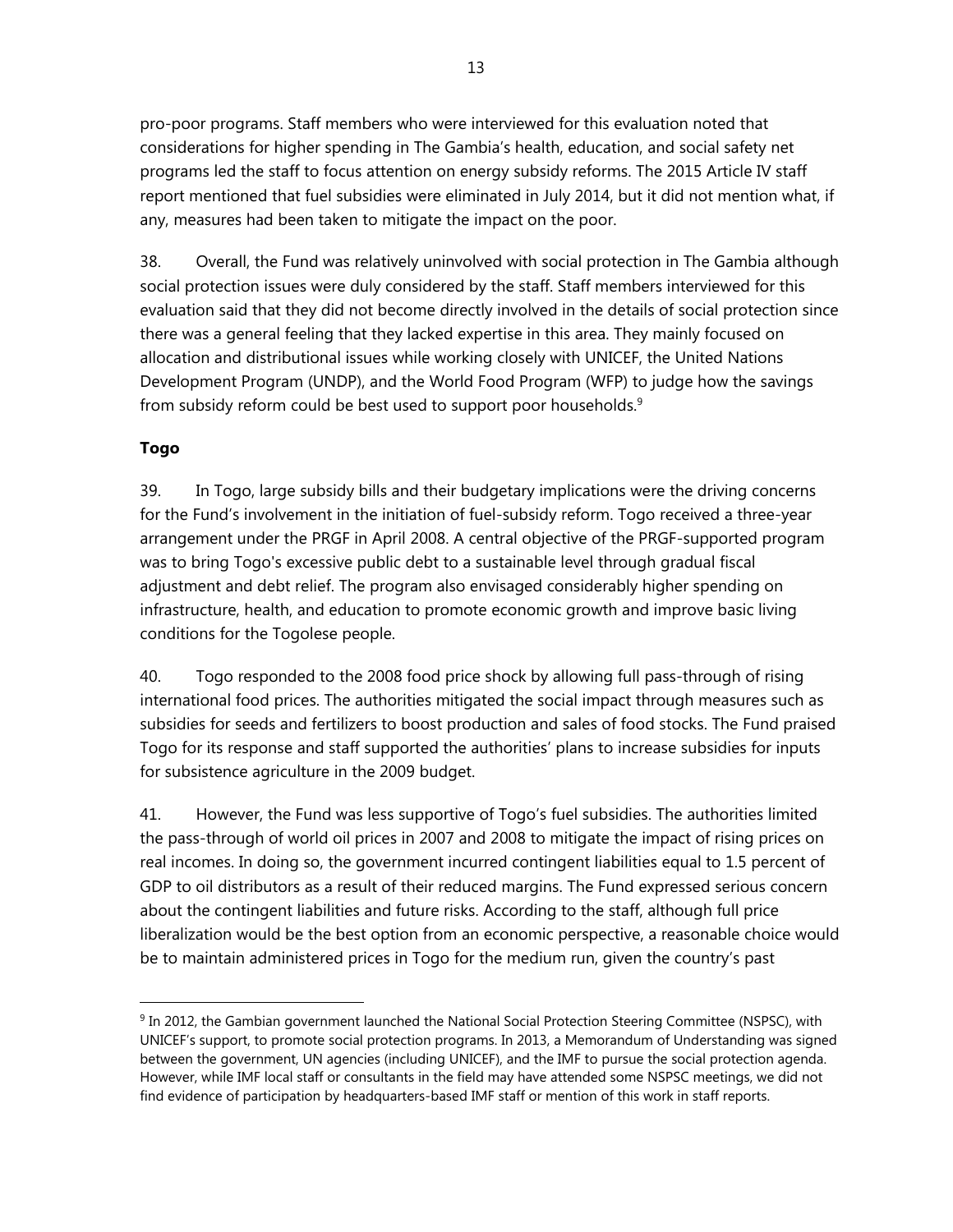pro-poor programs. Staff members who were interviewed for this evaluation noted that considerations for higher spending in The Gambia's health, education, and social safety net programs led the staff to focus attention on energy subsidy reforms. The 2015 Article IV staff report mentioned that fuel subsidies were eliminated in July 2014, but it did not mention what, if any, measures had been taken to mitigate the impact on the poor.

38. Overall, the Fund was relatively uninvolved with social protection in The Gambia although social protection issues were duly considered by the staff. Staff members interviewed for this evaluation said that they did not become directly involved in the details of social protection since there was a general feeling that they lacked expertise in this area. They mainly focused on allocation and distributional issues while working closely with UNICEF, the United Nations Development Program (UNDP), and the World Food Program (WFP) to judge how the savings from subsidy reform could be best used to support poor households.[9]

**Togo**

39. In Togo, large subsidy bills and their budgetary implications were the driving concerns for the Fund's involvement in the initiation of fuel-subsidy reform. Togo received a three-year arrangement under the PRGF in April 2008. A central objective of the PRGF-supported program was to bring Togo's excessive public debt to a sustainable level through gradual fiscal adjustment and debt relief. The program also envisaged considerably higher spending on infrastructure, health, and education to promote economic growth and improve basic living conditions for the Togolese people.

40. Togo responded to the 2008 food price shock by allowing full pass-through of rising international food prices. The authorities mitigated the social impact through measures such as subsidies for seeds and fertilizers to boost production and sales of food stocks. The Fund praised Togo for its response and staff supported the authorities' plans to increase subsidies for inputs for subsistence agriculture in the 2009 budget.

41. However, the Fund was less supportive of Togo's fuel subsidies. The authorities limited the pass-through of world oil prices in 2007 and 2008 to mitigate the impact of rising prices on real incomes. In doing so, the government incurred contingent liabilities equal to 1.5 percent of GDP to oil distributors as a result of their reduced margins. The Fund expressed serious concern about the contingent liabilities and future risks. According to the staff, although full price liberalization would be the best option from an economic perspective, a reasonable choice would be to maintain administered prices in Togo for the medium run, given the country's past

[9] In 2012, the Gambian government launched the National Social Protection Steering Committee (NSPSC), with UNICEF's support, to promote social protection programs. In 2013, a Memorandum of Understanding was signed between the government, UN agencies (including UNICEF), and the IMF to pursue the social protection agenda. However, while IMF local staff or consultants in the field may have attended some NSPSC meetings, we did not find evidence of participation by headquarters-based IMF staff or mention of this work in staff reports.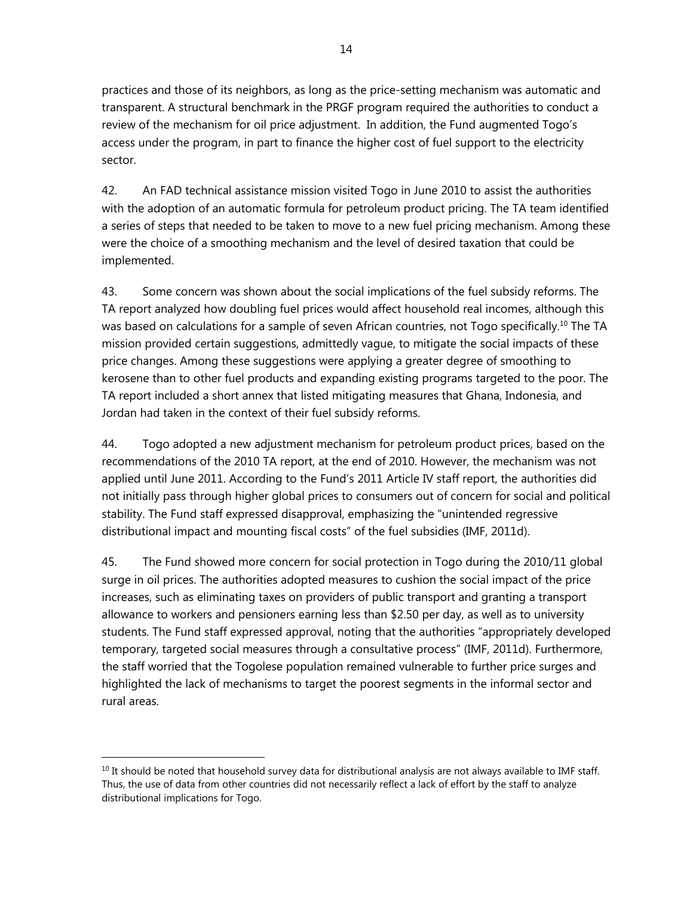practices and those of its neighbors, as long as the price-setting mechanism was automatic and transparent. A structural benchmark in the PRGF program required the authorities to conduct a review of the mechanism for oil price adjustment. In addition, the Fund augmented Togo's access under the program, in part to finance the higher cost of fuel support to the electricity sector.

42. An FAD technical assistance mission visited Togo in June 2010 to assist the authorities with the adoption of an automatic formula for petroleum product pricing. The TA team identified a series of steps that needed to be taken to move to a new fuel pricing mechanism. Among these were the choice of a smoothing mechanism and the level of desired taxation that could be implemented.

43. Some concern was shown about the social implications of the fuel subsidy reforms. The TA report analyzed how doubling fuel prices would affect household real incomes, although this was based on calculations for a sample of seven African countries, not Togo specifically.[10] The TA mission provided certain suggestions, admittedly vague, to mitigate the social impacts of these price changes. Among these suggestions were applying a greater degree of smoothing to kerosene than to other fuel products and expanding existing programs targeted to the poor. The TA report included a short annex that listed mitigating measures that Ghana, Indonesia, and Jordan had taken in the context of their fuel subsidy reforms.

44. Togo adopted a new adjustment mechanism for petroleum product prices, based on the recommendations of the 2010 TA report, at the end of 2010. However, the mechanism was not applied until June 2011. According to the Fund's 2011 Article IV staff report, the authorities did not initially pass through higher global prices to consumers out of concern for social and political stability. The Fund staff expressed disapproval, emphasizing the "unintended regressive distributional impact and mounting fiscal costs" of the fuel subsidies (IMF, 2011d).

45. The Fund showed more concern for social protection in Togo during the 2010/11 global surge in oil prices. The authorities adopted measures to cushion the social impact of the price increases, such as eliminating taxes on providers of public transport and granting a transport allowance to workers and pensioners earning less than $2.50 per day, as well as to university students. The Fund staff expressed approval, noting that the authorities "appropriately developed temporary, targeted social measures through a consultative process" (IMF, 2011d). Furthermore, the staff worried that the Togolese population remained vulnerable to further price surges and highlighted the lack of mechanisms to target the poorest segments in the informal sector and rural areas.

[10] It should be noted that household survey data for distributional analysis are not always available to IMF staff. Thus, the use of data from other countries did not necessarily reflect a lack of effort by the staff to analyze distributional implications for Togo.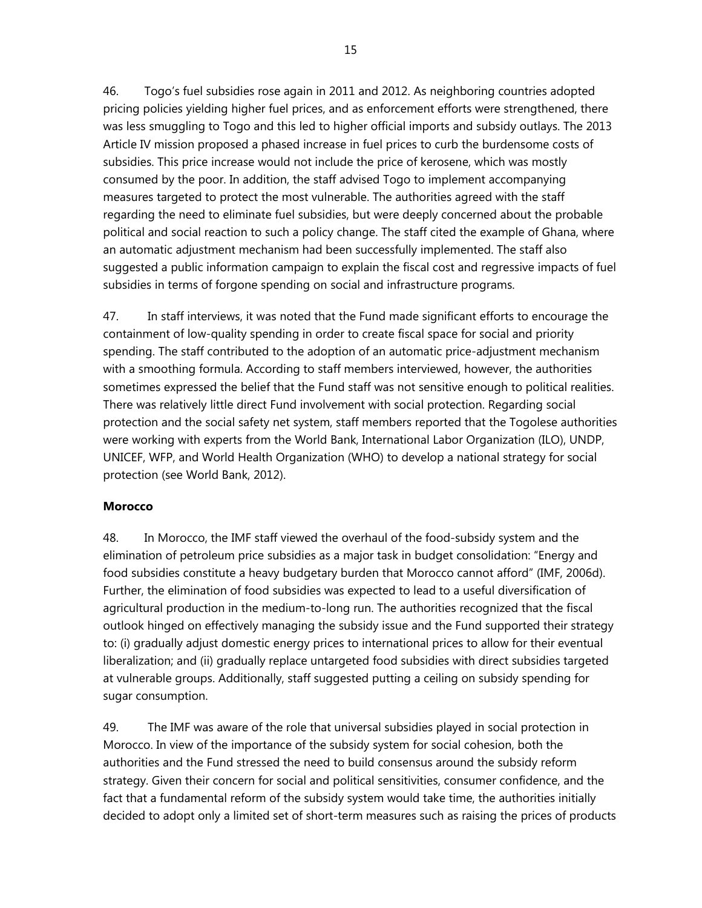46. Togo's fuel subsidies rose again in 2011 and 2012. As neighboring countries adopted pricing policies yielding higher fuel prices, and as enforcement efforts were strengthened, there was less smuggling to Togo and this led to higher official imports and subsidy outlays. The 2013 Article IV mission proposed a phased increase in fuel prices to curb the burdensome costs of subsidies. This price increase would not include the price of kerosene, which was mostly consumed by the poor. In addition, the staff advised Togo to implement accompanying measures targeted to protect the most vulnerable. The authorities agreed with the staff regarding the need to eliminate fuel subsidies, but were deeply concerned about the probable political and social reaction to such a policy change. The staff cited the example of Ghana, where an automatic adjustment mechanism had been successfully implemented. The staff also suggested a public information campaign to explain the fiscal cost and regressive impacts of fuel subsidies in terms of forgone spending on social and infrastructure programs.

47. In staff interviews, it was noted that the Fund made significant efforts to encourage the containment of low-quality spending in order to create fiscal space for social and priority spending. The staff contributed to the adoption of an automatic price-adjustment mechanism with a smoothing formula. According to staff members interviewed, however, the authorities sometimes expressed the belief that the Fund staff was not sensitive enough to political realities. There was relatively little direct Fund involvement with social protection. Regarding social protection and the social safety net system, staff members reported that the Togolese authorities were working with experts from the World Bank, International Labor Organization (ILO), UNDP, UNICEF, WFP, and World Health Organization (WHO) to develop a national strategy for social protection (see World Bank, 2012).

**Morocco**

48. In Morocco, the IMF staff viewed the overhaul of the food-subsidy system and the elimination of petroleum price subsidies as a major task in budget consolidation: "Energy and food subsidies constitute a heavy budgetary burden that Morocco cannot afford" (IMF, 2006d). Further, the elimination of food subsidies was expected to lead to a useful diversification of agricultural production in the medium-to-long run. The authorities recognized that the fiscal outlook hinged on effectively managing the subsidy issue and the Fund supported their strategy to: (i) gradually adjust domestic energy prices to international prices to allow for their eventual liberalization; and (ii) gradually replace untargeted food subsidies with direct subsidies targeted at vulnerable groups. Additionally, staff suggested putting a ceiling on subsidy spending for sugar consumption.

49. The IMF was aware of the role that universal subsidies played in social protection in Morocco. In view of the importance of the subsidy system for social cohesion, both the authorities and the Fund stressed the need to build consensus around the subsidy reform strategy. Given their concern for social and political sensitivities, consumer confidence, and the fact that a fundamental reform of the subsidy system would take time, the authorities initially decided to adopt only a limited set of short-term measures such as raising the prices of products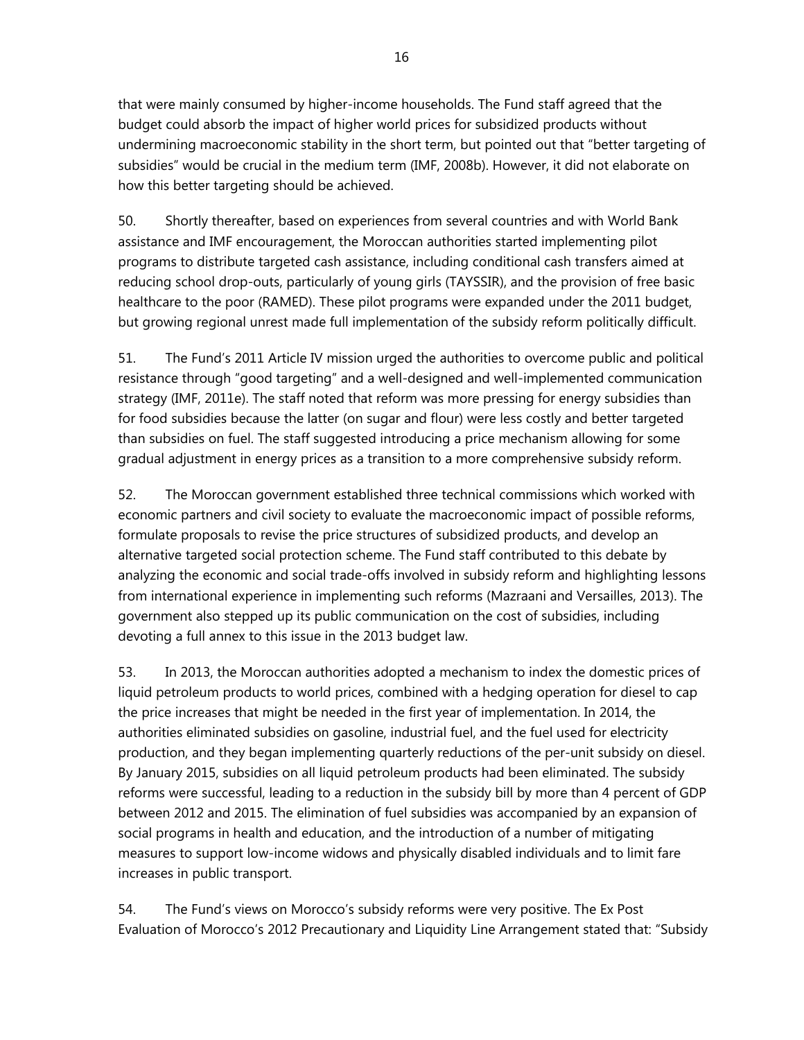that were mainly consumed by higher-income households. The Fund staff agreed that the budget could absorb the impact of higher world prices for subsidized products without undermining macroeconomic stability in the short term, but pointed out that "better targeting of subsidies" would be crucial in the medium term (IMF, 2008b). However, it did not elaborate on how this better targeting should be achieved.

50. Shortly thereafter, based on experiences from several countries and with World Bank assistance and IMF encouragement, the Moroccan authorities started implementing pilot programs to distribute targeted cash assistance, including conditional cash transfers aimed at reducing school drop-outs, particularly of young girls (TAYSSIR), and the provision of free basic healthcare to the poor (RAMED). These pilot programs were expanded under the 2011 budget, but growing regional unrest made full implementation of the subsidy reform politically difficult.

51. The Fund's 2011 Article IV mission urged the authorities to overcome public and political resistance through "good targeting" and a well-designed and well-implemented communication strategy (IMF, 2011e). The staff noted that reform was more pressing for energy subsidies than for food subsidies because the latter (on sugar and flour) were less costly and better targeted than subsidies on fuel. The staff suggested introducing a price mechanism allowing for some gradual adjustment in energy prices as a transition to a more comprehensive subsidy reform.

52. The Moroccan government established three technical commissions which worked with economic partners and civil society to evaluate the macroeconomic impact of possible reforms, formulate proposals to revise the price structures of subsidized products, and develop an alternative targeted social protection scheme. The Fund staff contributed to this debate by analyzing the economic and social trade-offs involved in subsidy reform and highlighting lessons from international experience in implementing such reforms (Mazraani and Versailles, 2013). The government also stepped up its public communication on the cost of subsidies, including devoting a full annex to this issue in the 2013 budget law.

53. In 2013, the Moroccan authorities adopted a mechanism to index the domestic prices of liquid petroleum products to world prices, combined with a hedging operation for diesel to cap the price increases that might be needed in the first year of implementation. In 2014, the authorities eliminated subsidies on gasoline, industrial fuel, and the fuel used for electricity production, and they began implementing quarterly reductions of the per-unit subsidy on diesel. By January 2015, subsidies on all liquid petroleum products had been eliminated. The subsidy reforms were successful, leading to a reduction in the subsidy bill by more than 4 percent of GDP between 2012 and 2015. The elimination of fuel subsidies was accompanied by an expansion of social programs in health and education, and the introduction of a number of mitigating measures to support low-income widows and physically disabled individuals and to limit fare increases in public transport.

54. The Fund's views on Morocco's subsidy reforms were very positive. The Ex Post Evaluation of Morocco's 2012 Precautionary and Liquidity Line Arrangement stated that: "Subsidy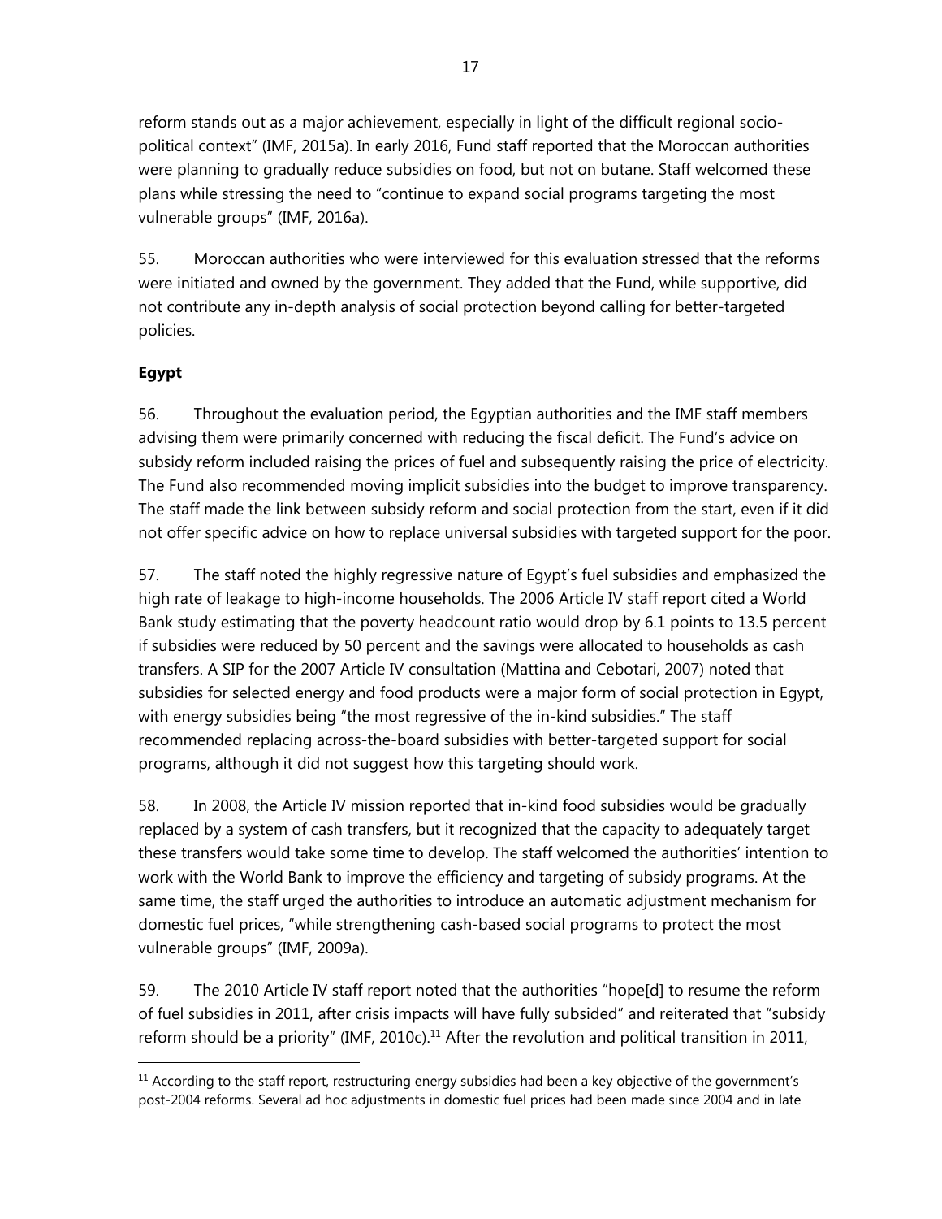reform stands out as a major achievement, especially in light of the difficult regional socio-political context" (IMF, 2015a). In early 2016, Fund staff reported that the Moroccan authorities were planning to gradually reduce subsidies on food, but not on butane. Staff welcomed these plans while stressing the need to "continue to expand social programs targeting the most vulnerable groups" (IMF, 2016a).

55. Moroccan authorities who were interviewed for this evaluation stressed that the reforms were initiated and owned by the government. They added that the Fund, while supportive, did not contribute any in-depth analysis of social protection beyond calling for better-targeted policies.

**Egypt**

56. Throughout the evaluation period, the Egyptian authorities and the IMF staff members advising them were primarily concerned with reducing the fiscal deficit. The Fund's advice on subsidy reform included raising the prices of fuel and subsequently raising the price of electricity. The Fund also recommended moving implicit subsidies into the budget to improve transparency. The staff made the link between subsidy reform and social protection from the start, even if it did not offer specific advice on how to replace universal subsidies with targeted support for the poor.

57. The staff noted the highly regressive nature of Egypt's fuel subsidies and emphasized the high rate of leakage to high-income households. The 2006 Article IV staff report cited a World Bank study estimating that the poverty headcount ratio would drop by 6.1 points to 13.5 percent if subsidies were reduced by 50 percent and the savings were allocated to households as cash transfers. A SIP for the 2007 Article IV consultation (Mattina and Cebotari, 2007) noted that subsidies for selected energy and food products were a major form of social protection in Egypt, with energy subsidies being "the most regressive of the in-kind subsidies." The staff recommended replacing across-the-board subsidies with better-targeted support for social programs, although it did not suggest how this targeting should work.

58. In 2008, the Article IV mission reported that in-kind food subsidies would be gradually replaced by a system of cash transfers, but it recognized that the capacity to adequately target these transfers would take some time to develop. The staff welcomed the authorities' intention to work with the World Bank to improve the efficiency and targeting of subsidy programs. At the same time, the staff urged the authorities to introduce an automatic adjustment mechanism for domestic fuel prices, "while strengthening cash-based social programs to protect the most vulnerable groups" (IMF, 2009a).

59. The 2010 Article IV staff report noted that the authorities "hope[d] to resume the reform of fuel subsidies in 2011, after crisis impacts will have fully subsided" and reiterated that "subsidy reform should be a priority" (IMF, 2010c).[11] After the revolution and political transition in 2011,

---

[11] According to the staff report, restructuring energy subsidies had been a key objective of the government's post-2004 reforms. Several ad hoc adjustments in domestic fuel prices had been made since 2004 and in late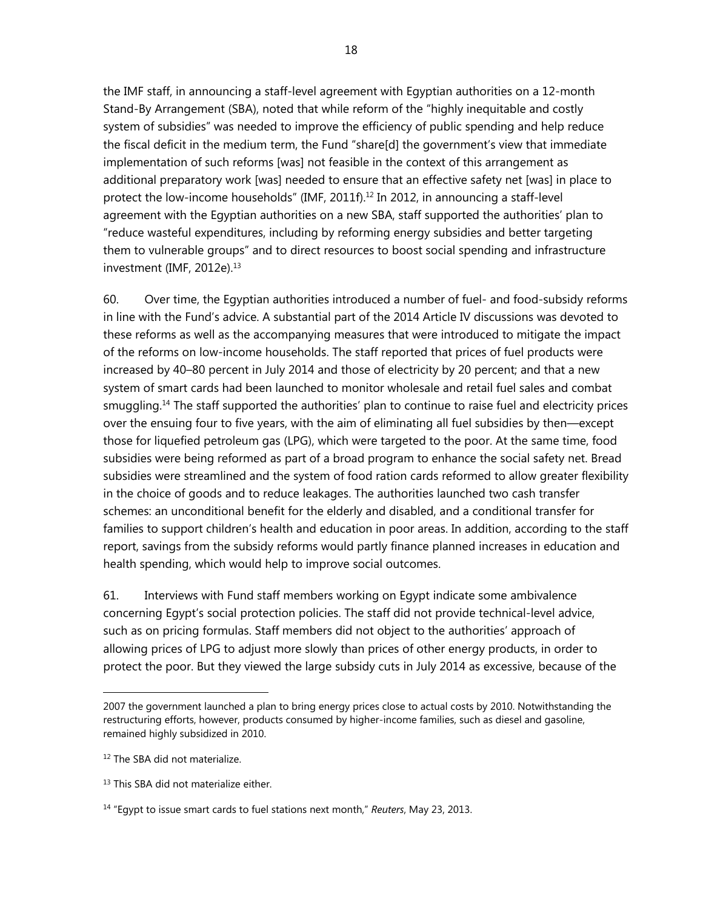the IMF staff, in announcing a staff-level agreement with Egyptian authorities on a 12-month Stand-By Arrangement (SBA), noted that while reform of the "highly inequitable and costly system of subsidies" was needed to improve the efficiency of public spending and help reduce the fiscal deficit in the medium term, the Fund "share[d] the government's view that immediate implementation of such reforms [was] not feasible in the context of this arrangement as additional preparatory work [was] needed to ensure that an effective safety net [was] in place to protect the low-income households" (IMF, 2011f).[12] In 2012, in announcing a staff-level agreement with the Egyptian authorities on a new SBA, staff supported the authorities' plan to "reduce wasteful expenditures, including by reforming energy subsidies and better targeting them to vulnerable groups" and to direct resources to boost social spending and infrastructure investment (IMF, 2012e).[13]

60. Over time, the Egyptian authorities introduced a number of fuel- and food-subsidy reforms in line with the Fund's advice. A substantial part of the 2014 Article IV discussions was devoted to these reforms as well as the accompanying measures that were introduced to mitigate the impact of the reforms on low-income households. The staff reported that prices of fuel products were increased by 40–80 percent in July 2014 and those of electricity by 20 percent; and that a new system of smart cards had been launched to monitor wholesale and retail fuel sales and combat smuggling.[14] The staff supported the authorities' plan to continue to raise fuel and electricity prices over the ensuing four to five years, with the aim of eliminating all fuel subsidies by then—except those for liquefied petroleum gas (LPG), which were targeted to the poor. At the same time, food subsidies were being reformed as part of a broad program to enhance the social safety net. Bread subsidies were streamlined and the system of food ration cards reformed to allow greater flexibility in the choice of goods and to reduce leakages. The authorities launched two cash transfer schemes: an unconditional benefit for the elderly and disabled, and a conditional transfer for families to support children's health and education in poor areas. In addition, according to the staff report, savings from the subsidy reforms would partly finance planned increases in education and health spending, which would help to improve social outcomes.

61. Interviews with Fund staff members working on Egypt indicate some ambivalence concerning Egypt's social protection policies. The staff did not provide technical-level advice, such as on pricing formulas. Staff members did not object to the authorities' approach of allowing prices of LPG to adjust more slowly than prices of other energy products, in order to protect the poor. But they viewed the large subsidy cuts in July 2014 as excessive, because of the

---

2007 the government launched a plan to bring energy prices close to actual costs by 2010. Notwithstanding the restructuring efforts, however, products consumed by higher-income families, such as diesel and gasoline, remained highly subsidized in 2010.

[12] The SBA did not materialize.

[13] This SBA did not materialize either.

[14] "Egypt to issue smart cards to fuel stations next month," *Reuters*, May 23, 2013.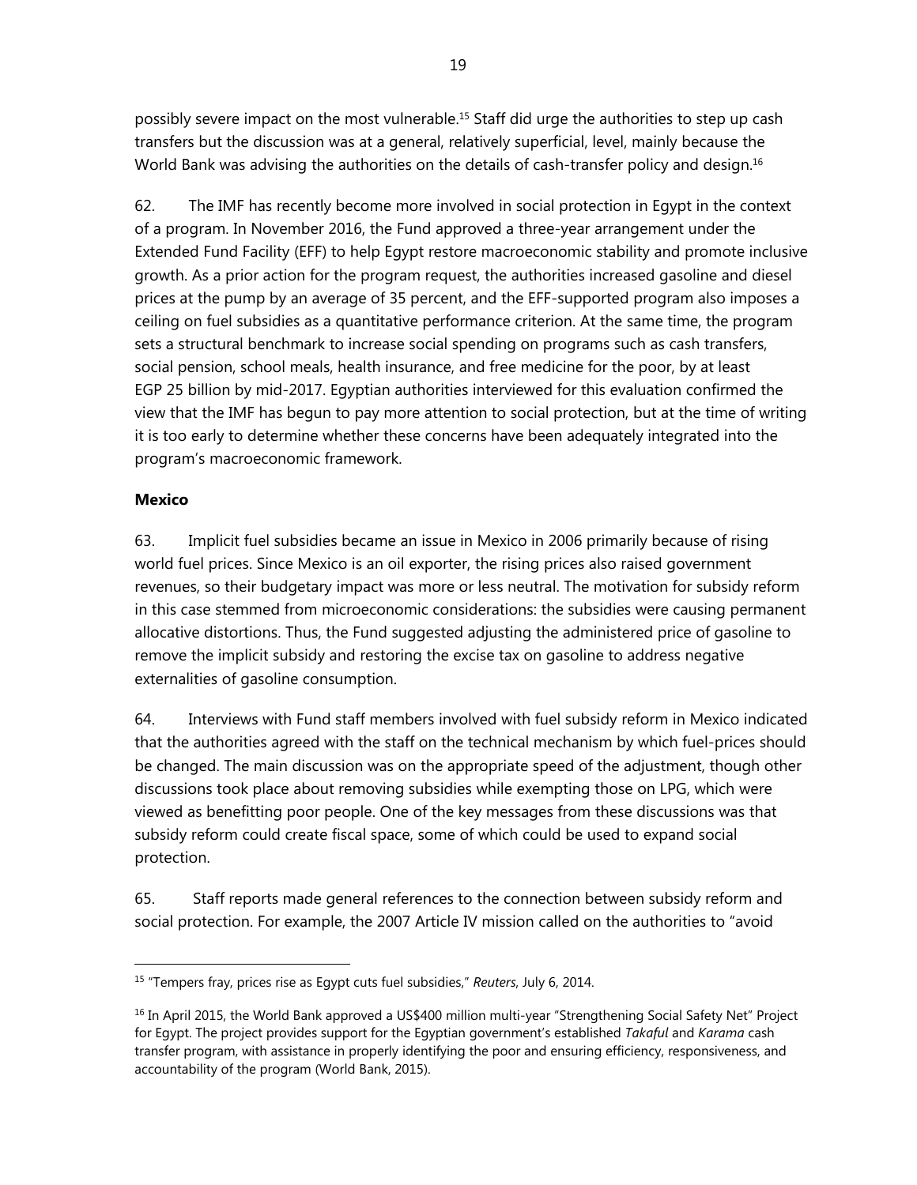possibly severe impact on the most vulnerable.[15] Staff did urge the authorities to step up cash transfers but the discussion was at a general, relatively superficial, level, mainly because the World Bank was advising the authorities on the details of cash-transfer policy and design.[16]

62. The IMF has recently become more involved in social protection in Egypt in the context of a program. In November 2016, the Fund approved a three-year arrangement under the Extended Fund Facility (EFF) to help Egypt restore macroeconomic stability and promote inclusive growth. As a prior action for the program request, the authorities increased gasoline and diesel prices at the pump by an average of 35 percent, and the EFF-supported program also imposes a ceiling on fuel subsidies as a quantitative performance criterion. At the same time, the program sets a structural benchmark to increase social spending on programs such as cash transfers, social pension, school meals, health insurance, and free medicine for the poor, by at least EGP 25 billion by mid-2017. Egyptian authorities interviewed for this evaluation confirmed the view that the IMF has begun to pay more attention to social protection, but at the time of writing it is too early to determine whether these concerns have been adequately integrated into the program's macroeconomic framework.

**Mexico**

63. Implicit fuel subsidies became an issue in Mexico in 2006 primarily because of rising world fuel prices. Since Mexico is an oil exporter, the rising prices also raised government revenues, so their budgetary impact was more or less neutral. The motivation for subsidy reform in this case stemmed from microeconomic considerations: the subsidies were causing permanent allocative distortions. Thus, the Fund suggested adjusting the administered price of gasoline to remove the implicit subsidy and restoring the excise tax on gasoline to address negative externalities of gasoline consumption.

64. Interviews with Fund staff members involved with fuel subsidy reform in Mexico indicated that the authorities agreed with the staff on the technical mechanism by which fuel-prices should be changed. The main discussion was on the appropriate speed of the adjustment, though other discussions took place about removing subsidies while exempting those on LPG, which were viewed as benefitting poor people. One of the key messages from these discussions was that subsidy reform could create fiscal space, some of which could be used to expand social protection.

65. Staff reports made general references to the connection between subsidy reform and social protection. For example, the 2007 Article IV mission called on the authorities to "avoid

---

[15] "Tempers fray, prices rise as Egypt cuts fuel subsidies," *Reuters*, July 6, 2014.

[16] In April 2015, the World Bank approved a US$400 million multi-year "Strengthening Social Safety Net" Project for Egypt. The project provides support for the Egyptian government's established *Takaful* and *Karama* cash transfer program, with assistance in properly identifying the poor and ensuring efficiency, responsiveness, and accountability of the program (World Bank, 2015).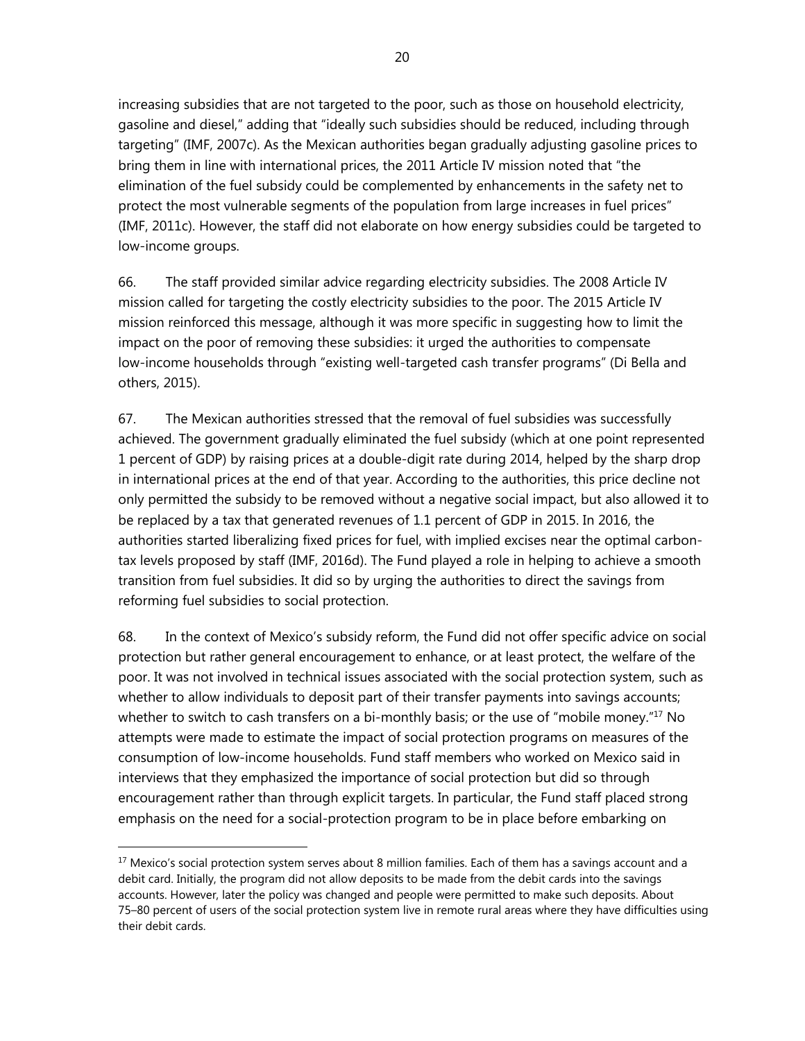increasing subsidies that are not targeted to the poor, such as those on household electricity, gasoline and diesel," adding that "ideally such subsidies should be reduced, including through targeting" (IMF, 2007c). As the Mexican authorities began gradually adjusting gasoline prices to bring them in line with international prices, the 2011 Article IV mission noted that "the elimination of the fuel subsidy could be complemented by enhancements in the safety net to protect the most vulnerable segments of the population from large increases in fuel prices" (IMF, 2011c). However, the staff did not elaborate on how energy subsidies could be targeted to low-income groups.

66. The staff provided similar advice regarding electricity subsidies. The 2008 Article IV mission called for targeting the costly electricity subsidies to the poor. The 2015 Article IV mission reinforced this message, although it was more specific in suggesting how to limit the impact on the poor of removing these subsidies: it urged the authorities to compensate low-income households through "existing well-targeted cash transfer programs" (Di Bella and others, 2015).

67. The Mexican authorities stressed that the removal of fuel subsidies was successfully achieved. The government gradually eliminated the fuel subsidy (which at one point represented 1 percent of GDP) by raising prices at a double-digit rate during 2014, helped by the sharp drop in international prices at the end of that year. According to the authorities, this price decline not only permitted the subsidy to be removed without a negative social impact, but also allowed it to be replaced by a tax that generated revenues of 1.1 percent of GDP in 2015. In 2016, the authorities started liberalizing fixed prices for fuel, with implied excises near the optimal carbon-tax levels proposed by staff (IMF, 2016d). The Fund played a role in helping to achieve a smooth transition from fuel subsidies. It did so by urging the authorities to direct the savings from reforming fuel subsidies to social protection.

68. In the context of Mexico's subsidy reform, the Fund did not offer specific advice on social protection but rather general encouragement to enhance, or at least protect, the welfare of the poor. It was not involved in technical issues associated with the social protection system, such as whether to allow individuals to deposit part of their transfer payments into savings accounts; whether to switch to cash transfers on a bi-monthly basis; or the use of "mobile money."[17] No attempts were made to estimate the impact of social protection programs on measures of the consumption of low-income households. Fund staff members who worked on Mexico said in interviews that they emphasized the importance of social protection but did so through encouragement rather than through explicit targets. In particular, the Fund staff placed strong emphasis on the need for a social-protection program to be in place before embarking on

---

[17] Mexico's social protection system serves about 8 million families. Each of them has a savings account and a debit card. Initially, the program did not allow deposits to be made from the debit cards into the savings accounts. However, later the policy was changed and people were permitted to make such deposits. About 75–80 percent of users of the social protection system live in remote rural areas where they have difficulties using their debit cards.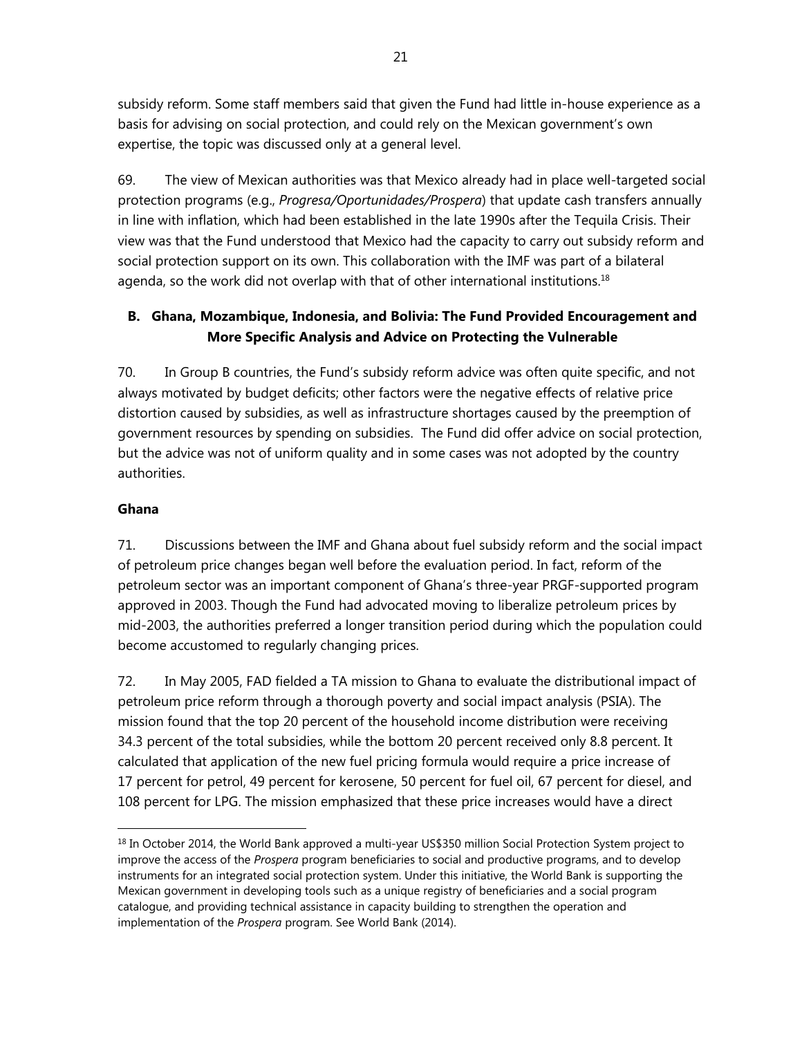subsidy reform. Some staff members said that given the Fund had little in-house experience as a basis for advising on social protection, and could rely on the Mexican government's own expertise, the topic was discussed only at a general level.

69. The view of Mexican authorities was that Mexico already had in place well-targeted social protection programs (e.g., *Progresa/Oportunidades/Prospera*) that update cash transfers annually in line with inflation, which had been established in the late 1990s after the Tequila Crisis. Their view was that the Fund understood that Mexico had the capacity to carry out subsidy reform and social protection support on its own. This collaboration with the IMF was part of a bilateral agenda, so the work did not overlap with that of other international institutions.[18]

### B. Ghana, Mozambique, Indonesia, and Bolivia: The Fund Provided Encouragement and More Specific Analysis and Advice on Protecting the Vulnerable

70. In Group B countries, the Fund's subsidy reform advice was often quite specific, and not always motivated by budget deficits; other factors were the negative effects of relative price distortion caused by subsidies, as well as infrastructure shortages caused by the preemption of government resources by spending on subsidies. The Fund did offer advice on social protection, but the advice was not of uniform quality and in some cases was not adopted by the country authorities.

**Ghana**

71. Discussions between the IMF and Ghana about fuel subsidy reform and the social impact of petroleum price changes began well before the evaluation period. In fact, reform of the petroleum sector was an important component of Ghana's three-year PRGF-supported program approved in 2003. Though the Fund had advocated moving to liberalize petroleum prices by mid-2003, the authorities preferred a longer transition period during which the population could become accustomed to regularly changing prices.

72. In May 2005, FAD fielded a TA mission to Ghana to evaluate the distributional impact of petroleum price reform through a thorough poverty and social impact analysis (PSIA). The mission found that the top 20 percent of the household income distribution were receiving 34.3 percent of the total subsidies, while the bottom 20 percent received only 8.8 percent. It calculated that application of the new fuel pricing formula would require a price increase of 17 percent for petrol, 49 percent for kerosene, 50 percent for fuel oil, 67 percent for diesel, and 108 percent for LPG. The mission emphasized that these price increases would have a direct

---

[18] In October 2014, the World Bank approved a multi-year US$350 million Social Protection System project to improve the access of the *Prospera* program beneficiaries to social and productive programs, and to develop instruments for an integrated social protection system. Under this initiative, the World Bank is supporting the Mexican government in developing tools such as a unique registry of beneficiaries and a social program catalogue, and providing technical assistance in capacity building to strengthen the operation and implementation of the *Prospera* program. See World Bank (2014).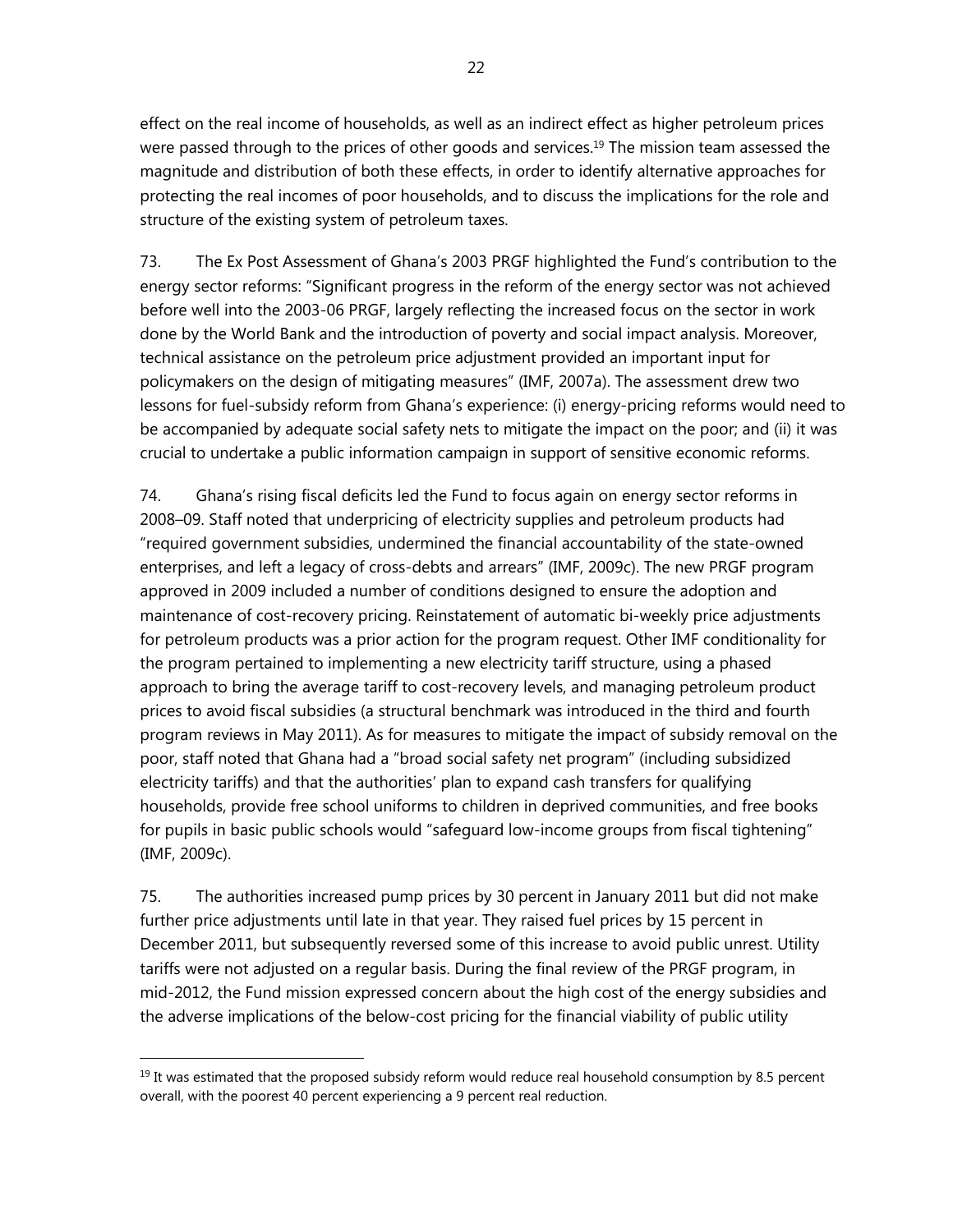effect on the real income of households, as well as an indirect effect as higher petroleum prices were passed through to the prices of other goods and services.[19] The mission team assessed the magnitude and distribution of both these effects, in order to identify alternative approaches for protecting the real incomes of poor households, and to discuss the implications for the role and structure of the existing system of petroleum taxes.

73. The Ex Post Assessment of Ghana's 2003 PRGF highlighted the Fund's contribution to the energy sector reforms: "Significant progress in the reform of the energy sector was not achieved before well into the 2003-06 PRGF, largely reflecting the increased focus on the sector in work done by the World Bank and the introduction of poverty and social impact analysis. Moreover, technical assistance on the petroleum price adjustment provided an important input for policymakers on the design of mitigating measures" (IMF, 2007a). The assessment drew two lessons for fuel-subsidy reform from Ghana's experience: (i) energy-pricing reforms would need to be accompanied by adequate social safety nets to mitigate the impact on the poor; and (ii) it was crucial to undertake a public information campaign in support of sensitive economic reforms.

74. Ghana's rising fiscal deficits led the Fund to focus again on energy sector reforms in 2008–09. Staff noted that underpricing of electricity supplies and petroleum products had "required government subsidies, undermined the financial accountability of the state-owned enterprises, and left a legacy of cross-debts and arrears" (IMF, 2009c). The new PRGF program approved in 2009 included a number of conditions designed to ensure the adoption and maintenance of cost-recovery pricing. Reinstatement of automatic bi-weekly price adjustments for petroleum products was a prior action for the program request. Other IMF conditionality for the program pertained to implementing a new electricity tariff structure, using a phased approach to bring the average tariff to cost-recovery levels, and managing petroleum product prices to avoid fiscal subsidies (a structural benchmark was introduced in the third and fourth program reviews in May 2011). As for measures to mitigate the impact of subsidy removal on the poor, staff noted that Ghana had a "broad social safety net program" (including subsidized electricity tariffs) and that the authorities' plan to expand cash transfers for qualifying households, provide free school uniforms to children in deprived communities, and free books for pupils in basic public schools would "safeguard low-income groups from fiscal tightening" (IMF, 2009c).

75. The authorities increased pump prices by 30 percent in January 2011 but did not make further price adjustments until late in that year. They raised fuel prices by 15 percent in December 2011, but subsequently reversed some of this increase to avoid public unrest. Utility tariffs were not adjusted on a regular basis. During the final review of the PRGF program, in mid-2012, the Fund mission expressed concern about the high cost of the energy subsidies and the adverse implications of the below-cost pricing for the financial viability of public utility

---

[19] It was estimated that the proposed subsidy reform would reduce real household consumption by 8.5 percent overall, with the poorest 40 percent experiencing a 9 percent real reduction.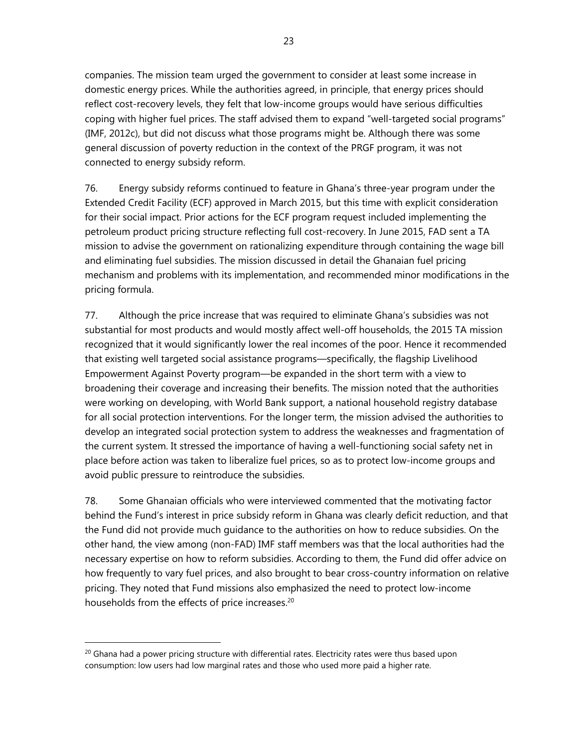companies. The mission team urged the government to consider at least some increase in domestic energy prices. While the authorities agreed, in principle, that energy prices should reflect cost-recovery levels, they felt that low-income groups would have serious difficulties coping with higher fuel prices. The staff advised them to expand "well-targeted social programs" (IMF, 2012c), but did not discuss what those programs might be. Although there was some general discussion of poverty reduction in the context of the PRGF program, it was not connected to energy subsidy reform.

76. Energy subsidy reforms continued to feature in Ghana's three-year program under the Extended Credit Facility (ECF) approved in March 2015, but this time with explicit consideration for their social impact. Prior actions for the ECF program request included implementing the petroleum product pricing structure reflecting full cost-recovery. In June 2015, FAD sent a TA mission to advise the government on rationalizing expenditure through containing the wage bill and eliminating fuel subsidies. The mission discussed in detail the Ghanaian fuel pricing mechanism and problems with its implementation, and recommended minor modifications in the pricing formula.

77. Although the price increase that was required to eliminate Ghana's subsidies was not substantial for most products and would mostly affect well-off households, the 2015 TA mission recognized that it would significantly lower the real incomes of the poor. Hence it recommended that existing well targeted social assistance programs—specifically, the flagship Livelihood Empowerment Against Poverty program—be expanded in the short term with a view to broadening their coverage and increasing their benefits. The mission noted that the authorities were working on developing, with World Bank support, a national household registry database for all social protection interventions. For the longer term, the mission advised the authorities to develop an integrated social protection system to address the weaknesses and fragmentation of the current system. It stressed the importance of having a well-functioning social safety net in place before action was taken to liberalize fuel prices, so as to protect low-income groups and avoid public pressure to reintroduce the subsidies.

78. Some Ghanaian officials who were interviewed commented that the motivating factor behind the Fund's interest in price subsidy reform in Ghana was clearly deficit reduction, and that the Fund did not provide much guidance to the authorities on how to reduce subsidies. On the other hand, the view among (non-FAD) IMF staff members was that the local authorities had the necessary expertise on how to reform subsidies. According to them, the Fund did offer advice on how frequently to vary fuel prices, and also brought to bear cross-country information on relative pricing. They noted that Fund missions also emphasized the need to protect low-income households from the effects of price increases.[20]

[20] Ghana had a power pricing structure with differential rates. Electricity rates were thus based upon consumption: low users had low marginal rates and those who used more paid a higher rate.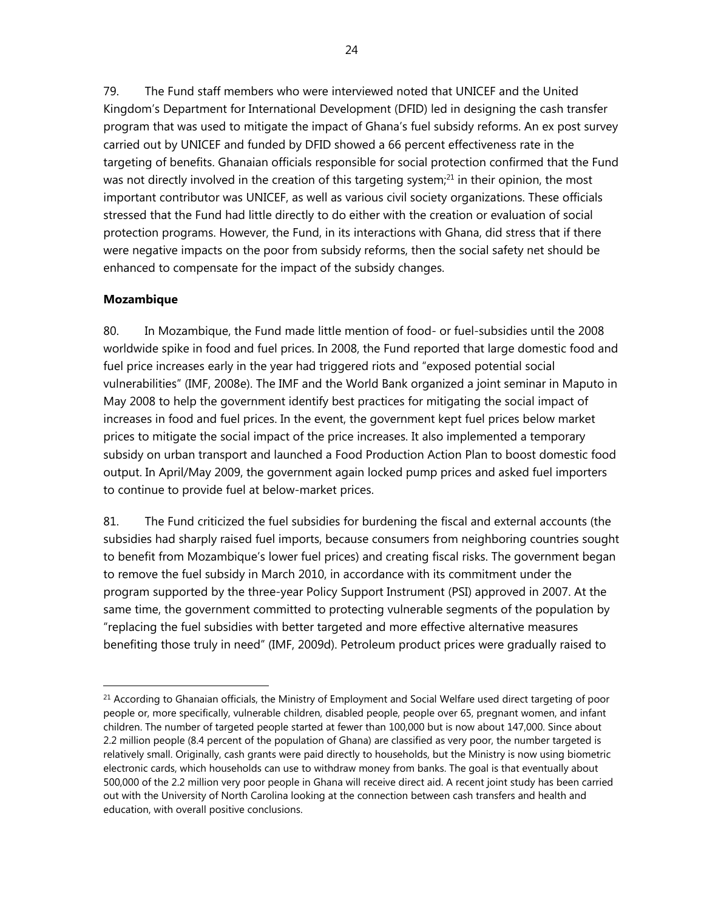79. The Fund staff members who were interviewed noted that UNICEF and the United Kingdom's Department for International Development (DFID) led in designing the cash transfer program that was used to mitigate the impact of Ghana's fuel subsidy reforms. An ex post survey carried out by UNICEF and funded by DFID showed a 66 percent effectiveness rate in the targeting of benefits. Ghanaian officials responsible for social protection confirmed that the Fund was not directly involved in the creation of this targeting system;[21] in their opinion, the most important contributor was UNICEF, as well as various civil society organizations. These officials stressed that the Fund had little directly to do either with the creation or evaluation of social protection programs. However, the Fund, in its interactions with Ghana, did stress that if there were negative impacts on the poor from subsidy reforms, then the social safety net should be enhanced to compensate for the impact of the subsidy changes.

**Mozambique**

80. In Mozambique, the Fund made little mention of food- or fuel-subsidies until the 2008 worldwide spike in food and fuel prices. In 2008, the Fund reported that large domestic food and fuel price increases early in the year had triggered riots and "exposed potential social vulnerabilities" (IMF, 2008e). The IMF and the World Bank organized a joint seminar in Maputo in May 2008 to help the government identify best practices for mitigating the social impact of increases in food and fuel prices. In the event, the government kept fuel prices below market prices to mitigate the social impact of the price increases. It also implemented a temporary subsidy on urban transport and launched a Food Production Action Plan to boost domestic food output. In April/May 2009, the government again locked pump prices and asked fuel importers to continue to provide fuel at below-market prices.

81. The Fund criticized the fuel subsidies for burdening the fiscal and external accounts (the subsidies had sharply raised fuel imports, because consumers from neighboring countries sought to benefit from Mozambique's lower fuel prices) and creating fiscal risks. The government began to remove the fuel subsidy in March 2010, in accordance with its commitment under the program supported by the three-year Policy Support Instrument (PSI) approved in 2007. At the same time, the government committed to protecting vulnerable segments of the population by "replacing the fuel subsidies with better targeted and more effective alternative measures benefiting those truly in need" (IMF, 2009d). Petroleum product prices were gradually raised to

---

[21] According to Ghanaian officials, the Ministry of Employment and Social Welfare used direct targeting of poor people or, more specifically, vulnerable children, disabled people, people over 65, pregnant women, and infant children. The number of targeted people started at fewer than 100,000 but is now about 147,000. Since about 2.2 million people (8.4 percent of the population of Ghana) are classified as very poor, the number targeted is relatively small. Originally, cash grants were paid directly to households, but the Ministry is now using biometric electronic cards, which households can use to withdraw money from banks. The goal is that eventually about 500,000 of the 2.2 million very poor people in Ghana will receive direct aid. A recent joint study has been carried out with the University of North Carolina looking at the connection between cash transfers and health and education, with overall positive conclusions.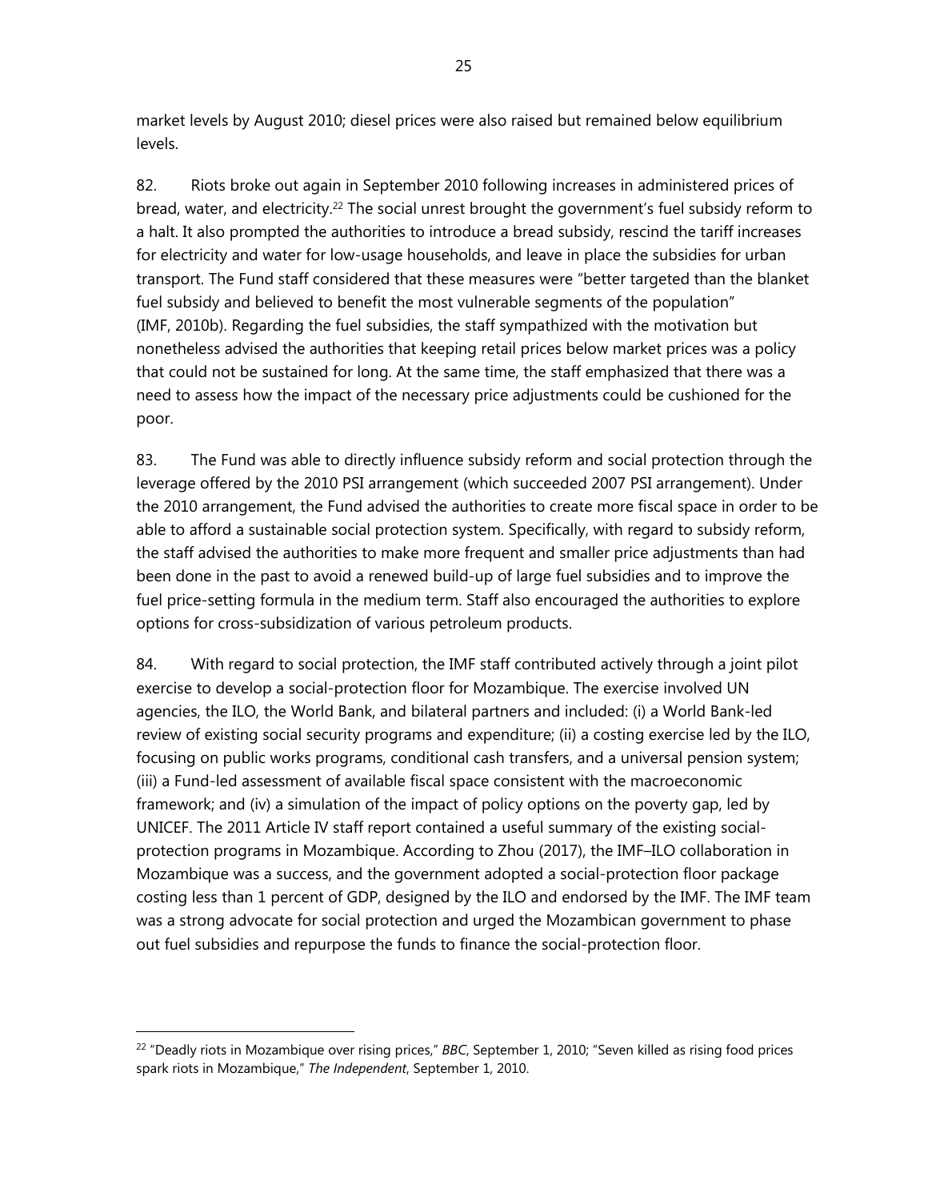market levels by August 2010; diesel prices were also raised but remained below equilibrium levels.

82. Riots broke out again in September 2010 following increases in administered prices of bread, water, and electricity.[22] The social unrest brought the government's fuel subsidy reform to a halt. It also prompted the authorities to introduce a bread subsidy, rescind the tariff increases for electricity and water for low-usage households, and leave in place the subsidies for urban transport. The Fund staff considered that these measures were "better targeted than the blanket fuel subsidy and believed to benefit the most vulnerable segments of the population" (IMF, 2010b). Regarding the fuel subsidies, the staff sympathized with the motivation but nonetheless advised the authorities that keeping retail prices below market prices was a policy that could not be sustained for long. At the same time, the staff emphasized that there was a need to assess how the impact of the necessary price adjustments could be cushioned for the poor.

83. The Fund was able to directly influence subsidy reform and social protection through the leverage offered by the 2010 PSI arrangement (which succeeded 2007 PSI arrangement). Under the 2010 arrangement, the Fund advised the authorities to create more fiscal space in order to be able to afford a sustainable social protection system. Specifically, with regard to subsidy reform, the staff advised the authorities to make more frequent and smaller price adjustments than had been done in the past to avoid a renewed build-up of large fuel subsidies and to improve the fuel price-setting formula in the medium term. Staff also encouraged the authorities to explore options for cross-subsidization of various petroleum products.

84. With regard to social protection, the IMF staff contributed actively through a joint pilot exercise to develop a social-protection floor for Mozambique. The exercise involved UN agencies, the ILO, the World Bank, and bilateral partners and included: (i) a World Bank-led review of existing social security programs and expenditure; (ii) a costing exercise led by the ILO, focusing on public works programs, conditional cash transfers, and a universal pension system; (iii) a Fund-led assessment of available fiscal space consistent with the macroeconomic framework; and (iv) a simulation of the impact of policy options on the poverty gap, led by UNICEF. The 2011 Article IV staff report contained a useful summary of the existing social-protection programs in Mozambique. According to Zhou (2017), the IMF–ILO collaboration in Mozambique was a success, and the government adopted a social-protection floor package costing less than 1 percent of GDP, designed by the ILO and endorsed by the IMF. The IMF team was a strong advocate for social protection and urged the Mozambican government to phase out fuel subsidies and repurpose the funds to finance the social-protection floor.

[22] "Deadly riots in Mozambique over rising prices," *BBC*, September 1, 2010; "Seven killed as rising food prices spark riots in Mozambique," *The Independent*, September 1, 2010.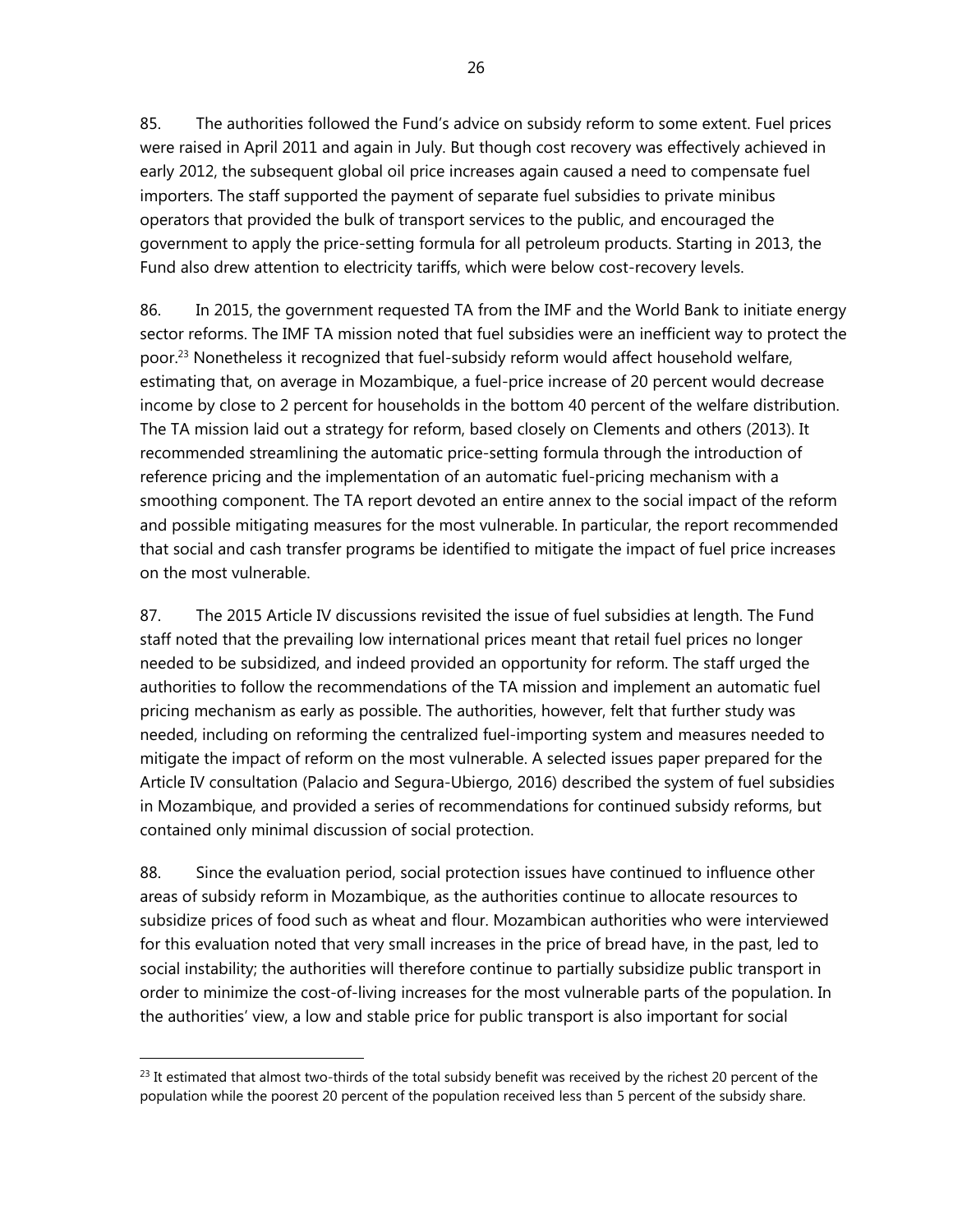85. The authorities followed the Fund's advice on subsidy reform to some extent. Fuel prices were raised in April 2011 and again in July. But though cost recovery was effectively achieved in early 2012, the subsequent global oil price increases again caused a need to compensate fuel importers. The staff supported the payment of separate fuel subsidies to private minibus operators that provided the bulk of transport services to the public, and encouraged the government to apply the price-setting formula for all petroleum products. Starting in 2013, the Fund also drew attention to electricity tariffs, which were below cost-recovery levels.

86. In 2015, the government requested TA from the IMF and the World Bank to initiate energy sector reforms. The IMF TA mission noted that fuel subsidies were an inefficient way to protect the poor.[23] Nonetheless it recognized that fuel-subsidy reform would affect household welfare, estimating that, on average in Mozambique, a fuel-price increase of 20 percent would decrease income by close to 2 percent for households in the bottom 40 percent of the welfare distribution. The TA mission laid out a strategy for reform, based closely on Clements and others (2013). It recommended streamlining the automatic price-setting formula through the introduction of reference pricing and the implementation of an automatic fuel-pricing mechanism with a smoothing component. The TA report devoted an entire annex to the social impact of the reform and possible mitigating measures for the most vulnerable. In particular, the report recommended that social and cash transfer programs be identified to mitigate the impact of fuel price increases on the most vulnerable.

87. The 2015 Article IV discussions revisited the issue of fuel subsidies at length. The Fund staff noted that the prevailing low international prices meant that retail fuel prices no longer needed to be subsidized, and indeed provided an opportunity for reform. The staff urged the authorities to follow the recommendations of the TA mission and implement an automatic fuel pricing mechanism as early as possible. The authorities, however, felt that further study was needed, including on reforming the centralized fuel-importing system and measures needed to mitigate the impact of reform on the most vulnerable. A selected issues paper prepared for the Article IV consultation (Palacio and Segura-Ubiergo, 2016) described the system of fuel subsidies in Mozambique, and provided a series of recommendations for continued subsidy reforms, but contained only minimal discussion of social protection.

88. Since the evaluation period, social protection issues have continued to influence other areas of subsidy reform in Mozambique, as the authorities continue to allocate resources to subsidize prices of food such as wheat and flour. Mozambican authorities who were interviewed for this evaluation noted that very small increases in the price of bread have, in the past, led to social instability; the authorities will therefore continue to partially subsidize public transport in order to minimize the cost-of-living increases for the most vulnerable parts of the population. In the authorities' view, a low and stable price for public transport is also important for social

[23] It estimated that almost two-thirds of the total subsidy benefit was received by the richest 20 percent of the population while the poorest 20 percent of the population received less than 5 percent of the subsidy share.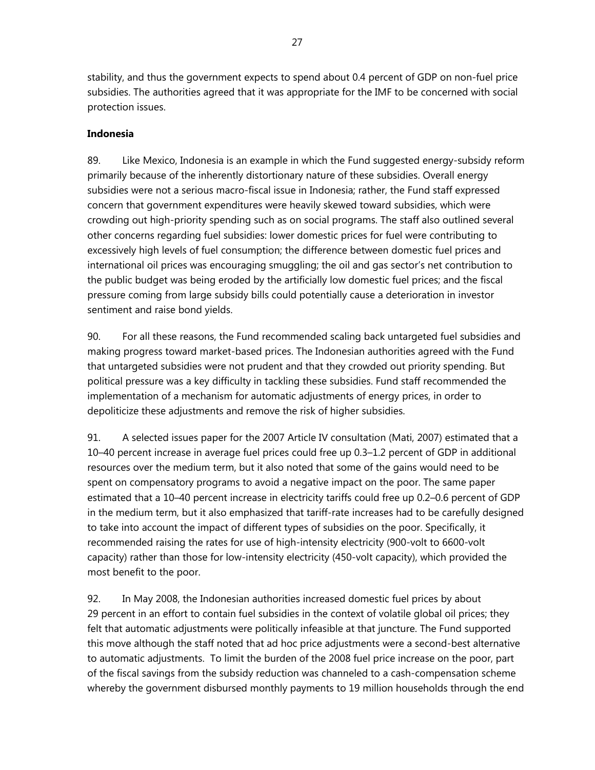stability, and thus the government expects to spend about 0.4 percent of GDP on non-fuel price subsidies. The authorities agreed that it was appropriate for the IMF to be concerned with social protection issues.

**Indonesia**

89. Like Mexico, Indonesia is an example in which the Fund suggested energy-subsidy reform primarily because of the inherently distortionary nature of these subsidies. Overall energy subsidies were not a serious macro-fiscal issue in Indonesia; rather, the Fund staff expressed concern that government expenditures were heavily skewed toward subsidies, which were crowding out high-priority spending such as on social programs. The staff also outlined several other concerns regarding fuel subsidies: lower domestic prices for fuel were contributing to excessively high levels of fuel consumption; the difference between domestic fuel prices and international oil prices was encouraging smuggling; the oil and gas sector's net contribution to the public budget was being eroded by the artificially low domestic fuel prices; and the fiscal pressure coming from large subsidy bills could potentially cause a deterioration in investor sentiment and raise bond yields.

90. For all these reasons, the Fund recommended scaling back untargeted fuel subsidies and making progress toward market-based prices. The Indonesian authorities agreed with the Fund that untargeted subsidies were not prudent and that they crowded out priority spending. But political pressure was a key difficulty in tackling these subsidies. Fund staff recommended the implementation of a mechanism for automatic adjustments of energy prices, in order to depoliticize these adjustments and remove the risk of higher subsidies.

91. A selected issues paper for the 2007 Article IV consultation (Mati, 2007) estimated that a 10–40 percent increase in average fuel prices could free up 0.3–1.2 percent of GDP in additional resources over the medium term, but it also noted that some of the gains would need to be spent on compensatory programs to avoid a negative impact on the poor. The same paper estimated that a 10–40 percent increase in electricity tariffs could free up 0.2–0.6 percent of GDP in the medium term, but it also emphasized that tariff-rate increases had to be carefully designed to take into account the impact of different types of subsidies on the poor. Specifically, it recommended raising the rates for use of high-intensity electricity (900-volt to 6600-volt capacity) rather than those for low-intensity electricity (450-volt capacity), which provided the most benefit to the poor.

92. In May 2008, the Indonesian authorities increased domestic fuel prices by about 29 percent in an effort to contain fuel subsidies in the context of volatile global oil prices; they felt that automatic adjustments were politically infeasible at that juncture. The Fund supported this move although the staff noted that ad hoc price adjustments were a second-best alternative to automatic adjustments. To limit the burden of the 2008 fuel price increase on the poor, part of the fiscal savings from the subsidy reduction was channeled to a cash-compensation scheme whereby the government disbursed monthly payments to 19 million households through the end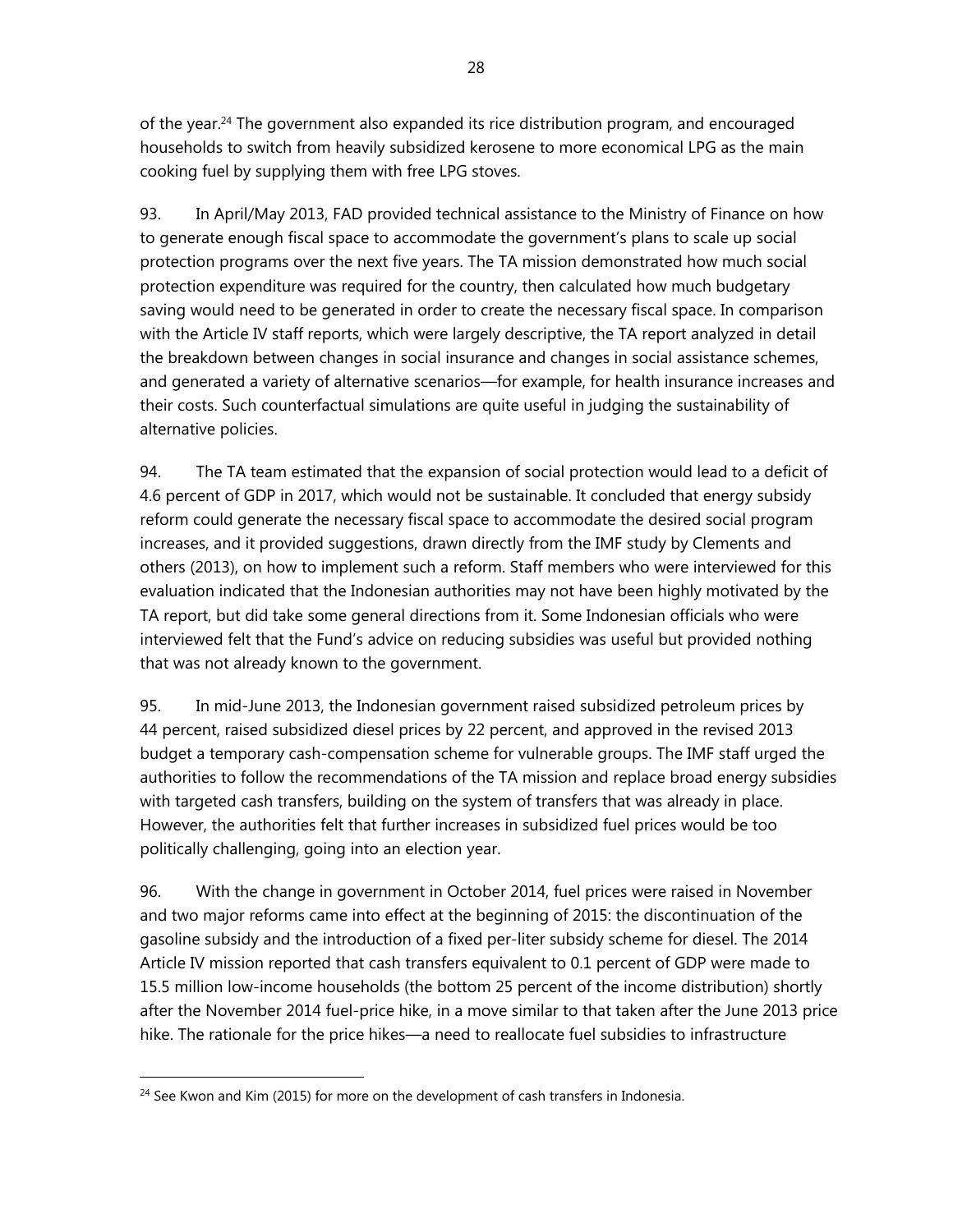of the year.[24] The government also expanded its rice distribution program, and encouraged households to switch from heavily subsidized kerosene to more economical LPG as the main cooking fuel by supplying them with free LPG stoves.

93. In April/May 2013, FAD provided technical assistance to the Ministry of Finance on how to generate enough fiscal space to accommodate the government's plans to scale up social protection programs over the next five years. The TA mission demonstrated how much social protection expenditure was required for the country, then calculated how much budgetary saving would need to be generated in order to create the necessary fiscal space. In comparison with the Article IV staff reports, which were largely descriptive, the TA report analyzed in detail the breakdown between changes in social insurance and changes in social assistance schemes, and generated a variety of alternative scenarios—for example, for health insurance increases and their costs. Such counterfactual simulations are quite useful in judging the sustainability of alternative policies.

94. The TA team estimated that the expansion of social protection would lead to a deficit of 4.6 percent of GDP in 2017, which would not be sustainable. It concluded that energy subsidy reform could generate the necessary fiscal space to accommodate the desired social program increases, and it provided suggestions, drawn directly from the IMF study by Clements and others (2013), on how to implement such a reform. Staff members who were interviewed for this evaluation indicated that the Indonesian authorities may not have been highly motivated by the TA report, but did take some general directions from it. Some Indonesian officials who were interviewed felt that the Fund's advice on reducing subsidies was useful but provided nothing that was not already known to the government.

95. In mid-June 2013, the Indonesian government raised subsidized petroleum prices by 44 percent, raised subsidized diesel prices by 22 percent, and approved in the revised 2013 budget a temporary cash-compensation scheme for vulnerable groups. The IMF staff urged the authorities to follow the recommendations of the TA mission and replace broad energy subsidies with targeted cash transfers, building on the system of transfers that was already in place. However, the authorities felt that further increases in subsidized fuel prices would be too politically challenging, going into an election year.

96. With the change in government in October 2014, fuel prices were raised in November and two major reforms came into effect at the beginning of 2015: the discontinuation of the gasoline subsidy and the introduction of a fixed per-liter subsidy scheme for diesel. The 2014 Article IV mission reported that cash transfers equivalent to 0.1 percent of GDP were made to 15.5 million low-income households (the bottom 25 percent of the income distribution) shortly after the November 2014 fuel-price hike, in a move similar to that taken after the June 2013 price hike. The rationale for the price hikes—a need to reallocate fuel subsidies to infrastructure

[24] See Kwon and Kim (2015) for more on the development of cash transfers in Indonesia.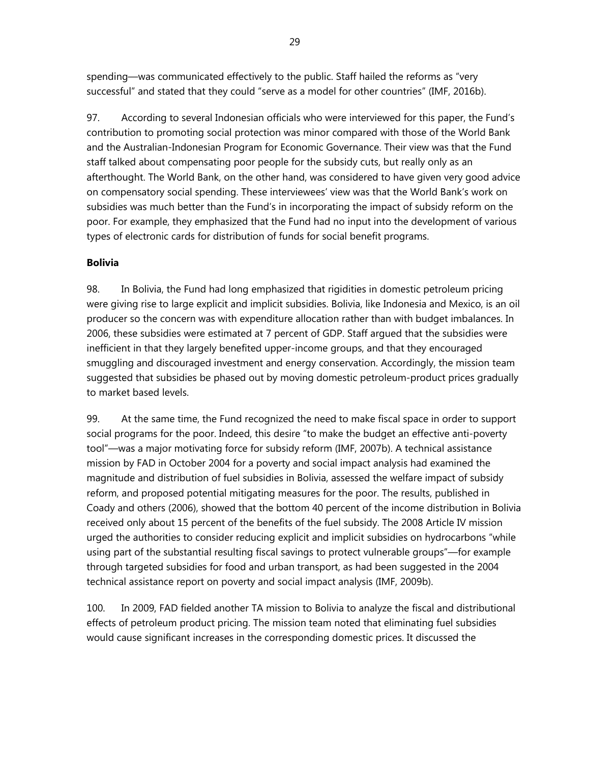spending—was communicated effectively to the public. Staff hailed the reforms as "very successful" and stated that they could "serve as a model for other countries" (IMF, 2016b).

97. According to several Indonesian officials who were interviewed for this paper, the Fund's contribution to promoting social protection was minor compared with those of the World Bank and the Australian-Indonesian Program for Economic Governance. Their view was that the Fund staff talked about compensating poor people for the subsidy cuts, but really only as an afterthought. The World Bank, on the other hand, was considered to have given very good advice on compensatory social spending. These interviewees' view was that the World Bank's work on subsidies was much better than the Fund's in incorporating the impact of subsidy reform on the poor. For example, they emphasized that the Fund had no input into the development of various types of electronic cards for distribution of funds for social benefit programs.

**Bolivia**

98. In Bolivia, the Fund had long emphasized that rigidities in domestic petroleum pricing were giving rise to large explicit and implicit subsidies. Bolivia, like Indonesia and Mexico, is an oil producer so the concern was with expenditure allocation rather than with budget imbalances. In 2006, these subsidies were estimated at 7 percent of GDP. Staff argued that the subsidies were inefficient in that they largely benefited upper-income groups, and that they encouraged smuggling and discouraged investment and energy conservation. Accordingly, the mission team suggested that subsidies be phased out by moving domestic petroleum-product prices gradually to market based levels.

99. At the same time, the Fund recognized the need to make fiscal space in order to support social programs for the poor. Indeed, this desire "to make the budget an effective anti-poverty tool"—was a major motivating force for subsidy reform (IMF, 2007b). A technical assistance mission by FAD in October 2004 for a poverty and social impact analysis had examined the magnitude and distribution of fuel subsidies in Bolivia, assessed the welfare impact of subsidy reform, and proposed potential mitigating measures for the poor. The results, published in Coady and others (2006), showed that the bottom 40 percent of the income distribution in Bolivia received only about 15 percent of the benefits of the fuel subsidy. The 2008 Article IV mission urged the authorities to consider reducing explicit and implicit subsidies on hydrocarbons "while using part of the substantial resulting fiscal savings to protect vulnerable groups"—for example through targeted subsidies for food and urban transport, as had been suggested in the 2004 technical assistance report on poverty and social impact analysis (IMF, 2009b).

100. In 2009, FAD fielded another TA mission to Bolivia to analyze the fiscal and distributional effects of petroleum product pricing. The mission team noted that eliminating fuel subsidies would cause significant increases in the corresponding domestic prices. It discussed the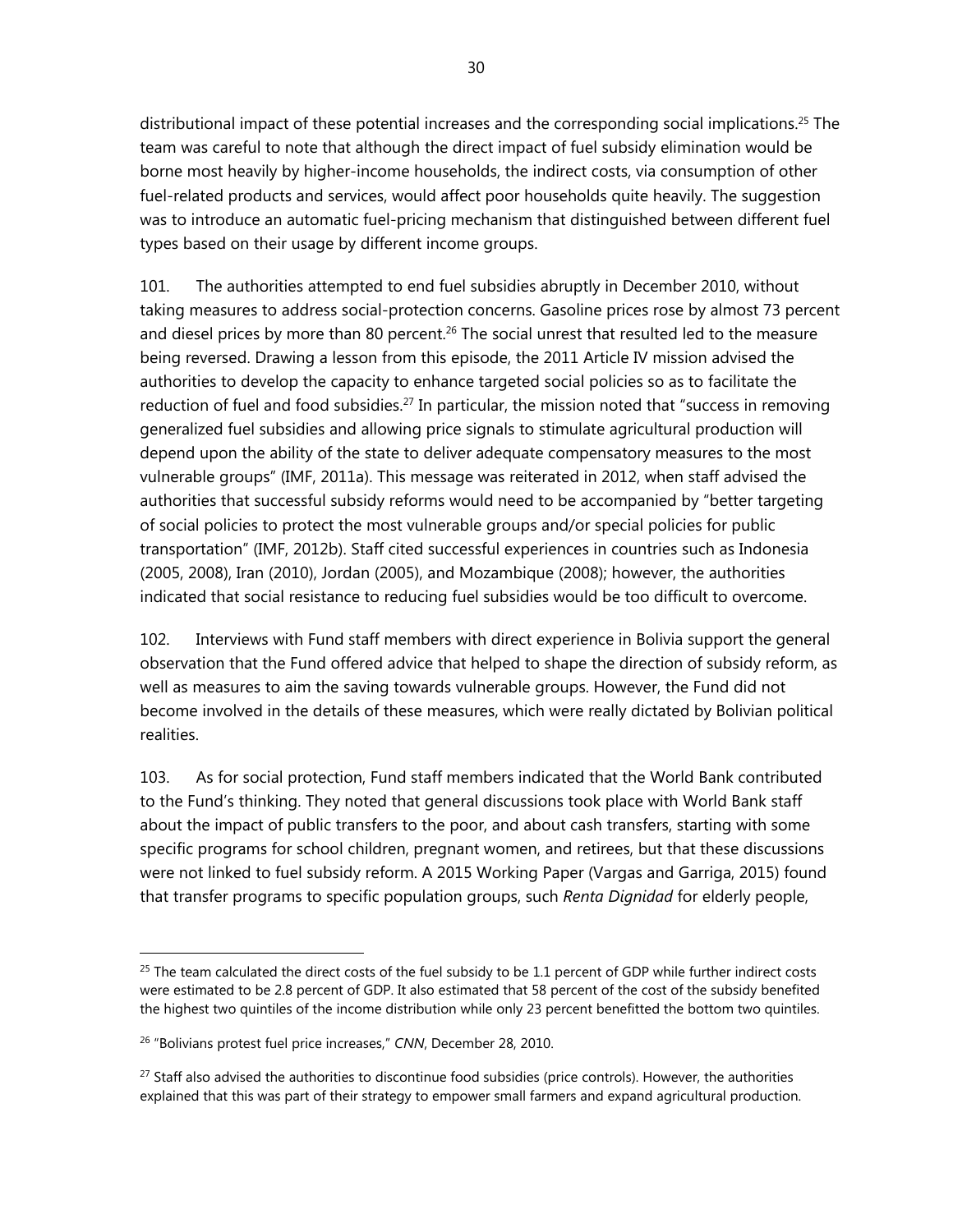distributional impact of these potential increases and the corresponding social implications.[25] The team was careful to note that although the direct impact of fuel subsidy elimination would be borne most heavily by higher-income households, the indirect costs, via consumption of other fuel-related products and services, would affect poor households quite heavily. The suggestion was to introduce an automatic fuel-pricing mechanism that distinguished between different fuel types based on their usage by different income groups.

101. The authorities attempted to end fuel subsidies abruptly in December 2010, without taking measures to address social-protection concerns. Gasoline prices rose by almost 73 percent and diesel prices by more than 80 percent.[26] The social unrest that resulted led to the measure being reversed. Drawing a lesson from this episode, the 2011 Article IV mission advised the authorities to develop the capacity to enhance targeted social policies so as to facilitate the reduction of fuel and food subsidies.[27] In particular, the mission noted that "success in removing generalized fuel subsidies and allowing price signals to stimulate agricultural production will depend upon the ability of the state to deliver adequate compensatory measures to the most vulnerable groups" (IMF, 2011a). This message was reiterated in 2012, when staff advised the authorities that successful subsidy reforms would need to be accompanied by "better targeting of social policies to protect the most vulnerable groups and/or special policies for public transportation" (IMF, 2012b). Staff cited successful experiences in countries such as Indonesia (2005, 2008), Iran (2010), Jordan (2005), and Mozambique (2008); however, the authorities indicated that social resistance to reducing fuel subsidies would be too difficult to overcome.

102. Interviews with Fund staff members with direct experience in Bolivia support the general observation that the Fund offered advice that helped to shape the direction of subsidy reform, as well as measures to aim the saving towards vulnerable groups. However, the Fund did not become involved in the details of these measures, which were really dictated by Bolivian political realities.

103. As for social protection, Fund staff members indicated that the World Bank contributed to the Fund's thinking. They noted that general discussions took place with World Bank staff about the impact of public transfers to the poor, and about cash transfers, starting with some specific programs for school children, pregnant women, and retirees, but that these discussions were not linked to fuel subsidy reform. A 2015 Working Paper (Vargas and Garriga, 2015) found that transfer programs to specific population groups, such *Renta Dignidad* for elderly people,

---

[25] The team calculated the direct costs of the fuel subsidy to be 1.1 percent of GDP while further indirect costs were estimated to be 2.8 percent of GDP. It also estimated that 58 percent of the cost of the subsidy benefited the highest two quintiles of the income distribution while only 23 percent benefitted the bottom two quintiles.

[26] "Bolivians protest fuel price increases," *CNN*, December 28, 2010.

[27] Staff also advised the authorities to discontinue food subsidies (price controls). However, the authorities explained that this was part of their strategy to empower small farmers and expand agricultural production.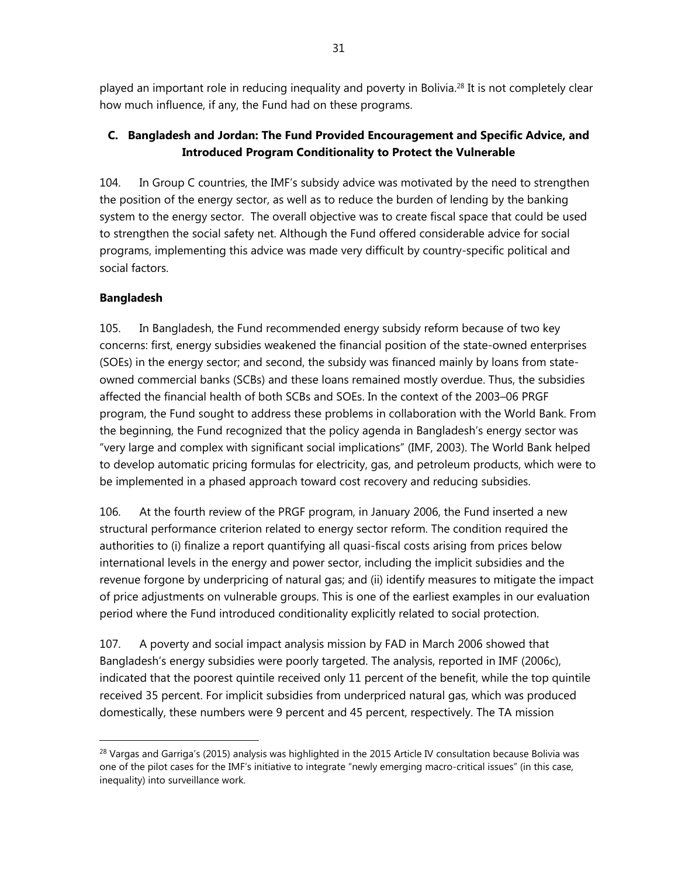played an important role in reducing inequality and poverty in Bolivia.[28] It is not completely clear how much influence, if any, the Fund had on these programs.

## C. Bangladesh and Jordan: The Fund Provided Encouragement and Specific Advice, and Introduced Program Conditionality to Protect the Vulnerable

104. In Group C countries, the IMF's subsidy advice was motivated by the need to strengthen the position of the energy sector, as well as to reduce the burden of lending by the banking system to the energy sector. The overall objective was to create fiscal space that could be used to strengthen the social safety net. Although the Fund offered considerable advice for social programs, implementing this advice was made very difficult by country-specific political and social factors.

### Bangladesh

105. In Bangladesh, the Fund recommended energy subsidy reform because of two key concerns: first, energy subsidies weakened the financial position of the state-owned enterprises (SOEs) in the energy sector; and second, the subsidy was financed mainly by loans from state-owned commercial banks (SCBs) and these loans remained mostly overdue. Thus, the subsidies affected the financial health of both SCBs and SOEs. In the context of the 2003–06 PRGF program, the Fund sought to address these problems in collaboration with the World Bank. From the beginning, the Fund recognized that the policy agenda in Bangladesh's energy sector was "very large and complex with significant social implications" (IMF, 2003). The World Bank helped to develop automatic pricing formulas for electricity, gas, and petroleum products, which were to be implemented in a phased approach toward cost recovery and reducing subsidies.

106. At the fourth review of the PRGF program, in January 2006, the Fund inserted a new structural performance criterion related to energy sector reform. The condition required the authorities to (i) finalize a report quantifying all quasi-fiscal costs arising from prices below international levels in the energy and power sector, including the implicit subsidies and the revenue forgone by underpricing of natural gas; and (ii) identify measures to mitigate the impact of price adjustments on vulnerable groups. This is one of the earliest examples in our evaluation period where the Fund introduced conditionality explicitly related to social protection.

107. A poverty and social impact analysis mission by FAD in March 2006 showed that Bangladesh's energy subsidies were poorly targeted. The analysis, reported in IMF (2006c), indicated that the poorest quintile received only 11 percent of the benefit, while the top quintile received 35 percent. For implicit subsidies from underpriced natural gas, which was produced domestically, these numbers were 9 percent and 45 percent, respectively. The TA mission

[28] Vargas and Garriga's (2015) analysis was highlighted in the 2015 Article IV consultation because Bolivia was one of the pilot cases for the IMF's initiative to integrate "newly emerging macro-critical issues" (in this case, inequality) into surveillance work.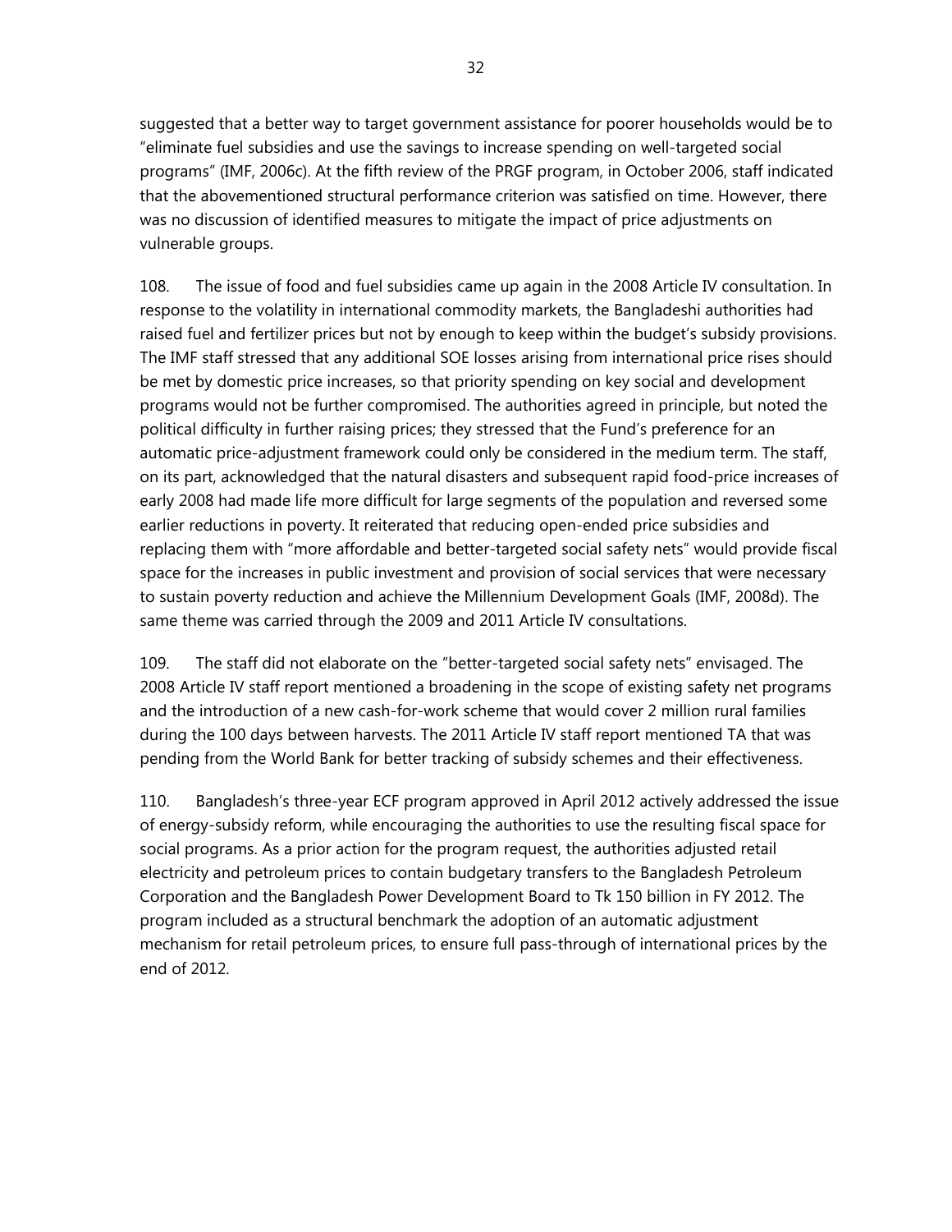suggested that a better way to target government assistance for poorer households would be to "eliminate fuel subsidies and use the savings to increase spending on well-targeted social programs" (IMF, 2006c). At the fifth review of the PRGF program, in October 2006, staff indicated that the abovementioned structural performance criterion was satisfied on time. However, there was no discussion of identified measures to mitigate the impact of price adjustments on vulnerable groups.

108. The issue of food and fuel subsidies came up again in the 2008 Article IV consultation. In response to the volatility in international commodity markets, the Bangladeshi authorities had raised fuel and fertilizer prices but not by enough to keep within the budget's subsidy provisions. The IMF staff stressed that any additional SOE losses arising from international price rises should be met by domestic price increases, so that priority spending on key social and development programs would not be further compromised. The authorities agreed in principle, but noted the political difficulty in further raising prices; they stressed that the Fund's preference for an automatic price-adjustment framework could only be considered in the medium term. The staff, on its part, acknowledged that the natural disasters and subsequent rapid food-price increases of early 2008 had made life more difficult for large segments of the population and reversed some earlier reductions in poverty. It reiterated that reducing open-ended price subsidies and replacing them with "more affordable and better-targeted social safety nets" would provide fiscal space for the increases in public investment and provision of social services that were necessary to sustain poverty reduction and achieve the Millennium Development Goals (IMF, 2008d). The same theme was carried through the 2009 and 2011 Article IV consultations.

109. The staff did not elaborate on the "better-targeted social safety nets" envisaged. The 2008 Article IV staff report mentioned a broadening in the scope of existing safety net programs and the introduction of a new cash-for-work scheme that would cover 2 million rural families during the 100 days between harvests. The 2011 Article IV staff report mentioned TA that was pending from the World Bank for better tracking of subsidy schemes and their effectiveness.

110. Bangladesh's three-year ECF program approved in April 2012 actively addressed the issue of energy-subsidy reform, while encouraging the authorities to use the resulting fiscal space for social programs. As a prior action for the program request, the authorities adjusted retail electricity and petroleum prices to contain budgetary transfers to the Bangladesh Petroleum Corporation and the Bangladesh Power Development Board to Tk 150 billion in FY 2012. The program included as a structural benchmark the adoption of an automatic adjustment mechanism for retail petroleum prices, to ensure full pass-through of international prices by the end of 2012.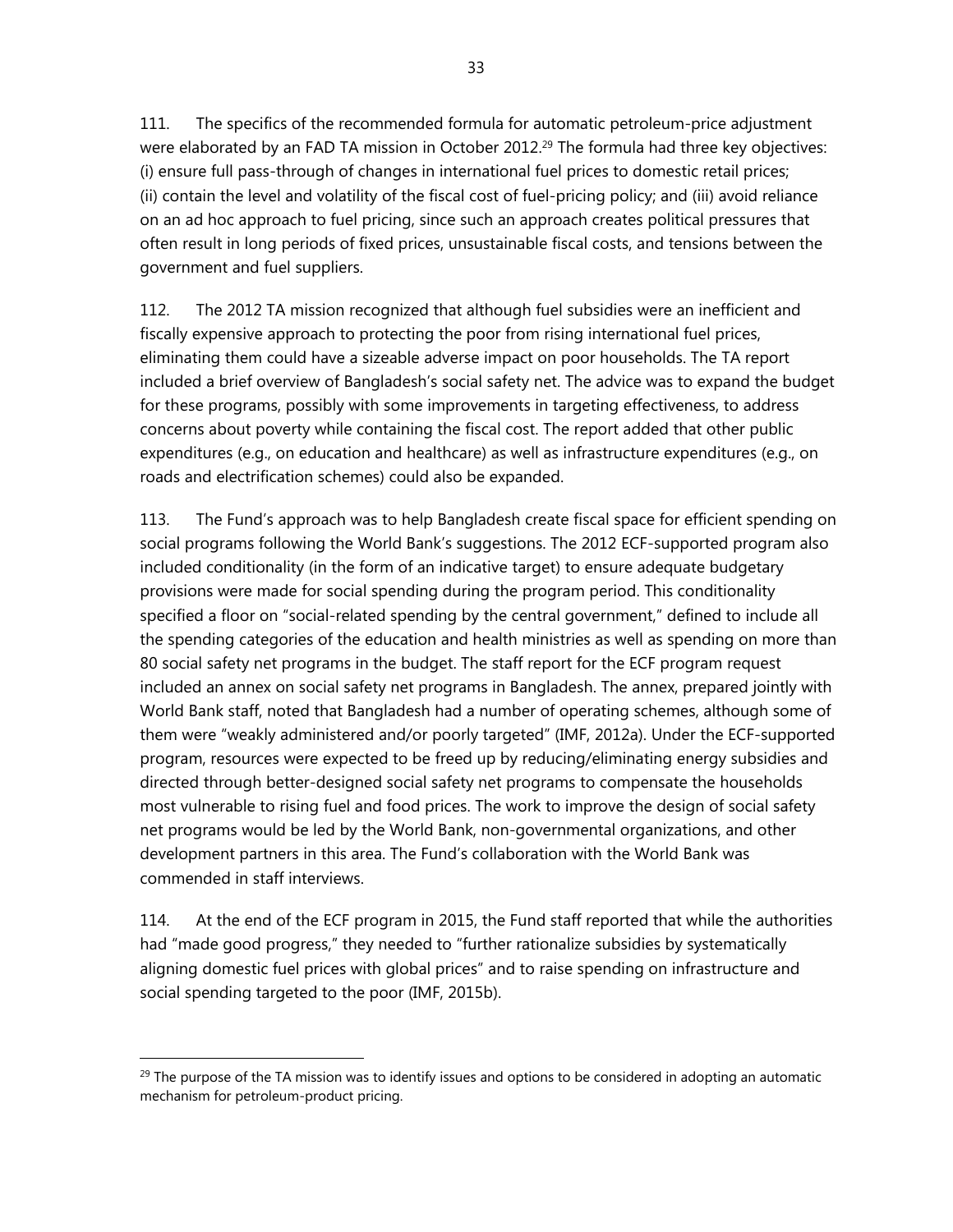111. The specifics of the recommended formula for automatic petroleum-price adjustment were elaborated by an FAD TA mission in October 2012.[29] The formula had three key objectives: (i) ensure full pass-through of changes in international fuel prices to domestic retail prices; (ii) contain the level and volatility of the fiscal cost of fuel-pricing policy; and (iii) avoid reliance on an ad hoc approach to fuel pricing, since such an approach creates political pressures that often result in long periods of fixed prices, unsustainable fiscal costs, and tensions between the government and fuel suppliers.

112. The 2012 TA mission recognized that although fuel subsidies were an inefficient and fiscally expensive approach to protecting the poor from rising international fuel prices, eliminating them could have a sizeable adverse impact on poor households. The TA report included a brief overview of Bangladesh's social safety net. The advice was to expand the budget for these programs, possibly with some improvements in targeting effectiveness, to address concerns about poverty while containing the fiscal cost. The report added that other public expenditures (e.g., on education and healthcare) as well as infrastructure expenditures (e.g., on roads and electrification schemes) could also be expanded.

113. The Fund's approach was to help Bangladesh create fiscal space for efficient spending on social programs following the World Bank's suggestions. The 2012 ECF-supported program also included conditionality (in the form of an indicative target) to ensure adequate budgetary provisions were made for social spending during the program period. This conditionality specified a floor on "social-related spending by the central government," defined to include all the spending categories of the education and health ministries as well as spending on more than 80 social safety net programs in the budget. The staff report for the ECF program request included an annex on social safety net programs in Bangladesh. The annex, prepared jointly with World Bank staff, noted that Bangladesh had a number of operating schemes, although some of them were "weakly administered and/or poorly targeted" (IMF, 2012a). Under the ECF-supported program, resources were expected to be freed up by reducing/eliminating energy subsidies and directed through better-designed social safety net programs to compensate the households most vulnerable to rising fuel and food prices. The work to improve the design of social safety net programs would be led by the World Bank, non-governmental organizations, and other development partners in this area. The Fund's collaboration with the World Bank was commended in staff interviews.

114. At the end of the ECF program in 2015, the Fund staff reported that while the authorities had "made good progress," they needed to "further rationalize subsidies by systematically aligning domestic fuel prices with global prices" and to raise spending on infrastructure and social spending targeted to the poor (IMF, 2015b).

---

[29] The purpose of the TA mission was to identify issues and options to be considered in adopting an automatic mechanism for petroleum-product pricing.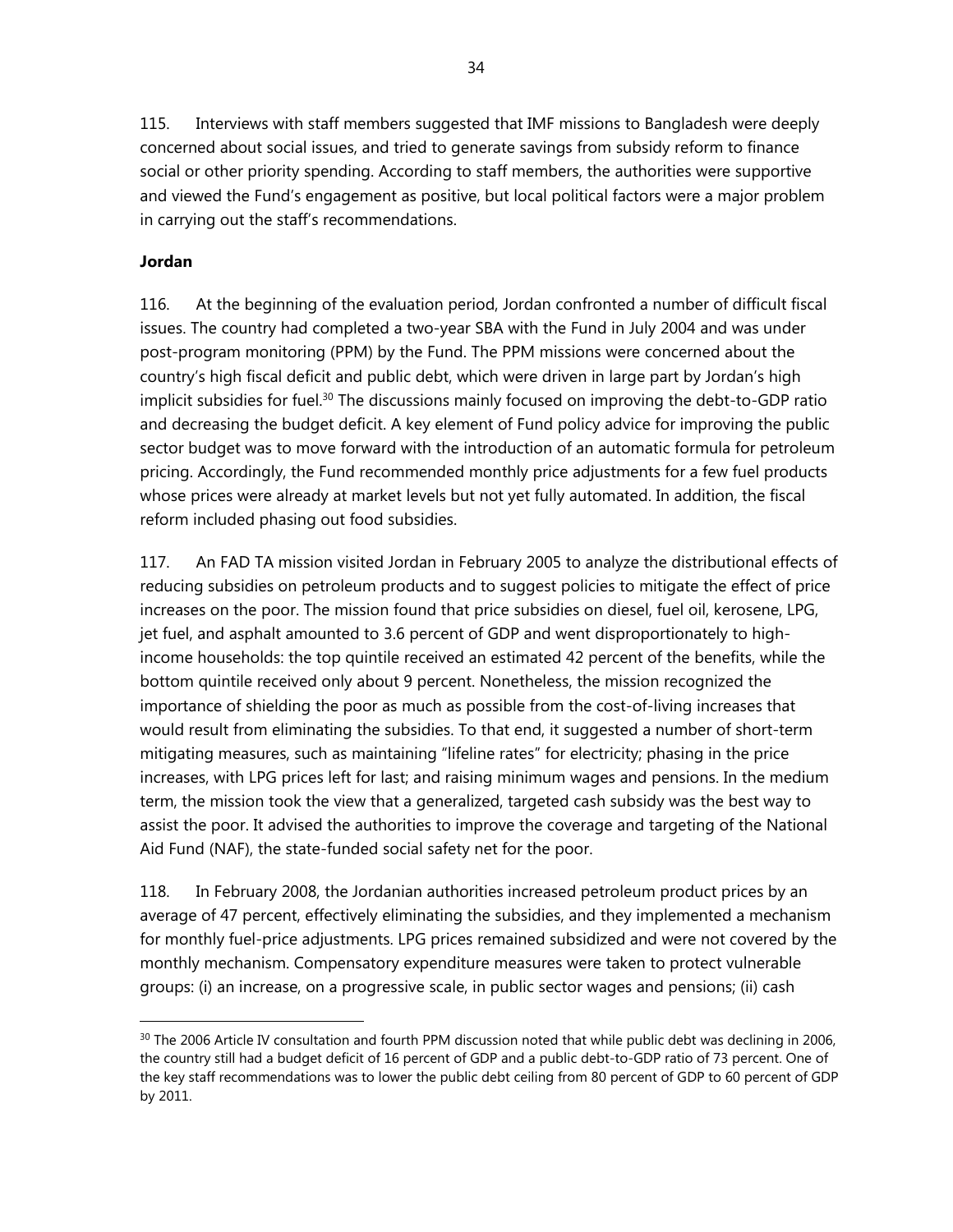115. Interviews with staff members suggested that IMF missions to Bangladesh were deeply concerned about social issues, and tried to generate savings from subsidy reform to finance social or other priority spending. According to staff members, the authorities were supportive and viewed the Fund's engagement as positive, but local political factors were a major problem in carrying out the staff's recommendations.

**Jordan**

116. At the beginning of the evaluation period, Jordan confronted a number of difficult fiscal issues. The country had completed a two-year SBA with the Fund in July 2004 and was under post-program monitoring (PPM) by the Fund. The PPM missions were concerned about the country's high fiscal deficit and public debt, which were driven in large part by Jordan's high implicit subsidies for fuel.[30] The discussions mainly focused on improving the debt-to-GDP ratio and decreasing the budget deficit. A key element of Fund policy advice for improving the public sector budget was to move forward with the introduction of an automatic formula for petroleum pricing. Accordingly, the Fund recommended monthly price adjustments for a few fuel products whose prices were already at market levels but not yet fully automated. In addition, the fiscal reform included phasing out food subsidies.

117. An FAD TA mission visited Jordan in February 2005 to analyze the distributional effects of reducing subsidies on petroleum products and to suggest policies to mitigate the effect of price increases on the poor. The mission found that price subsidies on diesel, fuel oil, kerosene, LPG, jet fuel, and asphalt amounted to 3.6 percent of GDP and went disproportionately to high-income households: the top quintile received an estimated 42 percent of the benefits, while the bottom quintile received only about 9 percent. Nonetheless, the mission recognized the importance of shielding the poor as much as possible from the cost-of-living increases that would result from eliminating the subsidies. To that end, it suggested a number of short-term mitigating measures, such as maintaining "lifeline rates" for electricity; phasing in the price increases, with LPG prices left for last; and raising minimum wages and pensions. In the medium term, the mission took the view that a generalized, targeted cash subsidy was the best way to assist the poor. It advised the authorities to improve the coverage and targeting of the National Aid Fund (NAF), the state-funded social safety net for the poor.

118. In February 2008, the Jordanian authorities increased petroleum product prices by an average of 47 percent, effectively eliminating the subsidies, and they implemented a mechanism for monthly fuel-price adjustments. LPG prices remained subsidized and were not covered by the monthly mechanism. Compensatory expenditure measures were taken to protect vulnerable groups: (i) an increase, on a progressive scale, in public sector wages and pensions; (ii) cash

[30] The 2006 Article IV consultation and fourth PPM discussion noted that while public debt was declining in 2006, the country still had a budget deficit of 16 percent of GDP and a public debt-to-GDP ratio of 73 percent. One of the key staff recommendations was to lower the public debt ceiling from 80 percent of GDP to 60 percent of GDP by 2011.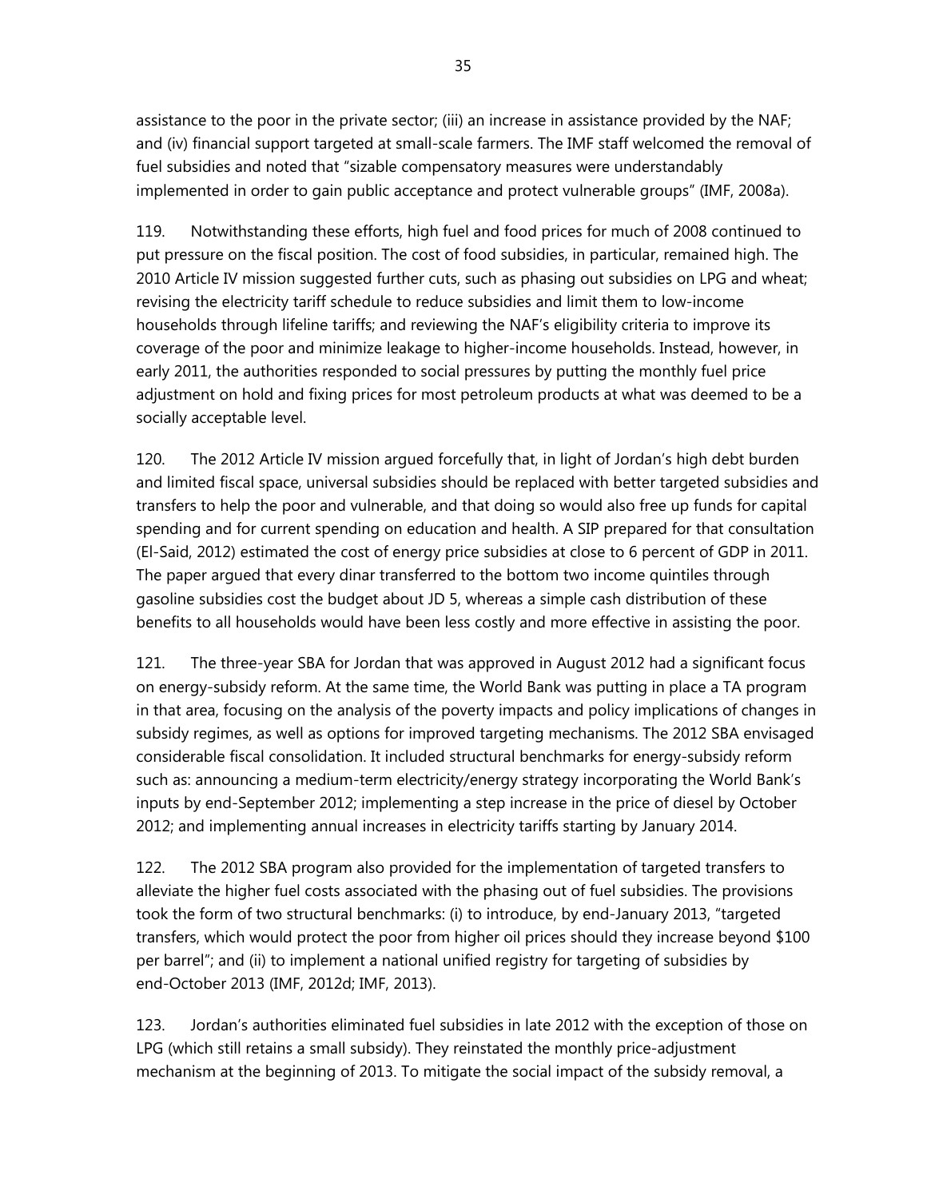assistance to the poor in the private sector; (iii) an increase in assistance provided by the NAF; and (iv) financial support targeted at small-scale farmers. The IMF staff welcomed the removal of fuel subsidies and noted that "sizable compensatory measures were understandably implemented in order to gain public acceptance and protect vulnerable groups" (IMF, 2008a).

119. Notwithstanding these efforts, high fuel and food prices for much of 2008 continued to put pressure on the fiscal position. The cost of food subsidies, in particular, remained high. The 2010 Article IV mission suggested further cuts, such as phasing out subsidies on LPG and wheat; revising the electricity tariff schedule to reduce subsidies and limit them to low-income households through lifeline tariffs; and reviewing the NAF's eligibility criteria to improve its coverage of the poor and minimize leakage to higher-income households. Instead, however, in early 2011, the authorities responded to social pressures by putting the monthly fuel price adjustment on hold and fixing prices for most petroleum products at what was deemed to be a socially acceptable level.

120. The 2012 Article IV mission argued forcefully that, in light of Jordan's high debt burden and limited fiscal space, universal subsidies should be replaced with better targeted subsidies and transfers to help the poor and vulnerable, and that doing so would also free up funds for capital spending and for current spending on education and health. A SIP prepared for that consultation (El-Said, 2012) estimated the cost of energy price subsidies at close to 6 percent of GDP in 2011. The paper argued that every dinar transferred to the bottom two income quintiles through gasoline subsidies cost the budget about JD 5, whereas a simple cash distribution of these benefits to all households would have been less costly and more effective in assisting the poor.

121. The three-year SBA for Jordan that was approved in August 2012 had a significant focus on energy-subsidy reform. At the same time, the World Bank was putting in place a TA program in that area, focusing on the analysis of the poverty impacts and policy implications of changes in subsidy regimes, as well as options for improved targeting mechanisms. The 2012 SBA envisaged considerable fiscal consolidation. It included structural benchmarks for energy-subsidy reform such as: announcing a medium-term electricity/energy strategy incorporating the World Bank's inputs by end-September 2012; implementing a step increase in the price of diesel by October 2012; and implementing annual increases in electricity tariffs starting by January 2014.

122. The 2012 SBA program also provided for the implementation of targeted transfers to alleviate the higher fuel costs associated with the phasing out of fuel subsidies. The provisions took the form of two structural benchmarks: (i) to introduce, by end-January 2013, "targeted transfers, which would protect the poor from higher oil prices should they increase beyond $100 per barrel"; and (ii) to implement a national unified registry for targeting of subsidies by end-October 2013 (IMF, 2012d; IMF, 2013).

123. Jordan's authorities eliminated fuel subsidies in late 2012 with the exception of those on LPG (which still retains a small subsidy). They reinstated the monthly price-adjustment mechanism at the beginning of 2013. To mitigate the social impact of the subsidy removal, a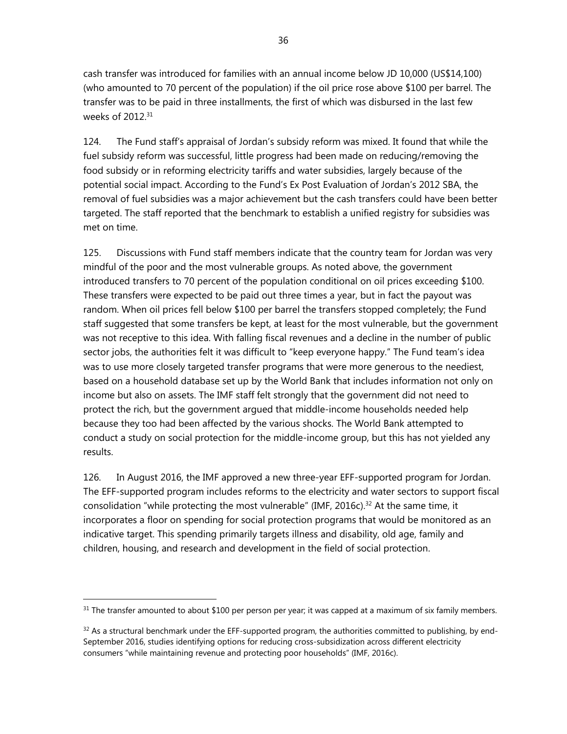cash transfer was introduced for families with an annual income below JD 10,000 (US$14,100) (who amounted to 70 percent of the population) if the oil price rose above $100 per barrel. The transfer was to be paid in three installments, the first of which was disbursed in the last few weeks of 2012.[31]

124. The Fund staff's appraisal of Jordan's subsidy reform was mixed. It found that while the fuel subsidy reform was successful, little progress had been made on reducing/removing the food subsidy or in reforming electricity tariffs and water subsidies, largely because of the potential social impact. According to the Fund's Ex Post Evaluation of Jordan's 2012 SBA, the removal of fuel subsidies was a major achievement but the cash transfers could have been better targeted. The staff reported that the benchmark to establish a unified registry for subsidies was met on time.

125. Discussions with Fund staff members indicate that the country team for Jordan was very mindful of the poor and the most vulnerable groups. As noted above, the government introduced transfers to 70 percent of the population conditional on oil prices exceeding $100. These transfers were expected to be paid out three times a year, but in fact the payout was random. When oil prices fell below $100 per barrel the transfers stopped completely; the Fund staff suggested that some transfers be kept, at least for the most vulnerable, but the government was not receptive to this idea. With falling fiscal revenues and a decline in the number of public sector jobs, the authorities felt it was difficult to "keep everyone happy." The Fund team's idea was to use more closely targeted transfer programs that were more generous to the neediest, based on a household database set up by the World Bank that includes information not only on income but also on assets. The IMF staff felt strongly that the government did not need to protect the rich, but the government argued that middle-income households needed help because they too had been affected by the various shocks. The World Bank attempted to conduct a study on social protection for the middle-income group, but this has not yielded any results.

126. In August 2016, the IMF approved a new three-year EFF-supported program for Jordan. The EFF-supported program includes reforms to the electricity and water sectors to support fiscal consolidation "while protecting the most vulnerable" (IMF, 2016c).[32] At the same time, it incorporates a floor on spending for social protection programs that would be monitored as an indicative target. This spending primarily targets illness and disability, old age, family and children, housing, and research and development in the field of social protection.

---

[31] The transfer amounted to about $100 per person per year; it was capped at a maximum of six family members.

[32] As a structural benchmark under the EFF-supported program, the authorities committed to publishing, by end-September 2016, studies identifying options for reducing cross-subsidization across different electricity consumers "while maintaining revenue and protecting poor households" (IMF, 2016c).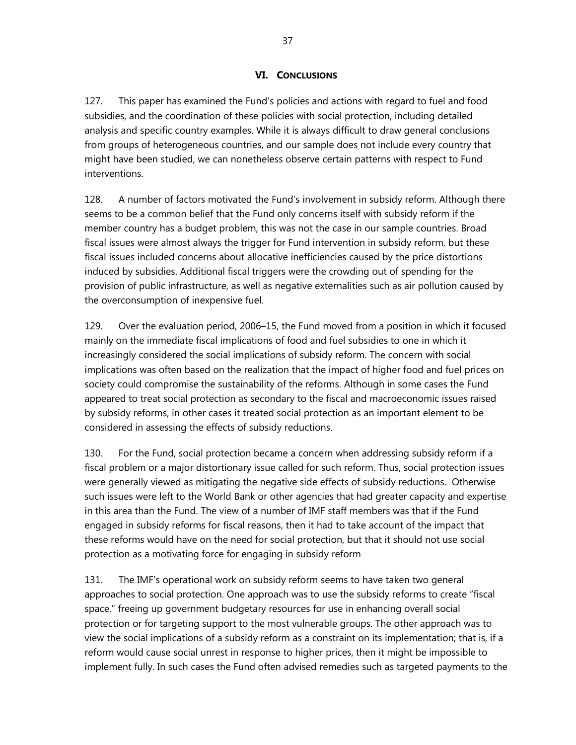## VI. CONCLUSIONS

127. This paper has examined the Fund's policies and actions with regard to fuel and food subsidies, and the coordination of these policies with social protection, including detailed analysis and specific country examples. While it is always difficult to draw general conclusions from groups of heterogeneous countries, and our sample does not include every country that might have been studied, we can nonetheless observe certain patterns with respect to Fund interventions.

128. A number of factors motivated the Fund's involvement in subsidy reform. Although there seems to be a common belief that the Fund only concerns itself with subsidy reform if the member country has a budget problem, this was not the case in our sample countries. Broad fiscal issues were almost always the trigger for Fund intervention in subsidy reform, but these fiscal issues included concerns about allocative inefficiencies caused by the price distortions induced by subsidies. Additional fiscal triggers were the crowding out of spending for the provision of public infrastructure, as well as negative externalities such as air pollution caused by the overconsumption of inexpensive fuel.

129. Over the evaluation period, 2006–15, the Fund moved from a position in which it focused mainly on the immediate fiscal implications of food and fuel subsidies to one in which it increasingly considered the social implications of subsidy reform. The concern with social implications was often based on the realization that the impact of higher food and fuel prices on society could compromise the sustainability of the reforms. Although in some cases the Fund appeared to treat social protection as secondary to the fiscal and macroeconomic issues raised by subsidy reforms, in other cases it treated social protection as an important element to be considered in assessing the effects of subsidy reductions.

130. For the Fund, social protection became a concern when addressing subsidy reform if a fiscal problem or a major distortionary issue called for such reform. Thus, social protection issues were generally viewed as mitigating the negative side effects of subsidy reductions. Otherwise such issues were left to the World Bank or other agencies that had greater capacity and expertise in this area than the Fund. The view of a number of IMF staff members was that if the Fund engaged in subsidy reforms for fiscal reasons, then it had to take account of the impact that these reforms would have on the need for social protection, but that it should not use social protection as a motivating force for engaging in subsidy reform

131. The IMF's operational work on subsidy reform seems to have taken two general approaches to social protection. One approach was to use the subsidy reforms to create "fiscal space," freeing up government budgetary resources for use in enhancing overall social protection or for targeting support to the most vulnerable groups. The other approach was to view the social implications of a subsidy reform as a constraint on its implementation; that is, if a reform would cause social unrest in response to higher prices, then it might be impossible to implement fully. In such cases the Fund often advised remedies such as targeted payments to the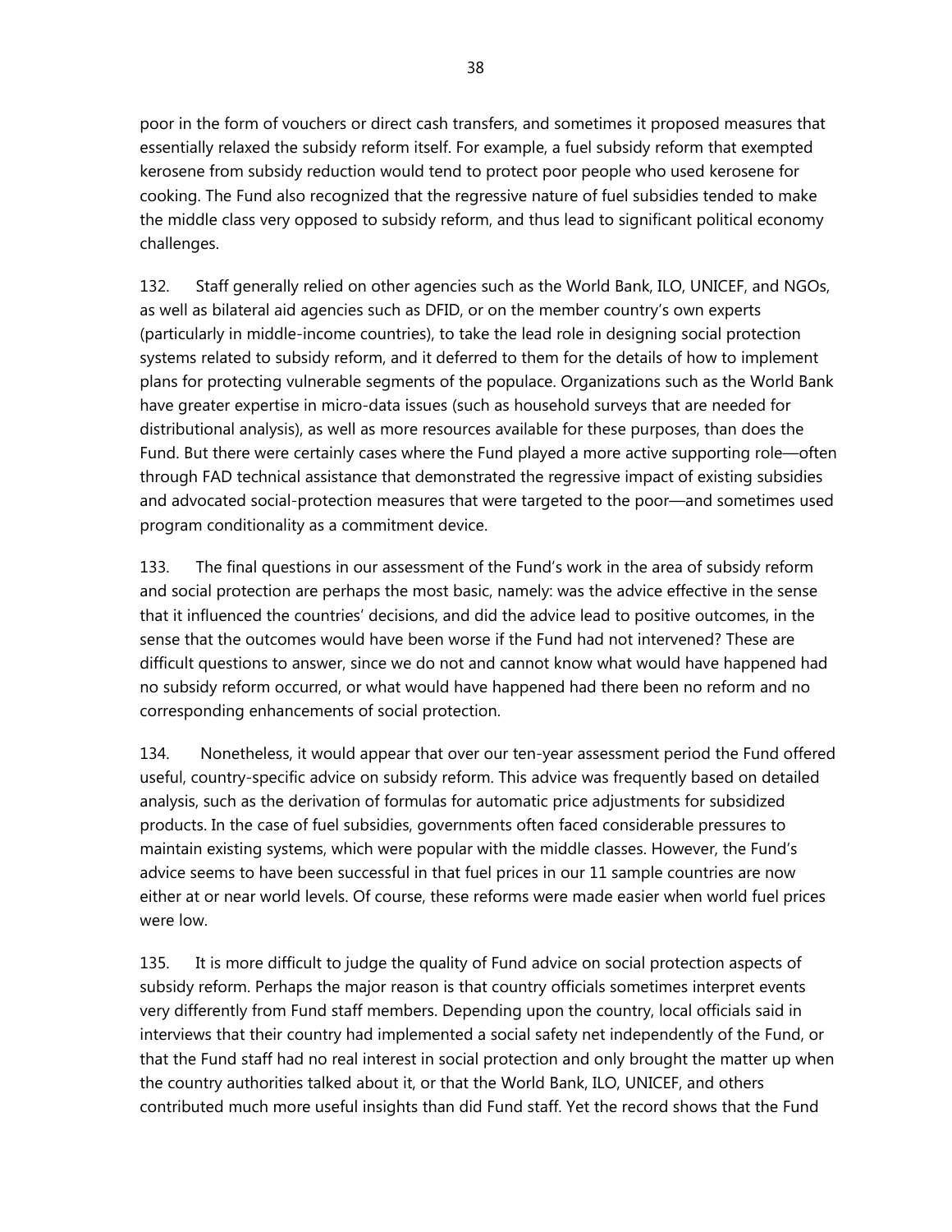poor in the form of vouchers or direct cash transfers, and sometimes it proposed measures that essentially relaxed the subsidy reform itself. For example, a fuel subsidy reform that exempted kerosene from subsidy reduction would tend to protect poor people who used kerosene for cooking. The Fund also recognized that the regressive nature of fuel subsidies tended to make the middle class very opposed to subsidy reform, and thus lead to significant political economy challenges.

132. Staff generally relied on other agencies such as the World Bank, ILO, UNICEF, and NGOs, as well as bilateral aid agencies such as DFID, or on the member country's own experts (particularly in middle-income countries), to take the lead role in designing social protection systems related to subsidy reform, and it deferred to them for the details of how to implement plans for protecting vulnerable segments of the populace. Organizations such as the World Bank have greater expertise in micro-data issues (such as household surveys that are needed for distributional analysis), as well as more resources available for these purposes, than does the Fund. But there were certainly cases where the Fund played a more active supporting role—often through FAD technical assistance that demonstrated the regressive impact of existing subsidies and advocated social-protection measures that were targeted to the poor—and sometimes used program conditionality as a commitment device.

133. The final questions in our assessment of the Fund's work in the area of subsidy reform and social protection are perhaps the most basic, namely: was the advice effective in the sense that it influenced the countries' decisions, and did the advice lead to positive outcomes, in the sense that the outcomes would have been worse if the Fund had not intervened? These are difficult questions to answer, since we do not and cannot know what would have happened had no subsidy reform occurred, or what would have happened had there been no reform and no corresponding enhancements of social protection.

134. Nonetheless, it would appear that over our ten-year assessment period the Fund offered useful, country-specific advice on subsidy reform. This advice was frequently based on detailed analysis, such as the derivation of formulas for automatic price adjustments for subsidized products. In the case of fuel subsidies, governments often faced considerable pressures to maintain existing systems, which were popular with the middle classes. However, the Fund's advice seems to have been successful in that fuel prices in our 11 sample countries are now either at or near world levels. Of course, these reforms were made easier when world fuel prices were low.

135. It is more difficult to judge the quality of Fund advice on social protection aspects of subsidy reform. Perhaps the major reason is that country officials sometimes interpret events very differently from Fund staff members. Depending upon the country, local officials said in interviews that their country had implemented a social safety net independently of the Fund, or that the Fund staff had no real interest in social protection and only brought the matter up when the country authorities talked about it, or that the World Bank, ILO, UNICEF, and others contributed much more useful insights than did Fund staff. Yet the record shows that the Fund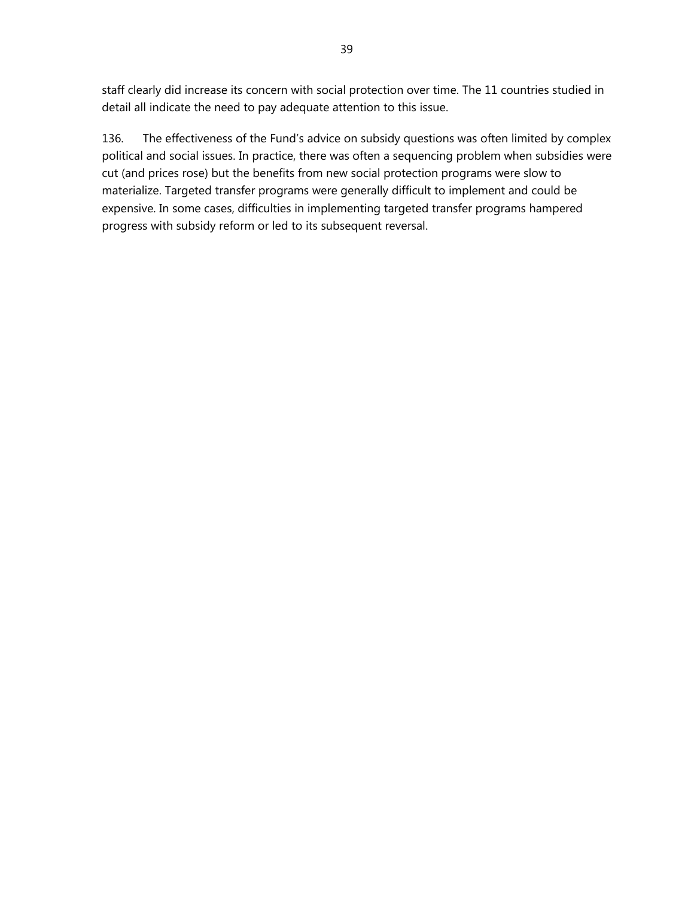staff clearly did increase its concern with social protection over time. The 11 countries studied in detail all indicate the need to pay adequate attention to this issue.

136. The effectiveness of the Fund's advice on subsidy questions was often limited by complex political and social issues. In practice, there was often a sequencing problem when subsidies were cut (and prices rose) but the benefits from new social protection programs were slow to materialize. Targeted transfer programs were generally difficult to implement and could be expensive. In some cases, difficulties in implementing targeted transfer programs hampered progress with subsidy reform or led to its subsequent reversal.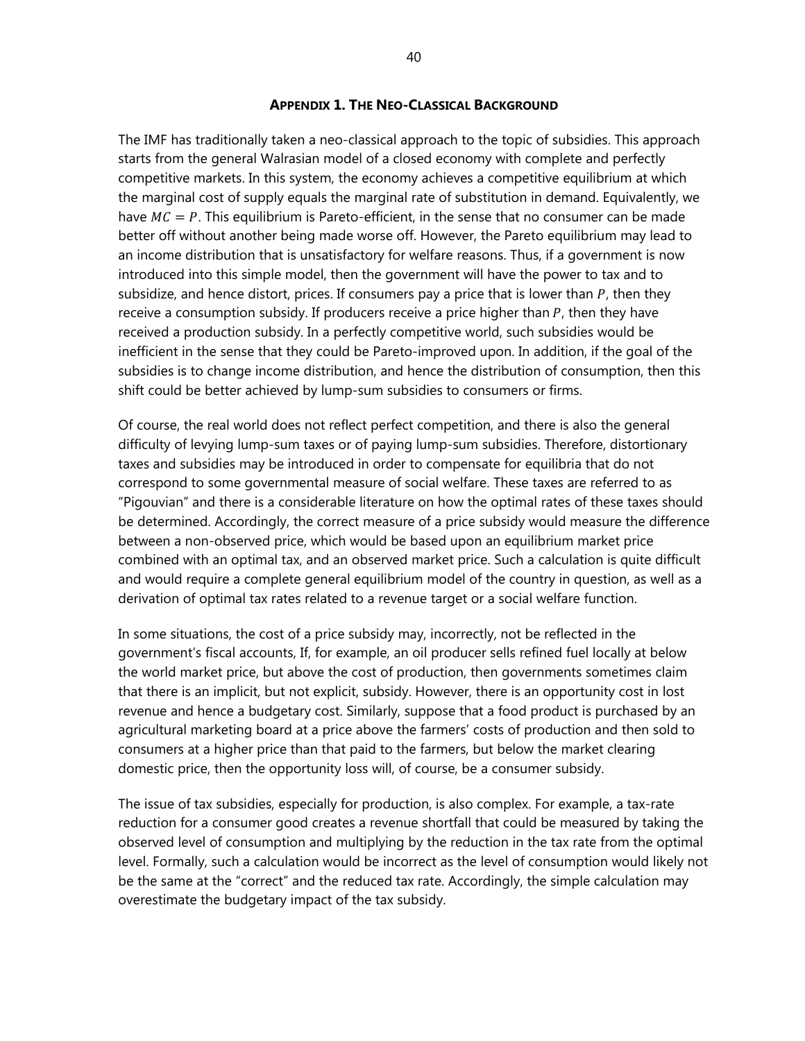## APPENDIX 1. THE NEO-CLASSICAL BACKGROUND

The IMF has traditionally taken a neo-classical approach to the topic of subsidies. This approach starts from the general Walrasian model of a closed economy with complete and perfectly competitive markets. In this system, the economy achieves a competitive equilibrium at which the marginal cost of supply equals the marginal rate of substitution in demand. Equivalently, we have $MC = P$. This equilibrium is Pareto-efficient, in the sense that no consumer can be made better off without another being made worse off. However, the Pareto equilibrium may lead to an income distribution that is unsatisfactory for welfare reasons. Thus, if a government is now introduced into this simple model, then the government will have the power to tax and to subsidize, and hence distort, prices. If consumers pay a price that is lower than $P$, then they receive a consumption subsidy. If producers receive a price higher than $P$, then they have received a production subsidy. In a perfectly competitive world, such subsidies would be inefficient in the sense that they could be Pareto-improved upon. In addition, if the goal of the subsidies is to change income distribution, and hence the distribution of consumption, then this shift could be better achieved by lump-sum subsidies to consumers or firms.

Of course, the real world does not reflect perfect competition, and there is also the general difficulty of levying lump-sum taxes or of paying lump-sum subsidies. Therefore, distortionary taxes and subsidies may be introduced in order to compensate for equilibria that do not correspond to some governmental measure of social welfare. These taxes are referred to as "Pigouvian" and there is a considerable literature on how the optimal rates of these taxes should be determined. Accordingly, the correct measure of a price subsidy would measure the difference between a non-observed price, which would be based upon an equilibrium market price combined with an optimal tax, and an observed market price. Such a calculation is quite difficult and would require a complete general equilibrium model of the country in question, as well as a derivation of optimal tax rates related to a revenue target or a social welfare function.

In some situations, the cost of a price subsidy may, incorrectly, not be reflected in the government's fiscal accounts, If, for example, an oil producer sells refined fuel locally at below the world market price, but above the cost of production, then governments sometimes claim that there is an implicit, but not explicit, subsidy. However, there is an opportunity cost in lost revenue and hence a budgetary cost. Similarly, suppose that a food product is purchased by an agricultural marketing board at a price above the farmers' costs of production and then sold to consumers at a higher price than that paid to the farmers, but below the market clearing domestic price, then the opportunity loss will, of course, be a consumer subsidy.

The issue of tax subsidies, especially for production, is also complex. For example, a tax-rate reduction for a consumer good creates a revenue shortfall that could be measured by taking the observed level of consumption and multiplying by the reduction in the tax rate from the optimal level. Formally, such a calculation would be incorrect as the level of consumption would likely not be the same at the "correct" and the reduced tax rate. Accordingly, the simple calculation may overestimate the budgetary impact of the tax subsidy.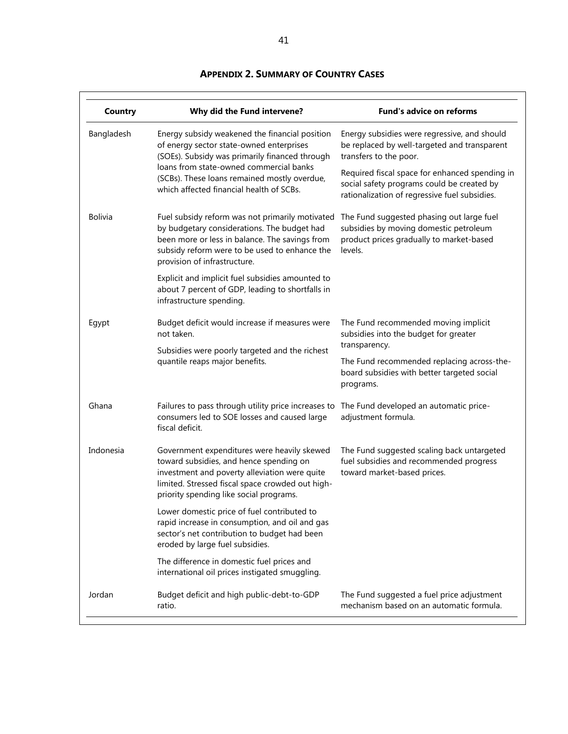## APPENDIX 2. SUMMARY OF COUNTRY CASES

| Country | Why did the Fund intervene? | Fund's advice on reforms |
|---|---|---|
| Bangladesh | Energy subsidy weakened the financial position of energy sector state-owned enterprises (SOEs). Subsidy was primarily financed through loans from state-owned commercial banks (SCBs). These loans remained mostly overdue, which affected financial health of SCBs. | Energy subsidies were regressive, and should be replaced by well-targeted and transparent transfers to the poor.<br><br>Required fiscal space for enhanced spending in social safety programs could be created by rationalization of regressive fuel subsidies. |
| Bolivia | Fuel subsidy reform was not primarily motivated by budgetary considerations. The budget had been more or less in balance. The savings from subsidy reform were to be used to enhance the provision of infrastructure.<br><br>Explicit and implicit fuel subsidies amounted to about 7 percent of GDP, leading to shortfalls in infrastructure spending. | The Fund suggested phasing out large fuel subsidies by moving domestic petroleum product prices gradually to market-based levels. |
| Egypt | Budget deficit would increase if measures were not taken.<br><br>Subsidies were poorly targeted and the richest quantile reaps major benefits. | The Fund recommended moving implicit subsidies into the budget for greater transparency.<br><br>The Fund recommended replacing across-the-board subsidies with better targeted social programs. |
| Ghana | Failures to pass through utility price increases to consumers led to SOE losses and caused large fiscal deficit. | The Fund developed an automatic price-adjustment formula. |
| Indonesia | Government expenditures were heavily skewed toward subsidies, and hence spending on investment and poverty alleviation were quite limited. Stressed fiscal space crowded out high-priority spending like social programs.<br><br>Lower domestic price of fuel contributed to rapid increase in consumption, and oil and gas sector's net contribution to budget had been eroded by large fuel subsidies.<br><br>The difference in domestic fuel prices and international oil prices instigated smuggling. | The Fund suggested scaling back untargeted fuel subsidies and recommended progress toward market-based prices. |
| Jordan | Budget deficit and high public-debt-to-GDP ratio. | The Fund suggested a fuel price adjustment mechanism based on an automatic formula. |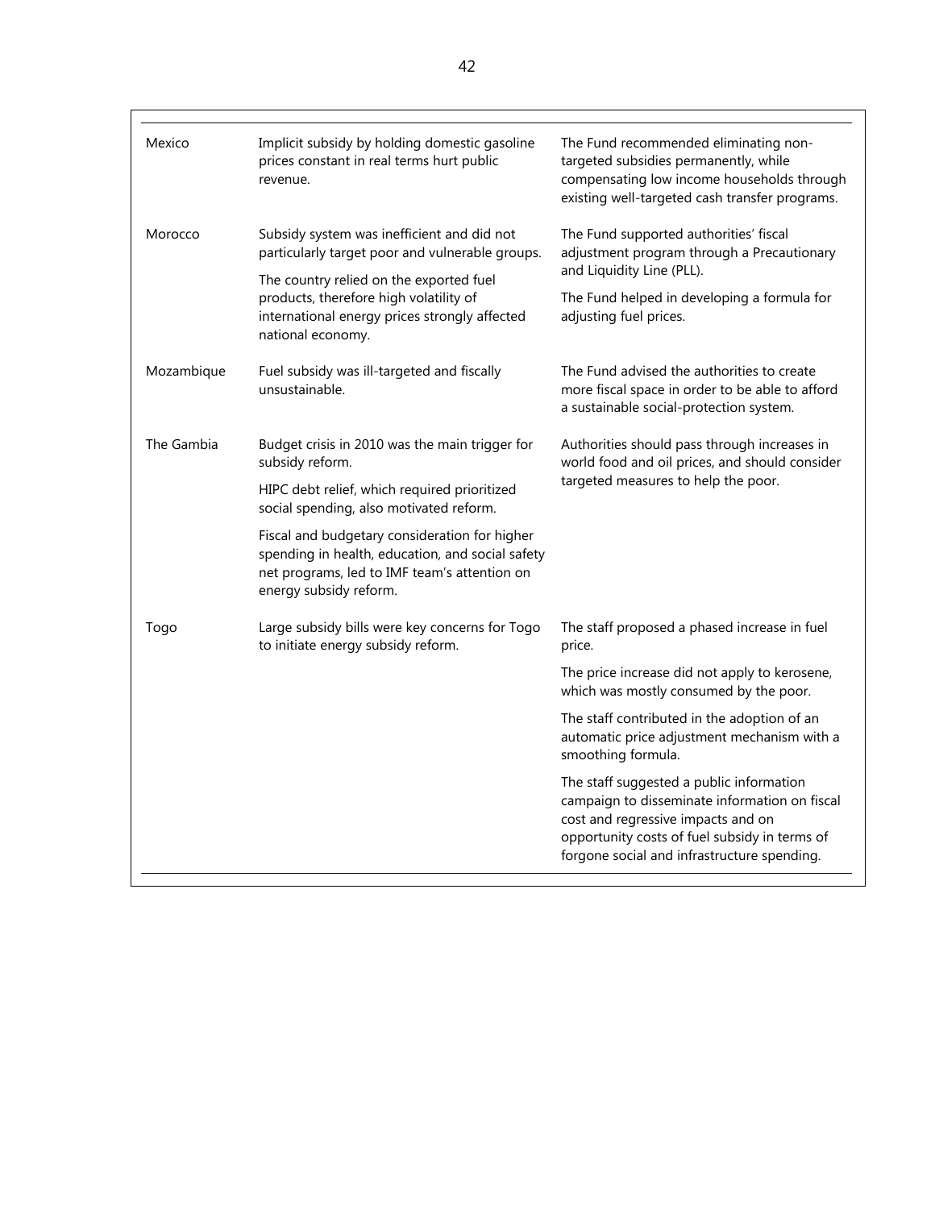| | | |
|---|---|---|
| Mexico | Implicit subsidy by holding domestic gasoline prices constant in real terms hurt public revenue. | The Fund recommended eliminating non-targeted subsidies permanently, while compensating low income households through existing well-targeted cash transfer programs. |
| Morocco | Subsidy system was inefficient and did not particularly target poor and vulnerable groups.<br><br>The country relied on the exported fuel products, therefore high volatility of international energy prices strongly affected national economy. | The Fund supported authorities' fiscal adjustment program through a Precautionary and Liquidity Line (PLL).<br><br>The Fund helped in developing a formula for adjusting fuel prices. |
| Mozambique | Fuel subsidy was ill-targeted and fiscally unsustainable. | The Fund advised the authorities to create more fiscal space in order to be able to afford a sustainable social-protection system. |
| The Gambia | Budget crisis in 2010 was the main trigger for subsidy reform.<br><br>HIPC debt relief, which required prioritized social spending, also motivated reform.<br><br>Fiscal and budgetary consideration for higher spending in health, education, and social safety net programs, led to IMF team's attention on energy subsidy reform. | Authorities should pass through increases in world food and oil prices, and should consider targeted measures to help the poor. |
| Togo | Large subsidy bills were key concerns for Togo to initiate energy subsidy reform. | The staff proposed a phased increase in fuel price.<br><br>The price increase did not apply to kerosene, which was mostly consumed by the poor.<br><br>The staff contributed in the adoption of an automatic price adjustment mechanism with a smoothing formula.<br><br>The staff suggested a public information campaign to disseminate information on fiscal cost and regressive impacts and on opportunity costs of fuel subsidy in terms of forgone social and infrastructure spending. |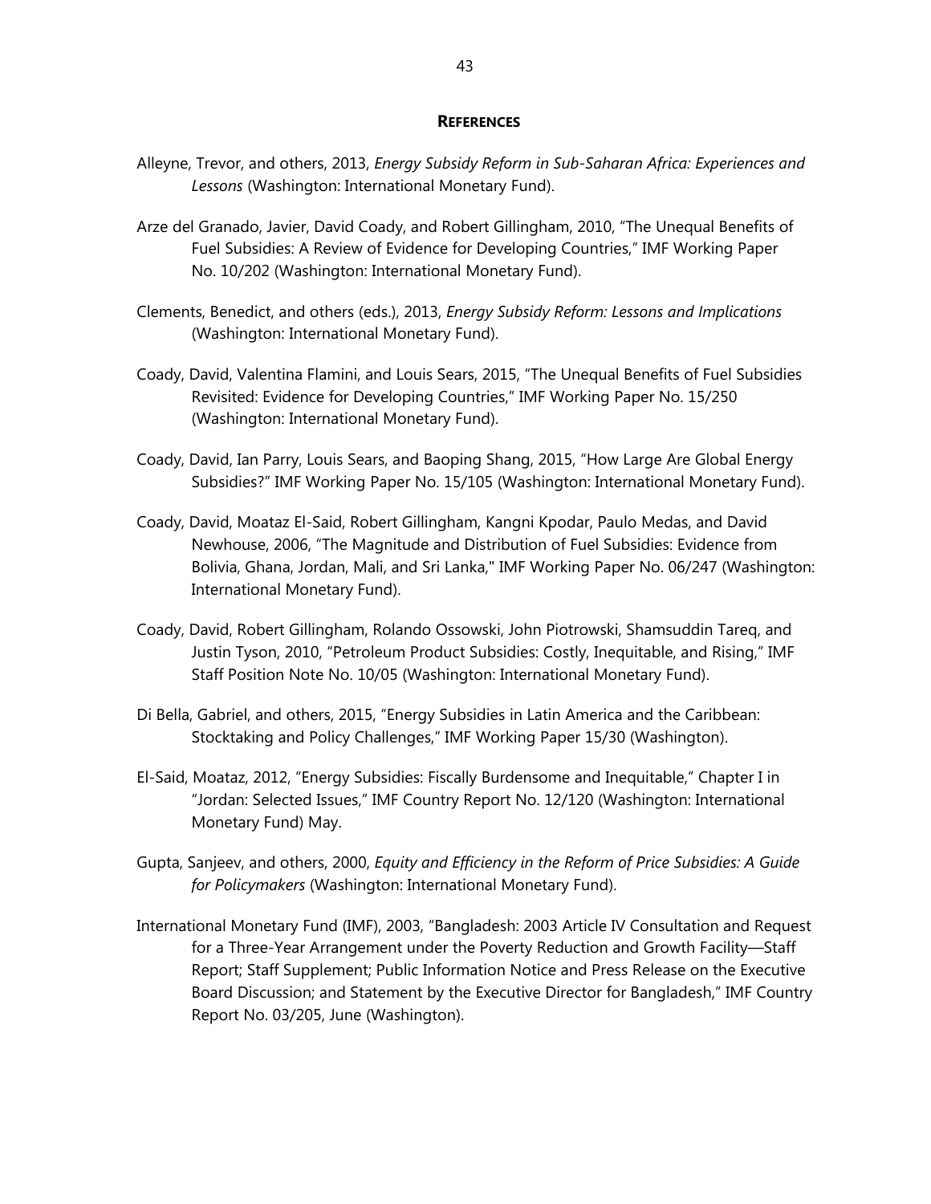## REFERENCES

Alleyne, Trevor, and others, 2013, *Energy Subsidy Reform in Sub-Saharan Africa: Experiences and Lessons* (Washington: International Monetary Fund).

Arze del Granado, Javier, David Coady, and Robert Gillingham, 2010, "The Unequal Benefits of Fuel Subsidies: A Review of Evidence for Developing Countries," IMF Working Paper No. 10/202 (Washington: International Monetary Fund).

Clements, Benedict, and others (eds.), 2013, *Energy Subsidy Reform: Lessons and Implications* (Washington: International Monetary Fund).

Coady, David, Valentina Flamini, and Louis Sears, 2015, "The Unequal Benefits of Fuel Subsidies Revisited: Evidence for Developing Countries," IMF Working Paper No. 15/250 (Washington: International Monetary Fund).

Coady, David, Ian Parry, Louis Sears, and Baoping Shang, 2015, "How Large Are Global Energy Subsidies?" IMF Working Paper No. 15/105 (Washington: International Monetary Fund).

Coady, David, Moataz El-Said, Robert Gillingham, Kangni Kpodar, Paulo Medas, and David Newhouse, 2006, "The Magnitude and Distribution of Fuel Subsidies: Evidence from Bolivia, Ghana, Jordan, Mali, and Sri Lanka," IMF Working Paper No. 06/247 (Washington: International Monetary Fund).

Coady, David, Robert Gillingham, Rolando Ossowski, John Piotrowski, Shamsuddin Tareq, and Justin Tyson, 2010, "Petroleum Product Subsidies: Costly, Inequitable, and Rising," IMF Staff Position Note No. 10/05 (Washington: International Monetary Fund).

Di Bella, Gabriel, and others, 2015, "Energy Subsidies in Latin America and the Caribbean: Stocktaking and Policy Challenges," IMF Working Paper 15/30 (Washington).

El-Said, Moataz, 2012, "Energy Subsidies: Fiscally Burdensome and Inequitable," Chapter I in "Jordan: Selected Issues," IMF Country Report No. 12/120 (Washington: International Monetary Fund) May.

Gupta, Sanjeev, and others, 2000, *Equity and Efficiency in the Reform of Price Subsidies: A Guide for Policymakers* (Washington: International Monetary Fund).

International Monetary Fund (IMF), 2003, "Bangladesh: 2003 Article IV Consultation and Request for a Three-Year Arrangement under the Poverty Reduction and Growth Facility—Staff Report; Staff Supplement; Public Information Notice and Press Release on the Executive Board Discussion; and Statement by the Executive Director for Bangladesh," IMF Country Report No. 03/205, June (Washington).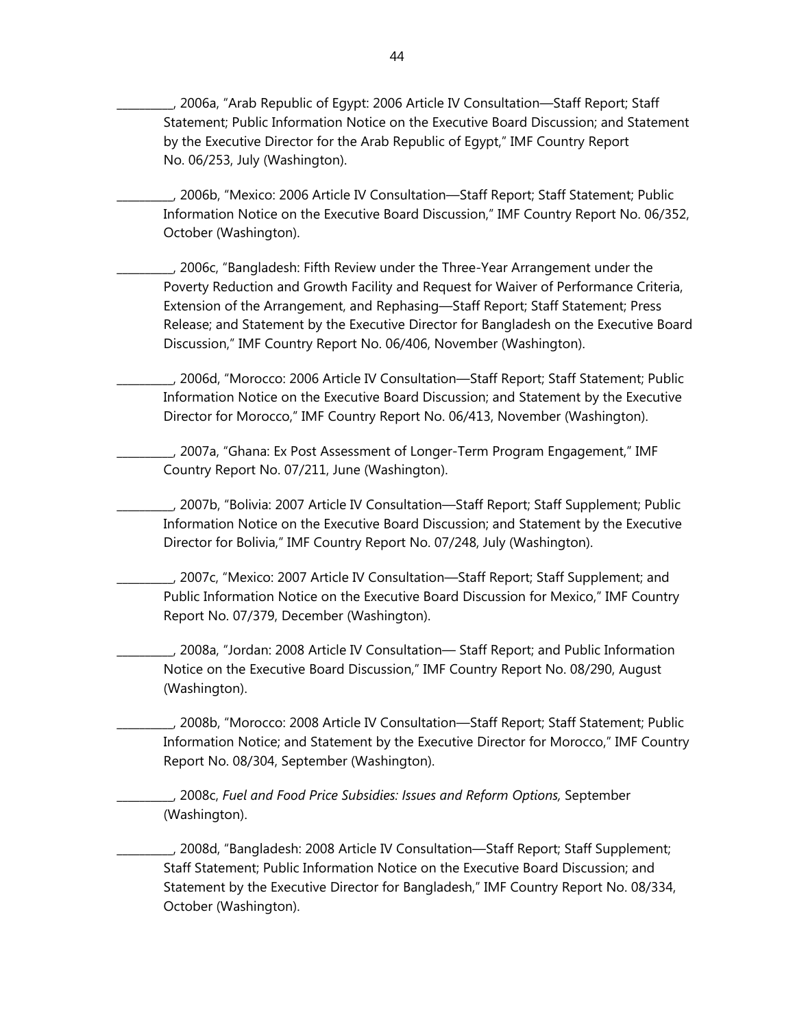__________, 2006a, "Arab Republic of Egypt: 2006 Article IV Consultation—Staff Report; Staff Statement; Public Information Notice on the Executive Board Discussion; and Statement by the Executive Director for the Arab Republic of Egypt," IMF Country Report No. 06/253, July (Washington).

__________, 2006b, "Mexico: 2006 Article IV Consultation—Staff Report; Staff Statement; Public Information Notice on the Executive Board Discussion," IMF Country Report No. 06/352, October (Washington).

__________, 2006c, "Bangladesh: Fifth Review under the Three-Year Arrangement under the Poverty Reduction and Growth Facility and Request for Waiver of Performance Criteria, Extension of the Arrangement, and Rephasing—Staff Report; Staff Statement; Press Release; and Statement by the Executive Director for Bangladesh on the Executive Board Discussion," IMF Country Report No. 06/406, November (Washington).

__________, 2006d, "Morocco: 2006 Article IV Consultation—Staff Report; Staff Statement; Public Information Notice on the Executive Board Discussion; and Statement by the Executive Director for Morocco," IMF Country Report No. 06/413, November (Washington).

__________, 2007a, "Ghana: Ex Post Assessment of Longer-Term Program Engagement," IMF Country Report No. 07/211, June (Washington).

__________, 2007b, "Bolivia: 2007 Article IV Consultation—Staff Report; Staff Supplement; Public Information Notice on the Executive Board Discussion; and Statement by the Executive Director for Bolivia," IMF Country Report No. 07/248, July (Washington).

__________, 2007c, "Mexico: 2007 Article IV Consultation—Staff Report; Staff Supplement; and Public Information Notice on the Executive Board Discussion for Mexico," IMF Country Report No. 07/379, December (Washington).

__________, 2008a, "Jordan: 2008 Article IV Consultation— Staff Report; and Public Information Notice on the Executive Board Discussion," IMF Country Report No. 08/290, August (Washington).

__________, 2008b, "Morocco: 2008 Article IV Consultation—Staff Report; Staff Statement; Public Information Notice; and Statement by the Executive Director for Morocco," IMF Country Report No. 08/304, September (Washington).

__________, 2008c, *Fuel and Food Price Subsidies: Issues and Reform Options,* September (Washington).

__________, 2008d, "Bangladesh: 2008 Article IV Consultation—Staff Report; Staff Supplement; Staff Statement; Public Information Notice on the Executive Board Discussion; and Statement by the Executive Director for Bangladesh," IMF Country Report No. 08/334, October (Washington).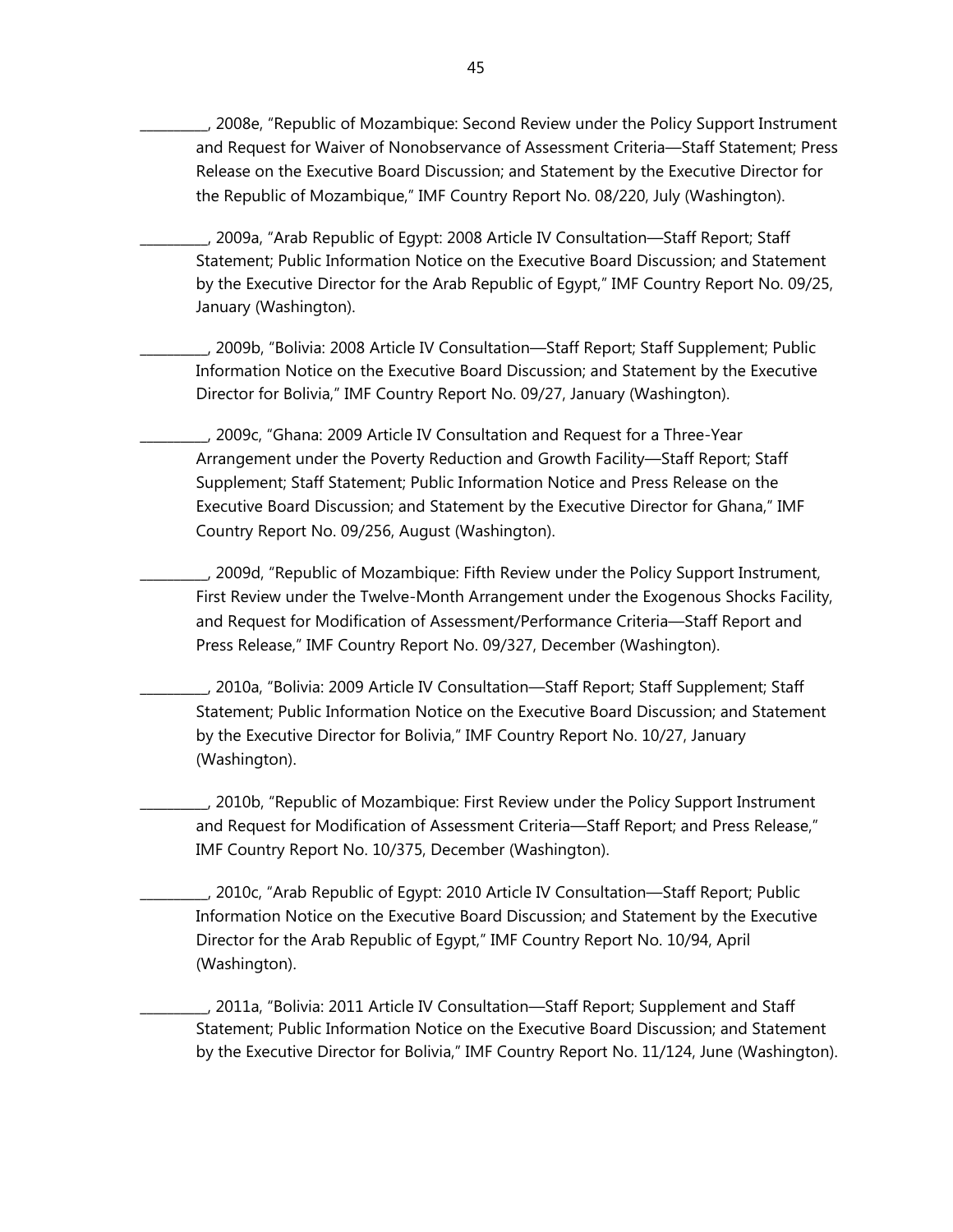__________, 2008e, "Republic of Mozambique: Second Review under the Policy Support Instrument and Request for Waiver of Nonobservance of Assessment Criteria—Staff Statement; Press Release on the Executive Board Discussion; and Statement by the Executive Director for the Republic of Mozambique," IMF Country Report No. 08/220, July (Washington).

__________, 2009a, "Arab Republic of Egypt: 2008 Article IV Consultation—Staff Report; Staff Statement; Public Information Notice on the Executive Board Discussion; and Statement by the Executive Director for the Arab Republic of Egypt," IMF Country Report No. 09/25, January (Washington).

__________, 2009b, "Bolivia: 2008 Article IV Consultation—Staff Report; Staff Supplement; Public Information Notice on the Executive Board Discussion; and Statement by the Executive Director for Bolivia," IMF Country Report No. 09/27, January (Washington).

__________, 2009c, "Ghana: 2009 Article IV Consultation and Request for a Three-Year Arrangement under the Poverty Reduction and Growth Facility—Staff Report; Staff Supplement; Staff Statement; Public Information Notice and Press Release on the Executive Board Discussion; and Statement by the Executive Director for Ghana," IMF Country Report No. 09/256, August (Washington).

__________, 2009d, "Republic of Mozambique: Fifth Review under the Policy Support Instrument, First Review under the Twelve-Month Arrangement under the Exogenous Shocks Facility, and Request for Modification of Assessment/Performance Criteria—Staff Report and Press Release," IMF Country Report No. 09/327, December (Washington).

__________, 2010a, "Bolivia: 2009 Article IV Consultation—Staff Report; Staff Supplement; Staff Statement; Public Information Notice on the Executive Board Discussion; and Statement by the Executive Director for Bolivia," IMF Country Report No. 10/27, January (Washington).

__________, 2010b, "Republic of Mozambique: First Review under the Policy Support Instrument and Request for Modification of Assessment Criteria—Staff Report; and Press Release," IMF Country Report No. 10/375, December (Washington).

__________, 2010c, "Arab Republic of Egypt: 2010 Article IV Consultation—Staff Report; Public Information Notice on the Executive Board Discussion; and Statement by the Executive Director for the Arab Republic of Egypt," IMF Country Report No. 10/94, April (Washington).

__________, 2011a, "Bolivia: 2011 Article IV Consultation—Staff Report; Supplement and Staff Statement; Public Information Notice on the Executive Board Discussion; and Statement by the Executive Director for Bolivia," IMF Country Report No. 11/124, June (Washington).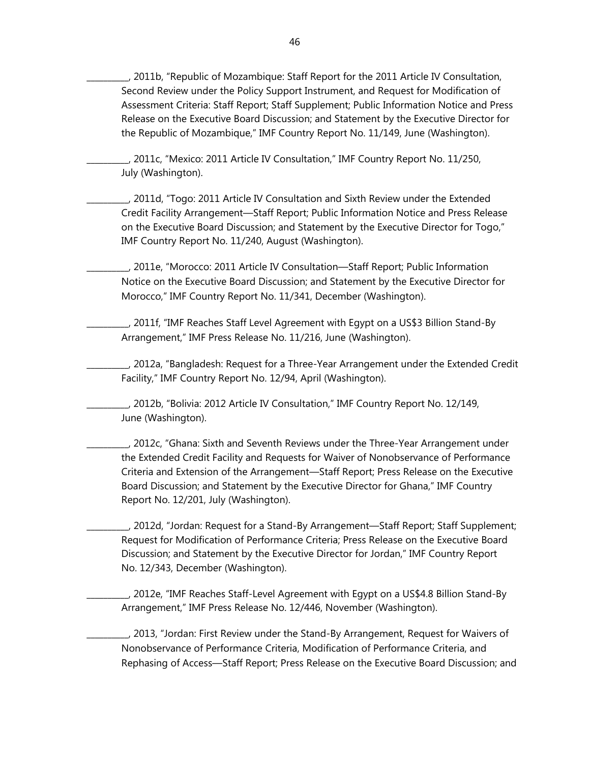__________, 2011b, "Republic of Mozambique: Staff Report for the 2011 Article IV Consultation, Second Review under the Policy Support Instrument, and Request for Modification of Assessment Criteria: Staff Report; Staff Supplement; Public Information Notice and Press Release on the Executive Board Discussion; and Statement by the Executive Director for the Republic of Mozambique," IMF Country Report No. 11/149, June (Washington).

__________, 2011c, "Mexico: 2011 Article IV Consultation," IMF Country Report No. 11/250, July (Washington).

__________, 2011d, "Togo: 2011 Article IV Consultation and Sixth Review under the Extended Credit Facility Arrangement—Staff Report; Public Information Notice and Press Release on the Executive Board Discussion; and Statement by the Executive Director for Togo," IMF Country Report No. 11/240, August (Washington).

__________, 2011e, "Morocco: 2011 Article IV Consultation—Staff Report; Public Information Notice on the Executive Board Discussion; and Statement by the Executive Director for Morocco," IMF Country Report No. 11/341, December (Washington).

__________, 2011f, "IMF Reaches Staff Level Agreement with Egypt on a US$3 Billion Stand-By Arrangement," IMF Press Release No. 11/216, June (Washington).

__________, 2012a, "Bangladesh: Request for a Three-Year Arrangement under the Extended Credit Facility," IMF Country Report No. 12/94, April (Washington).

__________, 2012b, "Bolivia: 2012 Article IV Consultation," IMF Country Report No. 12/149, June (Washington).

__________, 2012c, "Ghana: Sixth and Seventh Reviews under the Three-Year Arrangement under the Extended Credit Facility and Requests for Waiver of Nonobservance of Performance Criteria and Extension of the Arrangement—Staff Report; Press Release on the Executive Board Discussion; and Statement by the Executive Director for Ghana," IMF Country Report No. 12/201, July (Washington).

__________, 2012d, "Jordan: Request for a Stand-By Arrangement—Staff Report; Staff Supplement; Request for Modification of Performance Criteria; Press Release on the Executive Board Discussion; and Statement by the Executive Director for Jordan," IMF Country Report No. 12/343, December (Washington).

__________, 2012e, "IMF Reaches Staff-Level Agreement with Egypt on a US$4.8 Billion Stand-By Arrangement," IMF Press Release No. 12/446, November (Washington).

__________, 2013, "Jordan: First Review under the Stand-By Arrangement, Request for Waivers of Nonobservance of Performance Criteria, Modification of Performance Criteria, and Rephasing of Access—Staff Report; Press Release on the Executive Board Discussion; and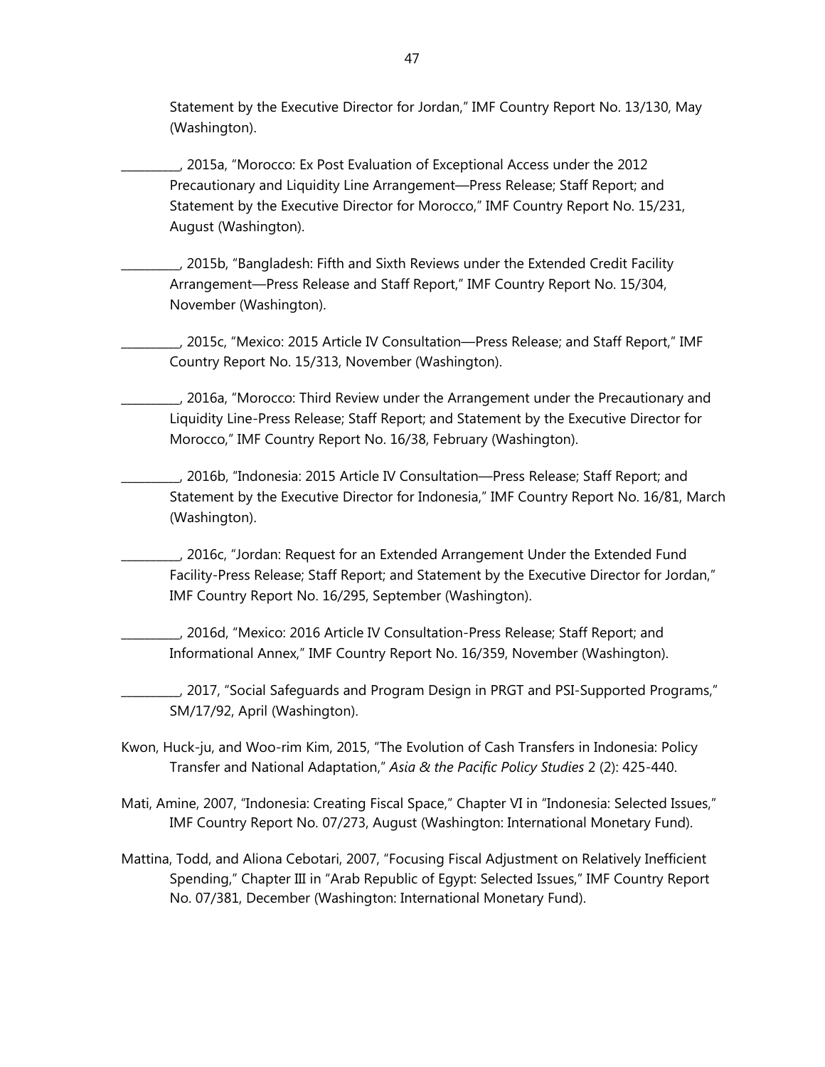Statement by the Executive Director for Jordan," IMF Country Report No. 13/130, May (Washington).

__________, 2015a, "Morocco: Ex Post Evaluation of Exceptional Access under the 2012 Precautionary and Liquidity Line Arrangement—Press Release; Staff Report; and Statement by the Executive Director for Morocco," IMF Country Report No. 15/231, August (Washington).

__________, 2015b, "Bangladesh: Fifth and Sixth Reviews under the Extended Credit Facility Arrangement—Press Release and Staff Report," IMF Country Report No. 15/304, November (Washington).

__________, 2015c, "Mexico: 2015 Article IV Consultation—Press Release; and Staff Report," IMF Country Report No. 15/313, November (Washington).

__________, 2016a, "Morocco: Third Review under the Arrangement under the Precautionary and Liquidity Line-Press Release; Staff Report; and Statement by the Executive Director for Morocco," IMF Country Report No. 16/38, February (Washington).

__________, 2016b, "Indonesia: 2015 Article IV Consultation—Press Release; Staff Report; and Statement by the Executive Director for Indonesia," IMF Country Report No. 16/81, March (Washington).

__________, 2016c, "Jordan: Request for an Extended Arrangement Under the Extended Fund Facility-Press Release; Staff Report; and Statement by the Executive Director for Jordan," IMF Country Report No. 16/295, September (Washington).

__________, 2016d, "Mexico: 2016 Article IV Consultation-Press Release; Staff Report; and Informational Annex," IMF Country Report No. 16/359, November (Washington).

__________, 2017, "Social Safeguards and Program Design in PRGT and PSI-Supported Programs," SM/17/92, April (Washington).

Kwon, Huck-ju, and Woo-rim Kim, 2015, "The Evolution of Cash Transfers in Indonesia: Policy Transfer and National Adaptation," *Asia & the Pacific Policy Studies* 2 (2): 425-440.

Mati, Amine, 2007, "Indonesia: Creating Fiscal Space," Chapter VI in "Indonesia: Selected Issues," IMF Country Report No. 07/273, August (Washington: International Monetary Fund).

Mattina, Todd, and Aliona Cebotari, 2007, "Focusing Fiscal Adjustment on Relatively Inefficient Spending," Chapter III in "Arab Republic of Egypt: Selected Issues," IMF Country Report No. 07/381, December (Washington: International Monetary Fund).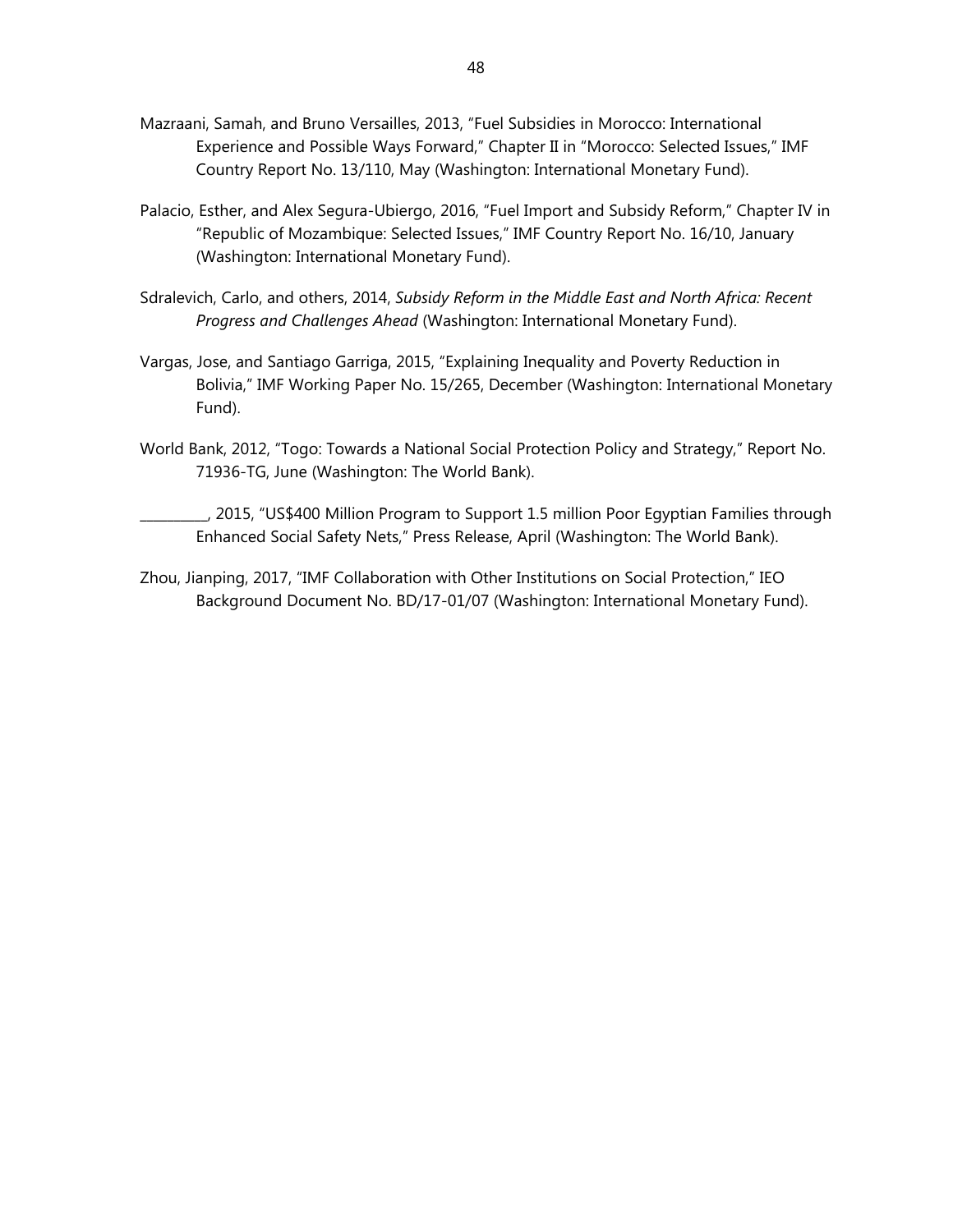Mazraani, Samah, and Bruno Versailles, 2013, "Fuel Subsidies in Morocco: International Experience and Possible Ways Forward," Chapter II in "Morocco: Selected Issues," IMF Country Report No. 13/110, May (Washington: International Monetary Fund).

Palacio, Esther, and Alex Segura-Ubiergo, 2016, "Fuel Import and Subsidy Reform," Chapter IV in "Republic of Mozambique: Selected Issues," IMF Country Report No. 16/10, January (Washington: International Monetary Fund).

Sdralevich, Carlo, and others, 2014, *Subsidy Reform in the Middle East and North Africa: Recent Progress and Challenges Ahead* (Washington: International Monetary Fund).

Vargas, Jose, and Santiago Garriga, 2015, "Explaining Inequality and Poverty Reduction in Bolivia," IMF Working Paper No. 15/265, December (Washington: International Monetary Fund).

World Bank, 2012, "Togo: Towards a National Social Protection Policy and Strategy," Report No. 71936-TG, June (Washington: The World Bank).

__________, 2015, "US$400 Million Program to Support 1.5 million Poor Egyptian Families through Enhanced Social Safety Nets," Press Release, April (Washington: The World Bank).

Zhou, Jianping, 2017, "IMF Collaboration with Other Institutions on Social Protection," IEO Background Document No. BD/17-01/07 (Washington: International Monetary Fund).